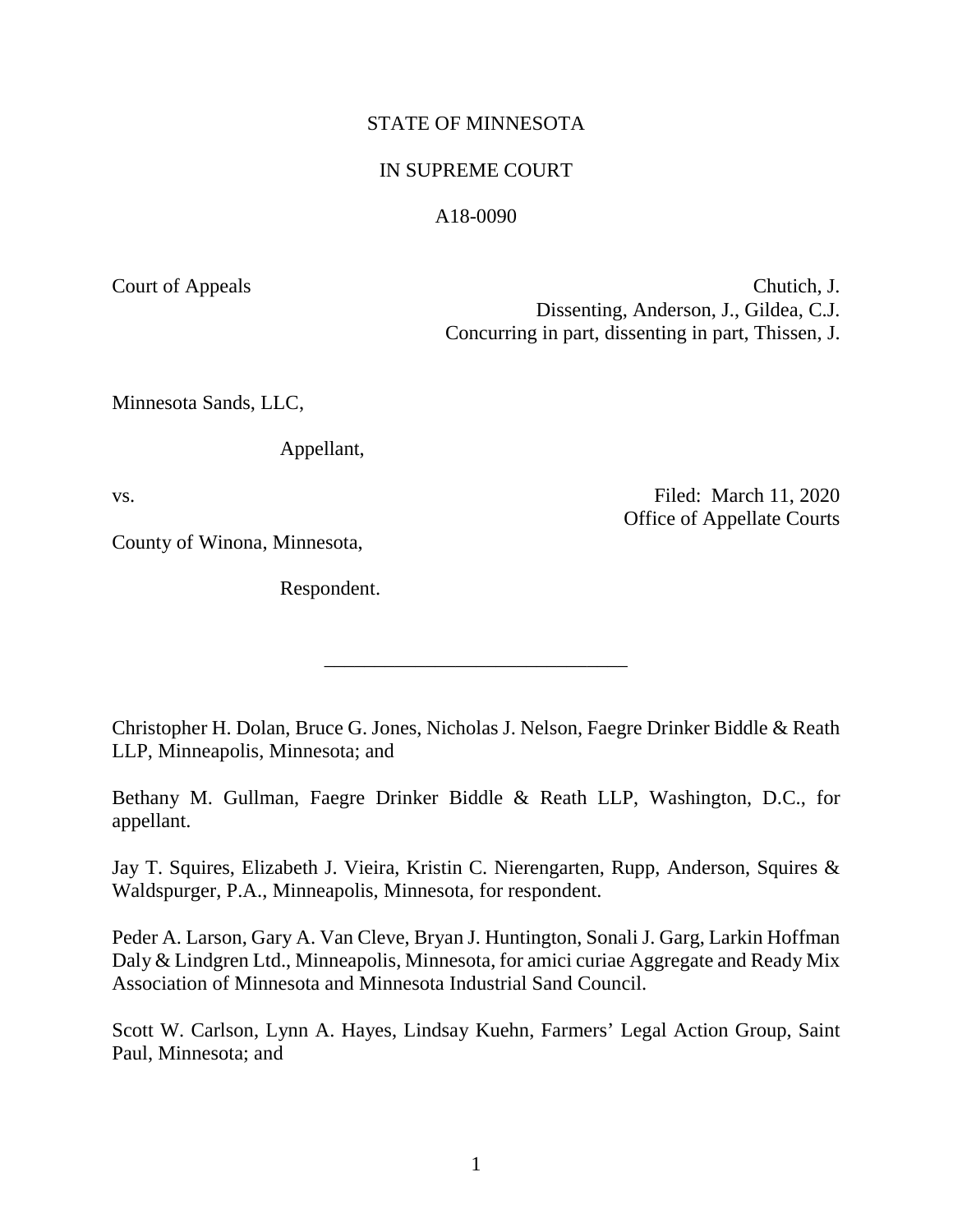STATE OF MINNESOTA

IN SUPREME COURT

A18-0090

Court of Appeals

Chutich, J.
Dissenting, Anderson, J., Gildea, C.J.
Concurring in part, dissenting in part, Thissen, J.

Minnesota Sands, LLC,

Appellant,

vs.

Filed: March 11, 2020
Office of Appellate Courts

County of Winona, Minnesota,

Respondent.

________________________

Christopher H. Dolan, Bruce G. Jones, Nicholas J. Nelson, Faegre Drinker Biddle & Reath LLP, Minneapolis, Minnesota; and

Bethany M. Gullman, Faegre Drinker Biddle & Reath LLP, Washington, D.C., for appellant.

Jay T. Squires, Elizabeth J. Vieira, Kristin C. Nierengarten, Rupp, Anderson, Squires & Waldspurger, P.A., Minneapolis, Minnesota, for respondent.

Peder A. Larson, Gary A. Van Cleve, Bryan J. Huntington, Sonali J. Garg, Larkin Hoffman Daly & Lindgren Ltd., Minneapolis, Minnesota, for amici curiae Aggregate and Ready Mix Association of Minnesota and Minnesota Industrial Sand Council.

Scott W. Carlson, Lynn A. Hayes, Lindsay Kuehn, Farmers' Legal Action Group, Saint Paul, Minnesota; and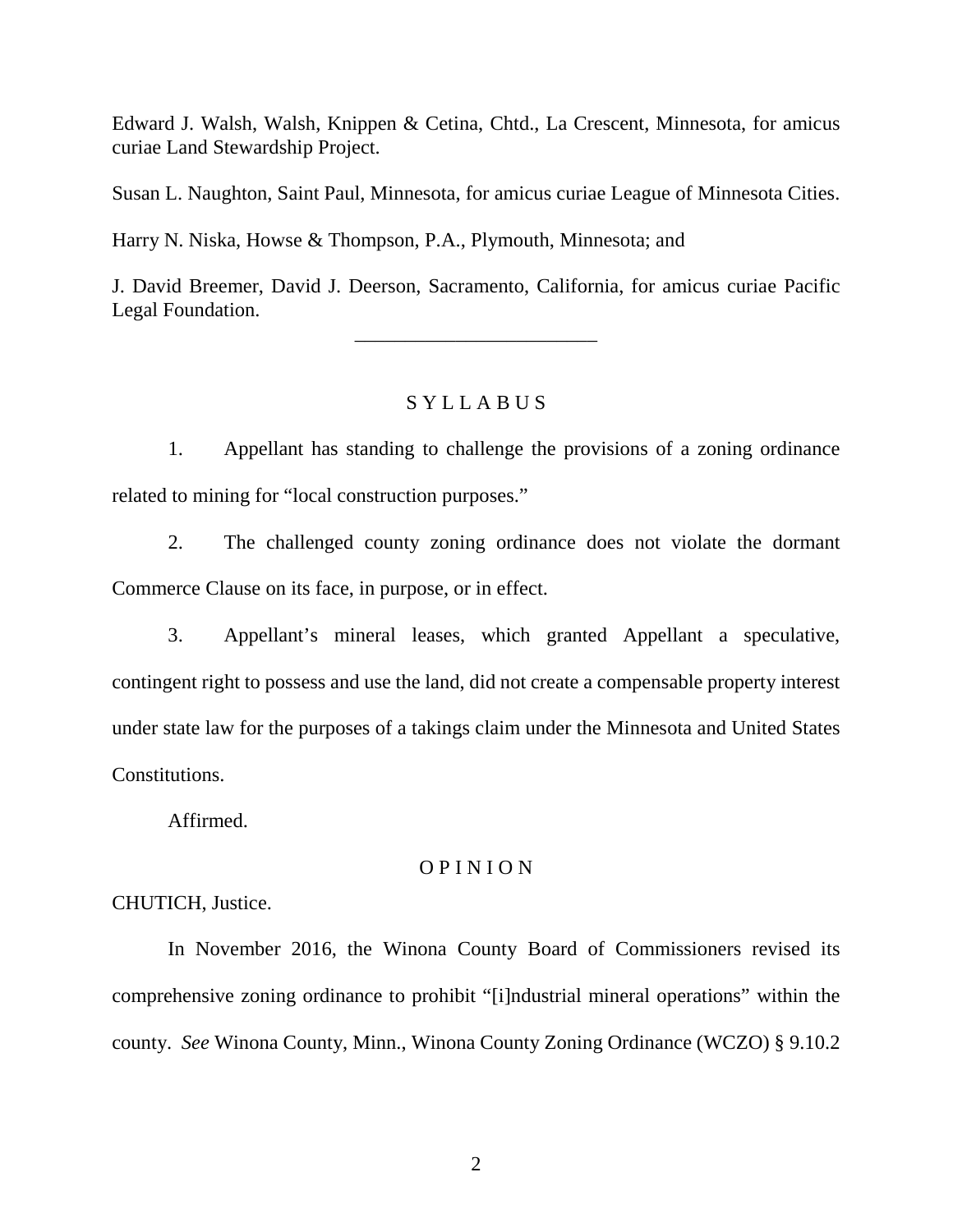Edward J. Walsh, Walsh, Knippen & Cetina, Chtd., La Crescent, Minnesota, for amicus curiae Land Stewardship Project.

Susan L. Naughton, Saint Paul, Minnesota, for amicus curiae League of Minnesota Cities.

Harry N. Niska, Howse & Thompson, P.A., Plymouth, Minnesota; and

J. David Breemer, David J. Deerson, Sacramento, California, for amicus curiae Pacific Legal Foundation.

________________________

## S Y L L A B U S

1. Appellant has standing to challenge the provisions of a zoning ordinance related to mining for "local construction purposes."

2. The challenged county zoning ordinance does not violate the dormant Commerce Clause on its face, in purpose, or in effect.

3. Appellant's mineral leases, which granted Appellant a speculative, contingent right to possess and use the land, did not create a compensable property interest under state law for the purposes of a takings claim under the Minnesota and United States Constitutions.

Affirmed.

## O P I N I O N

CHUTICH, Justice.

In November 2016, the Winona County Board of Commissioners revised its comprehensive zoning ordinance to prohibit "[i]ndustrial mineral operations" within the county. *See* Winona County, Minn., Winona County Zoning Ordinance (WCZO) § 9.10.2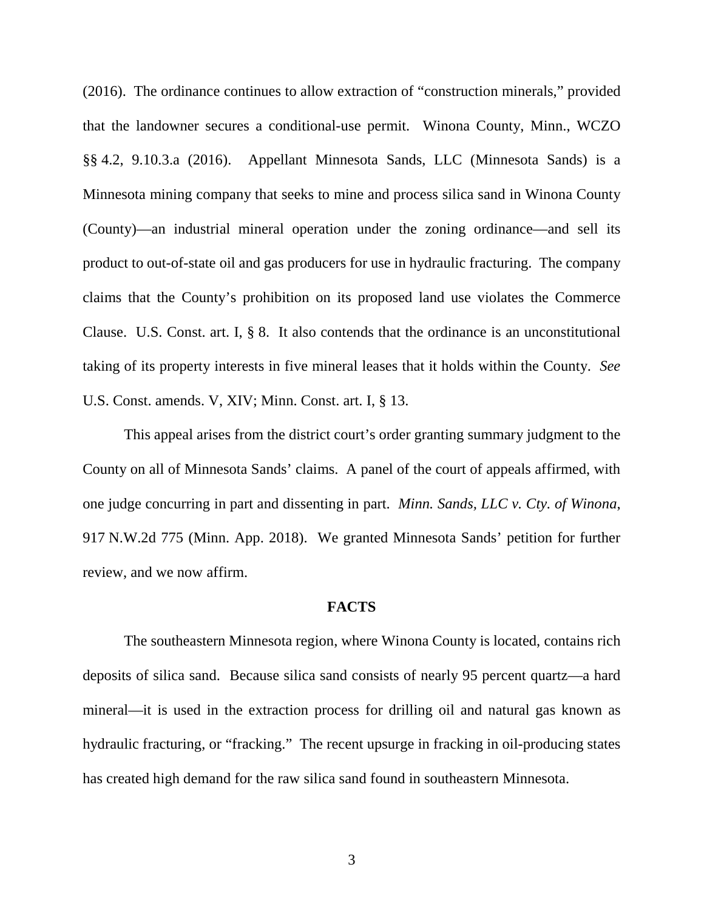(2016). The ordinance continues to allow extraction of "construction minerals," provided that the landowner secures a conditional-use permit. Winona County, Minn., WCZO §§ 4.2, 9.10.3.a (2016). Appellant Minnesota Sands, LLC (Minnesota Sands) is a Minnesota mining company that seeks to mine and process silica sand in Winona County (County)—an industrial mineral operation under the zoning ordinance—and sell its product to out-of-state oil and gas producers for use in hydraulic fracturing. The company claims that the County's prohibition on its proposed land use violates the Commerce Clause. U.S. Const. art. I, § 8. It also contends that the ordinance is an unconstitutional taking of its property interests in five mineral leases that it holds within the County. *See* U.S. Const. amends. V, XIV; Minn. Const. art. I, § 13.

This appeal arises from the district court's order granting summary judgment to the County on all of Minnesota Sands' claims. A panel of the court of appeals affirmed, with one judge concurring in part and dissenting in part. *Minn. Sands, LLC v. Cty. of Winona*, 917 N.W.2d 775 (Minn. App. 2018). We granted Minnesota Sands' petition for further review, and we now affirm.

**FACTS**

The southeastern Minnesota region, where Winona County is located, contains rich deposits of silica sand. Because silica sand consists of nearly 95 percent quartz—a hard mineral—it is used in the extraction process for drilling oil and natural gas known as hydraulic fracturing, or "fracking." The recent upsurge in fracking in oil-producing states has created high demand for the raw silica sand found in southeastern Minnesota.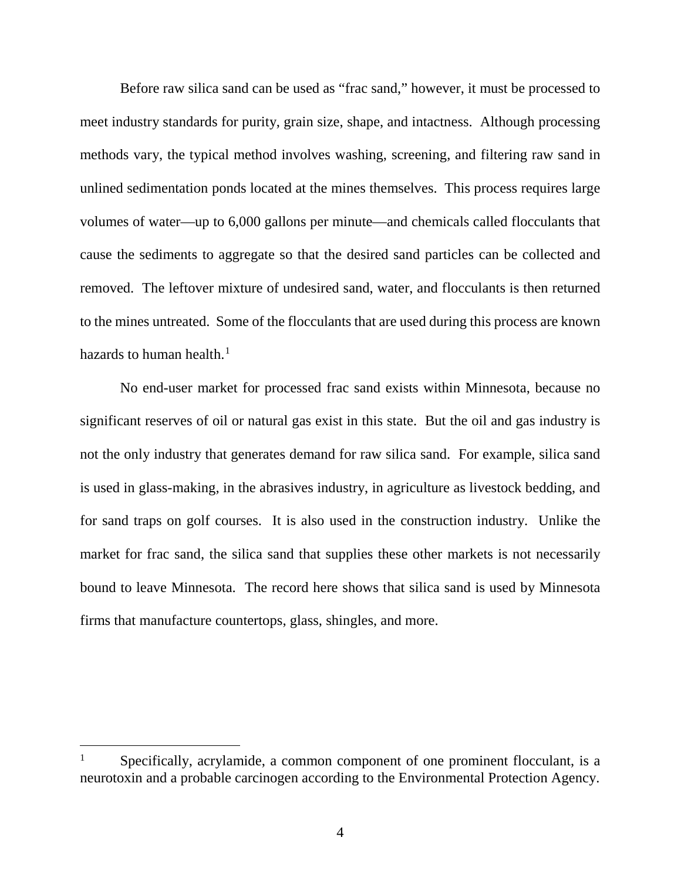Before raw silica sand can be used as "frac sand," however, it must be processed to meet industry standards for purity, grain size, shape, and intactness. Although processing methods vary, the typical method involves washing, screening, and filtering raw sand in unlined sedimentation ponds located at the mines themselves. This process requires large volumes of water—up to 6,000 gallons per minute—and chemicals called flocculants that cause the sediments to aggregate so that the desired sand particles can be collected and removed. The leftover mixture of undesired sand, water, and flocculants is then returned to the mines untreated. Some of the flocculants that are used during this process are known hazards to human health.[1]

No end-user market for processed frac sand exists within Minnesota, because no significant reserves of oil or natural gas exist in this state. But the oil and gas industry is not the only industry that generates demand for raw silica sand. For example, silica sand is used in glass-making, in the abrasives industry, in agriculture as livestock bedding, and for sand traps on golf courses. It is also used in the construction industry. Unlike the market for frac sand, the silica sand that supplies these other markets is not necessarily bound to leave Minnesota. The record here shows that silica sand is used by Minnesota firms that manufacture countertops, glass, shingles, and more.

---

[1] Specifically, acrylamide, a common component of one prominent flocculant, is a neurotoxin and a probable carcinogen according to the Environmental Protection Agency.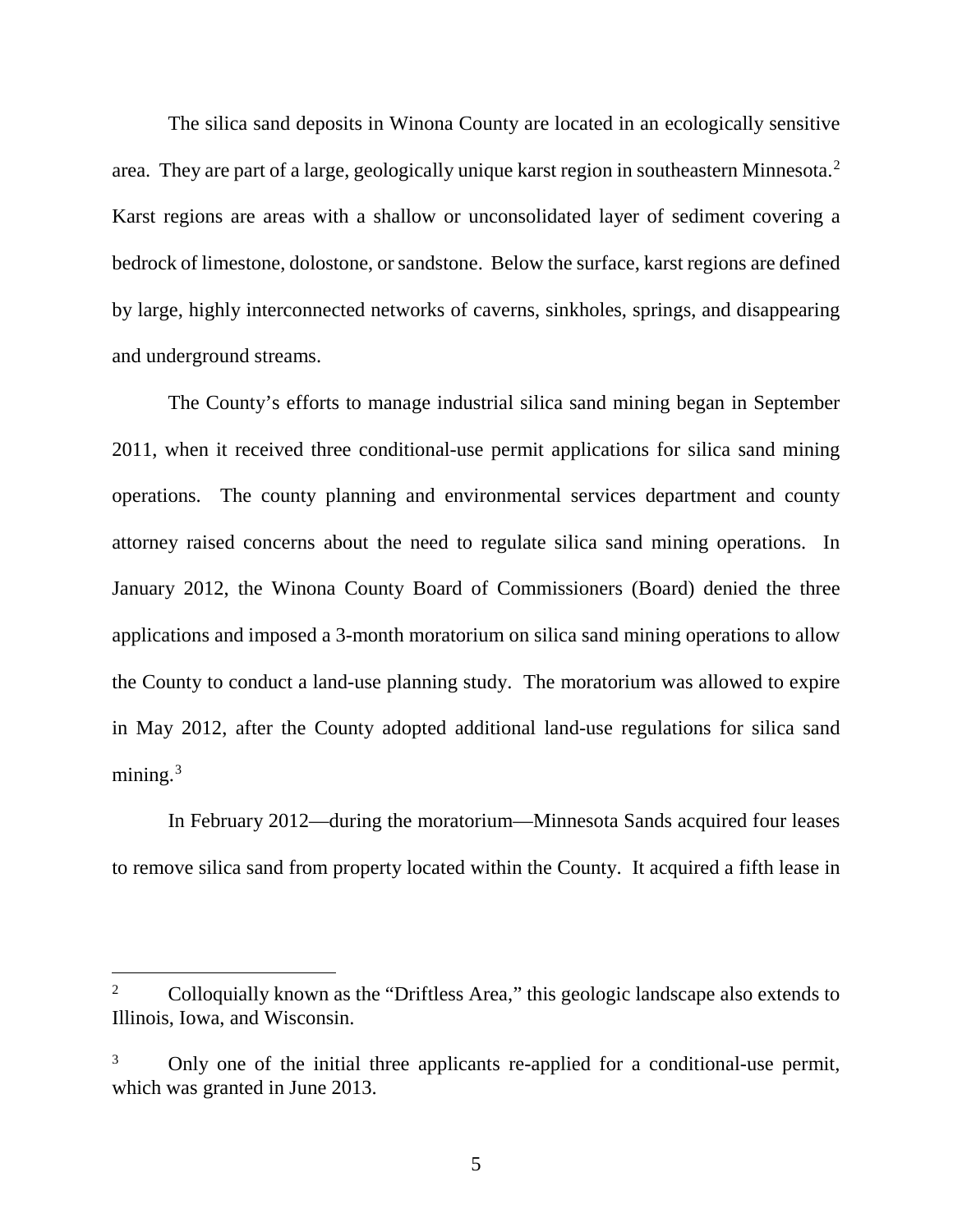The silica sand deposits in Winona County are located in an ecologically sensitive area. They are part of a large, geologically unique karst region in southeastern Minnesota.[2] Karst regions are areas with a shallow or unconsolidated layer of sediment covering a bedrock of limestone, dolostone, or sandstone. Below the surface, karst regions are defined by large, highly interconnected networks of caverns, sinkholes, springs, and disappearing and underground streams.

The County's efforts to manage industrial silica sand mining began in September 2011, when it received three conditional-use permit applications for silica sand mining operations. The county planning and environmental services department and county attorney raised concerns about the need to regulate silica sand mining operations. In January 2012, the Winona County Board of Commissioners (Board) denied the three applications and imposed a 3-month moratorium on silica sand mining operations to allow the County to conduct a land-use planning study. The moratorium was allowed to expire in May 2012, after the County adopted additional land-use regulations for silica sand mining.[3]

In February 2012—during the moratorium—Minnesota Sands acquired four leases to remove silica sand from property located within the County. It acquired a fifth lease in

---

[2] Colloquially known as the "Driftless Area," this geologic landscape also extends to Illinois, Iowa, and Wisconsin.

[3] Only one of the initial three applicants re-applied for a conditional-use permit, which was granted in June 2013.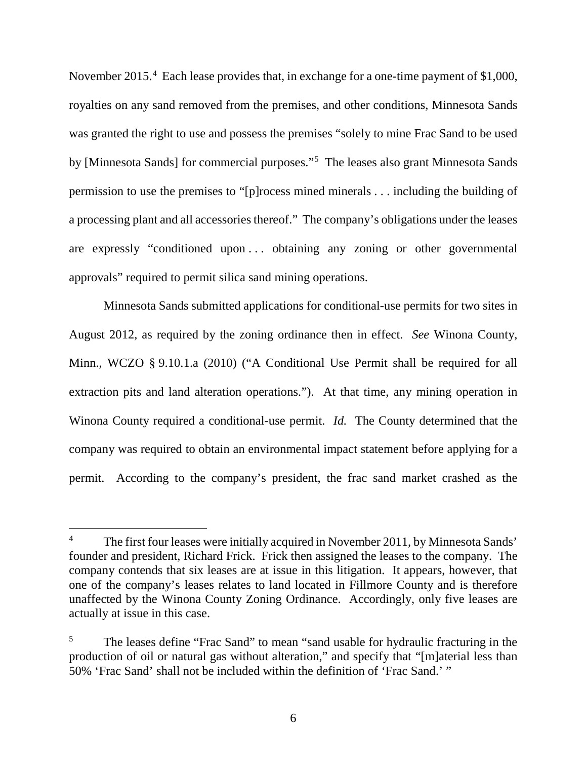November 2015.[4] Each lease provides that, in exchange for a one-time payment of $1,000, royalties on any sand removed from the premises, and other conditions, Minnesota Sands was granted the right to use and possess the premises "solely to mine Frac Sand to be used by [Minnesota Sands] for commercial purposes."[5] The leases also grant Minnesota Sands permission to use the premises to "[p]rocess mined minerals . . . including the building of a processing plant and all accessories thereof." The company's obligations under the leases are expressly "conditioned upon . . . obtaining any zoning or other governmental approvals" required to permit silica sand mining operations.

Minnesota Sands submitted applications for conditional-use permits for two sites in August 2012, as required by the zoning ordinance then in effect. *See* Winona County, Minn., WCZO § 9.10.1.a (2010) ("A Conditional Use Permit shall be required for all extraction pits and land alteration operations."). At that time, any mining operation in Winona County required a conditional-use permit. *Id.* The County determined that the company was required to obtain an environmental impact statement before applying for a permit. According to the company's president, the frac sand market crashed as the

---

[4] The first four leases were initially acquired in November 2011, by Minnesota Sands' founder and president, Richard Frick. Frick then assigned the leases to the company. The company contends that six leases are at issue in this litigation. It appears, however, that one of the company's leases relates to land located in Fillmore County and is therefore unaffected by the Winona County Zoning Ordinance. Accordingly, only five leases are actually at issue in this case.

[5] The leases define "Frac Sand" to mean "sand usable for hydraulic fracturing in the production of oil or natural gas without alteration," and specify that "[m]aterial less than 50% 'Frac Sand' shall not be included within the definition of 'Frac Sand.' "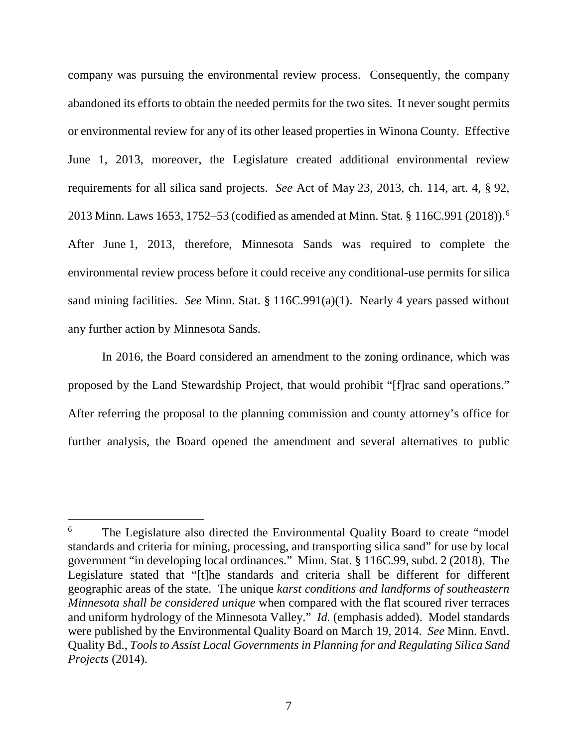company was pursuing the environmental review process. Consequently, the company abandoned its efforts to obtain the needed permits for the two sites. It never sought permits or environmental review for any of its other leased properties in Winona County. Effective June 1, 2013, moreover, the Legislature created additional environmental review requirements for all silica sand projects. *See* Act of May 23, 2013, ch. 114, art. 4, § 92, 2013 Minn. Laws 1653, 1752–53 (codified as amended at Minn. Stat. § 116C.991 (2018)).[6] After June 1, 2013, therefore, Minnesota Sands was required to complete the environmental review process before it could receive any conditional-use permits for silica sand mining facilities. *See* Minn. Stat. § 116C.991(a)(1). Nearly 4 years passed without any further action by Minnesota Sands.

In 2016, the Board considered an amendment to the zoning ordinance, which was proposed by the Land Stewardship Project, that would prohibit "[f]rac sand operations." After referring the proposal to the planning commission and county attorney's office for further analysis, the Board opened the amendment and several alternatives to public

---

[6] The Legislature also directed the Environmental Quality Board to create "model standards and criteria for mining, processing, and transporting silica sand" for use by local government "in developing local ordinances." Minn. Stat. § 116C.99, subd. 2 (2018). The Legislature stated that "[t]he standards and criteria shall be different for different geographic areas of the state. The unique *karst conditions and landforms of southeastern Minnesota shall be considered unique* when compared with the flat scoured river terraces and uniform hydrology of the Minnesota Valley." *Id.* (emphasis added). Model standards were published by the Environmental Quality Board on March 19, 2014. *See* Minn. Envtl. Quality Bd., *Tools to Assist Local Governments in Planning for and Regulating Silica Sand Projects* (2014).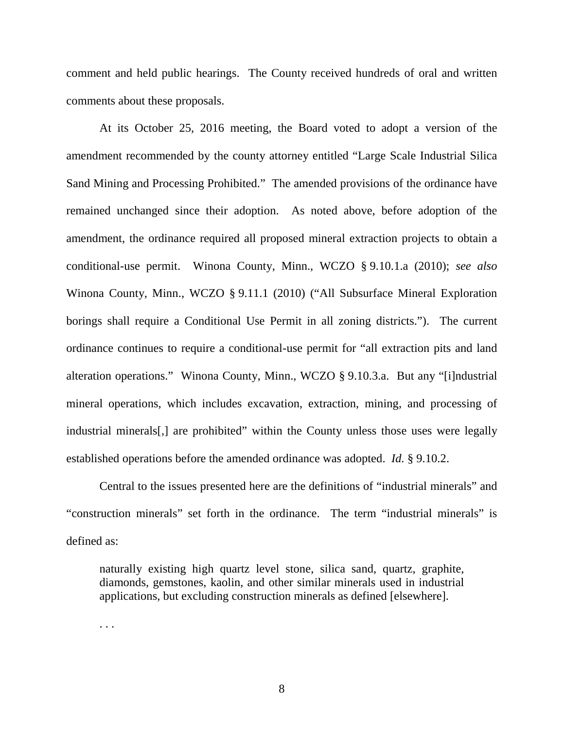comment and held public hearings. The County received hundreds of oral and written comments about these proposals.

At its October 25, 2016 meeting, the Board voted to adopt a version of the amendment recommended by the county attorney entitled "Large Scale Industrial Silica Sand Mining and Processing Prohibited." The amended provisions of the ordinance have remained unchanged since their adoption. As noted above, before adoption of the amendment, the ordinance required all proposed mineral extraction projects to obtain a conditional-use permit. Winona County, Minn., WCZO § 9.10.1.a (2010); *see also* Winona County, Minn., WCZO § 9.11.1 (2010) ("All Subsurface Mineral Exploration borings shall require a Conditional Use Permit in all zoning districts."). The current ordinance continues to require a conditional-use permit for "all extraction pits and land alteration operations." Winona County, Minn., WCZO § 9.10.3.a. But any "[i]ndustrial mineral operations, which includes excavation, extraction, mining, and processing of industrial minerals[,] are prohibited" within the County unless those uses were legally established operations before the amended ordinance was adopted. *Id.* § 9.10.2.

Central to the issues presented here are the definitions of "industrial minerals" and "construction minerals" set forth in the ordinance. The term "industrial minerals" is defined as:

> naturally existing high quartz level stone, silica sand, quartz, graphite, diamonds, gemstones, kaolin, and other similar minerals used in industrial applications, but excluding construction minerals as defined [elsewhere].
>
> . . .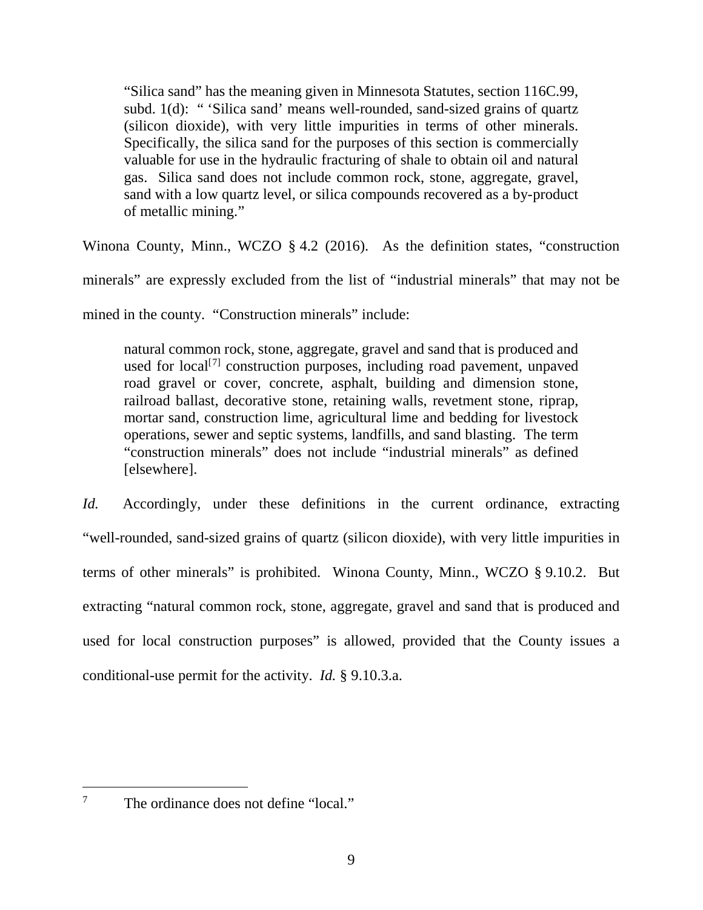> "Silica sand" has the meaning given in Minnesota Statutes, section 116C.99, subd. 1(d): " 'Silica sand' means well-rounded, sand-sized grains of quartz (silicon dioxide), with very little impurities in terms of other minerals. Specifically, the silica sand for the purposes of this section is commercially valuable for use in the hydraulic fracturing of shale to obtain oil and natural gas. Silica sand does not include common rock, stone, aggregate, gravel, sand with a low quartz level, or silica compounds recovered as a by-product of metallic mining."

Winona County, Minn., WCZO § 4.2 (2016). As the definition states, "construction minerals" are expressly excluded from the list of "industrial minerals" that may not be mined in the county. "Construction minerals" include:

> natural common rock, stone, aggregate, gravel and sand that is produced and used for local[7] construction purposes, including road pavement, unpaved road gravel or cover, concrete, asphalt, building and dimension stone, railroad ballast, decorative stone, retaining walls, revetment stone, riprap, mortar sand, construction lime, agricultural lime and bedding for livestock operations, sewer and septic systems, landfills, and sand blasting. The term "construction minerals" does not include "industrial minerals" as defined [elsewhere].

*Id.* Accordingly, under these definitions in the current ordinance, extracting "well-rounded, sand-sized grains of quartz (silicon dioxide), with very little impurities in terms of other minerals" is prohibited. Winona County, Minn., WCZO § 9.10.2. But extracting "natural common rock, stone, aggregate, gravel and sand that is produced and used for local construction purposes" is allowed, provided that the County issues a conditional-use permit for the activity. *Id.* § 9.10.3.a.

---

[7] The ordinance does not define "local."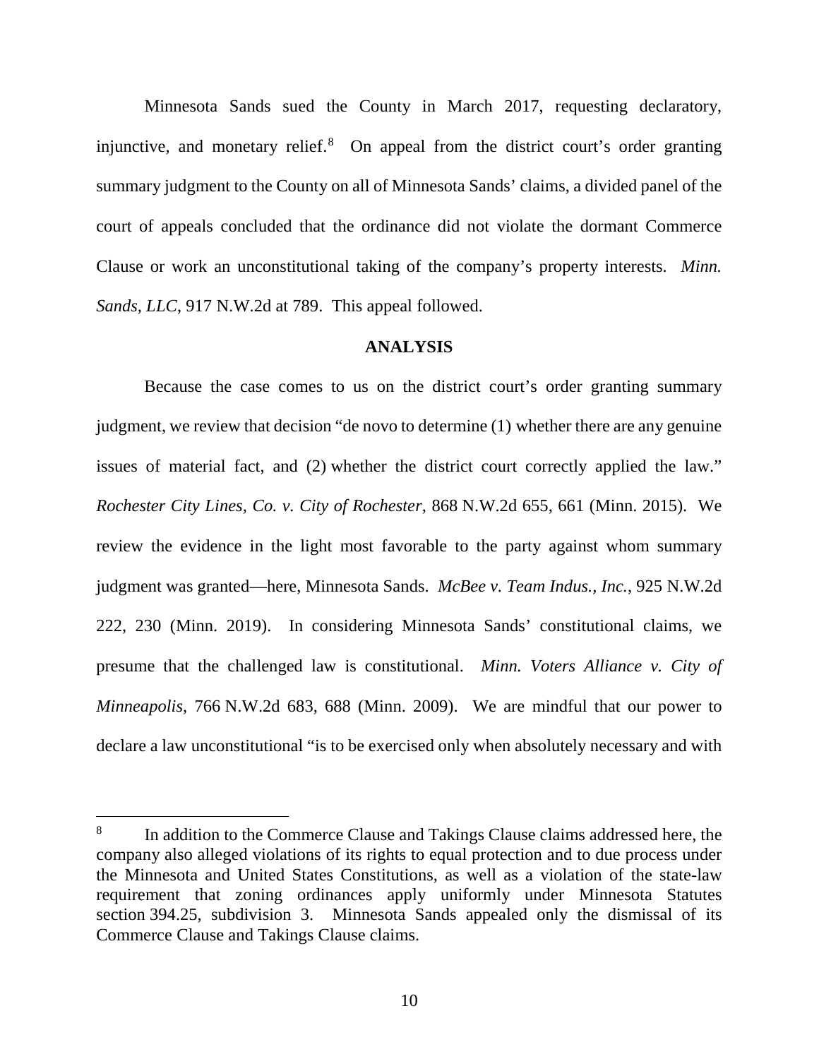Minnesota Sands sued the County in March 2017, requesting declaratory, injunctive, and monetary relief.[8] On appeal from the district court's order granting summary judgment to the County on all of Minnesota Sands' claims, a divided panel of the court of appeals concluded that the ordinance did not violate the dormant Commerce Clause or work an unconstitutional taking of the company's property interests. *Minn. Sands, LLC*, 917 N.W.2d at 789. This appeal followed.

**ANALYSIS**

Because the case comes to us on the district court's order granting summary judgment, we review that decision "de novo to determine (1) whether there are any genuine issues of material fact, and (2) whether the district court correctly applied the law." *Rochester City Lines, Co. v. City of Rochester*, 868 N.W.2d 655, 661 (Minn. 2015). We review the evidence in the light most favorable to the party against whom summary judgment was granted—here, Minnesota Sands. *McBee v. Team Indus., Inc.*, 925 N.W.2d 222, 230 (Minn. 2019). In considering Minnesota Sands' constitutional claims, we presume that the challenged law is constitutional. *Minn. Voters Alliance v. City of Minneapolis*, 766 N.W.2d 683, 688 (Minn. 2009). We are mindful that our power to declare a law unconstitutional "is to be exercised only when absolutely necessary and with

---

[8] In addition to the Commerce Clause and Takings Clause claims addressed here, the company also alleged violations of its rights to equal protection and to due process under the Minnesota and United States Constitutions, as well as a violation of the state-law requirement that zoning ordinances apply uniformly under Minnesota Statutes section 394.25, subdivision 3. Minnesota Sands appealed only the dismissal of its Commerce Clause and Takings Clause claims.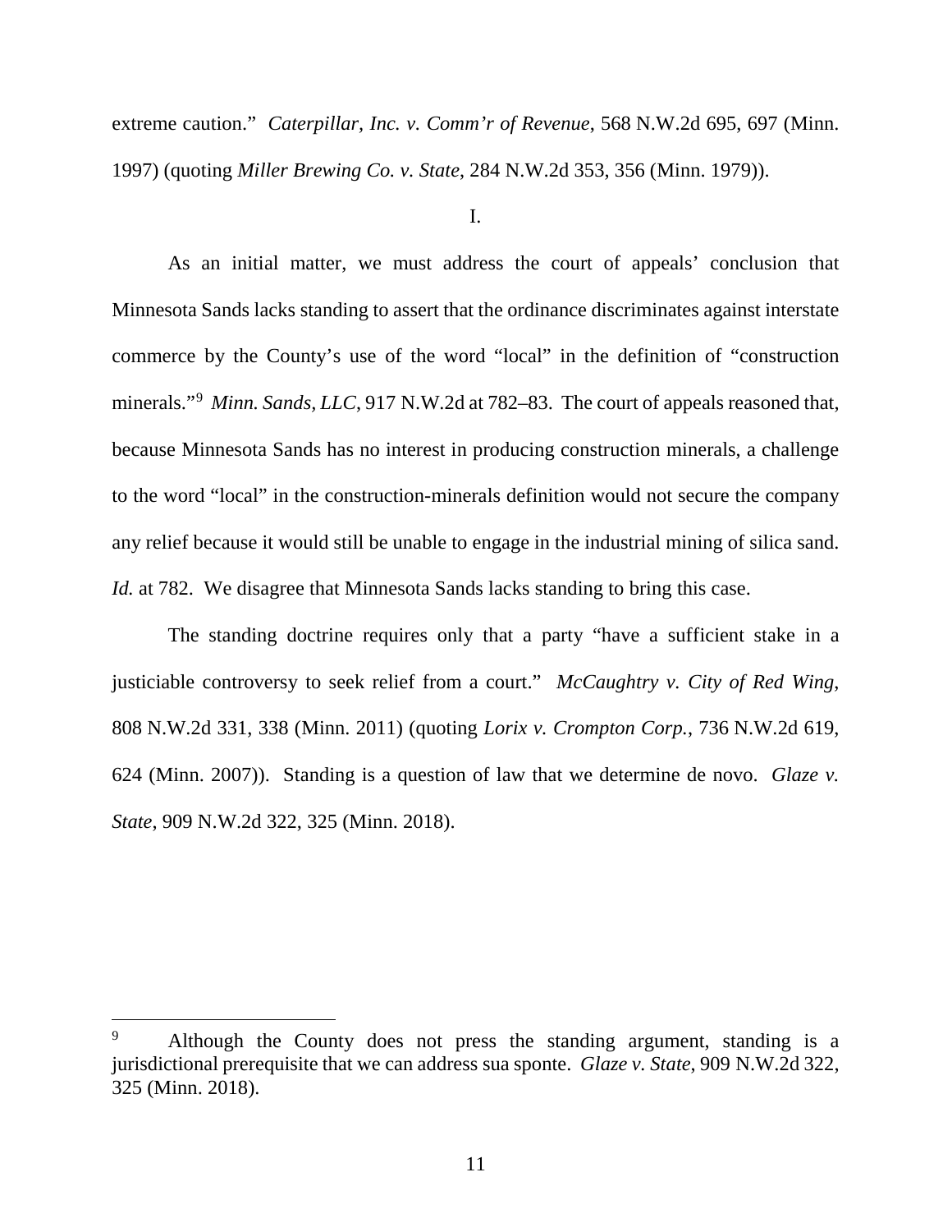extreme caution." *Caterpillar, Inc. v. Comm'r of Revenue*, 568 N.W.2d 695, 697 (Minn. 1997) (quoting *Miller Brewing Co. v. State*, 284 N.W.2d 353, 356 (Minn. 1979)).

I.

As an initial matter, we must address the court of appeals' conclusion that Minnesota Sands lacks standing to assert that the ordinance discriminates against interstate commerce by the County's use of the word "local" in the definition of "construction minerals."[9] *Minn. Sands, LLC*, 917 N.W.2d at 782–83. The court of appeals reasoned that, because Minnesota Sands has no interest in producing construction minerals, a challenge to the word "local" in the construction-minerals definition would not secure the company any relief because it would still be unable to engage in the industrial mining of silica sand. *Id.* at 782. We disagree that Minnesota Sands lacks standing to bring this case.

The standing doctrine requires only that a party "have a sufficient stake in a justiciable controversy to seek relief from a court." *McCaughtry v. City of Red Wing*, 808 N.W.2d 331, 338 (Minn. 2011) (quoting *Lorix v. Crompton Corp.*, 736 N.W.2d 619, 624 (Minn. 2007)). Standing is a question of law that we determine de novo. *Glaze v. State*, 909 N.W.2d 322, 325 (Minn. 2018).

---

[9] Although the County does not press the standing argument, standing is a jurisdictional prerequisite that we can address sua sponte. *Glaze v. State*, 909 N.W.2d 322, 325 (Minn. 2018).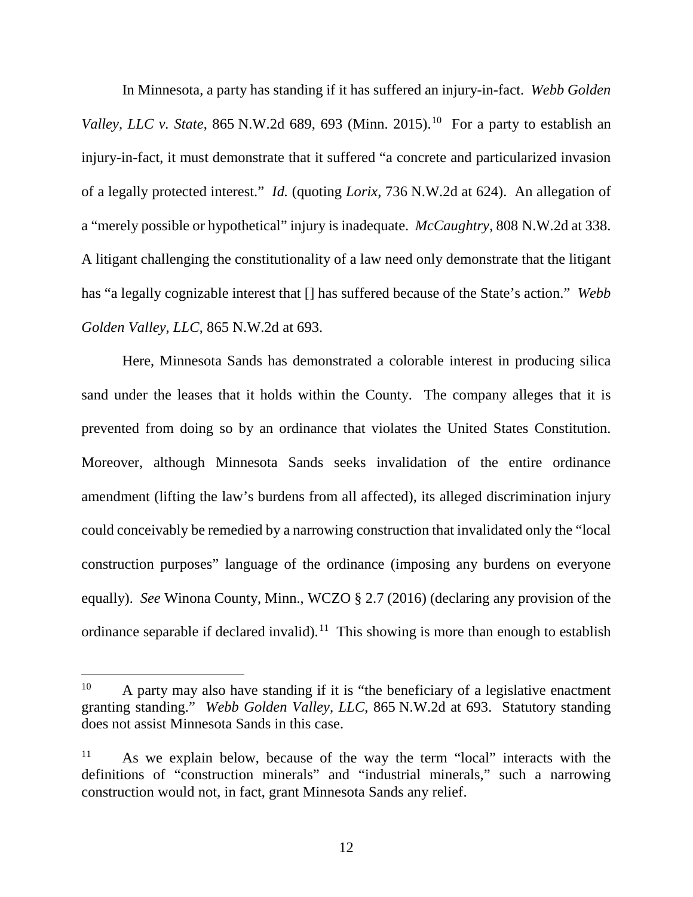In Minnesota, a party has standing if it has suffered an injury-in-fact. *Webb Golden Valley, LLC v. State*, 865 N.W.2d 689, 693 (Minn. 2015).[10] For a party to establish an injury-in-fact, it must demonstrate that it suffered "a concrete and particularized invasion of a legally protected interest." *Id.* (quoting *Lorix*, 736 N.W.2d at 624). An allegation of a "merely possible or hypothetical" injury is inadequate. *McCaughtry*, 808 N.W.2d at 338. A litigant challenging the constitutionality of a law need only demonstrate that the litigant has "a legally cognizable interest that [] has suffered because of the State's action." *Webb Golden Valley, LLC*, 865 N.W.2d at 693.

Here, Minnesota Sands has demonstrated a colorable interest in producing silica sand under the leases that it holds within the County. The company alleges that it is prevented from doing so by an ordinance that violates the United States Constitution. Moreover, although Minnesota Sands seeks invalidation of the entire ordinance amendment (lifting the law's burdens from all affected), its alleged discrimination injury could conceivably be remedied by a narrowing construction that invalidated only the "local construction purposes" language of the ordinance (imposing any burdens on everyone equally). *See* Winona County, Minn., WCZO § 2.7 (2016) (declaring any provision of the ordinance separable if declared invalid).[11] This showing is more than enough to establish

---

[10] A party may also have standing if it is "the beneficiary of a legislative enactment granting standing." *Webb Golden Valley, LLC*, 865 N.W.2d at 693. Statutory standing does not assist Minnesota Sands in this case.

[11] As we explain below, because of the way the term "local" interacts with the definitions of "construction minerals" and "industrial minerals," such a narrowing construction would not, in fact, grant Minnesota Sands any relief.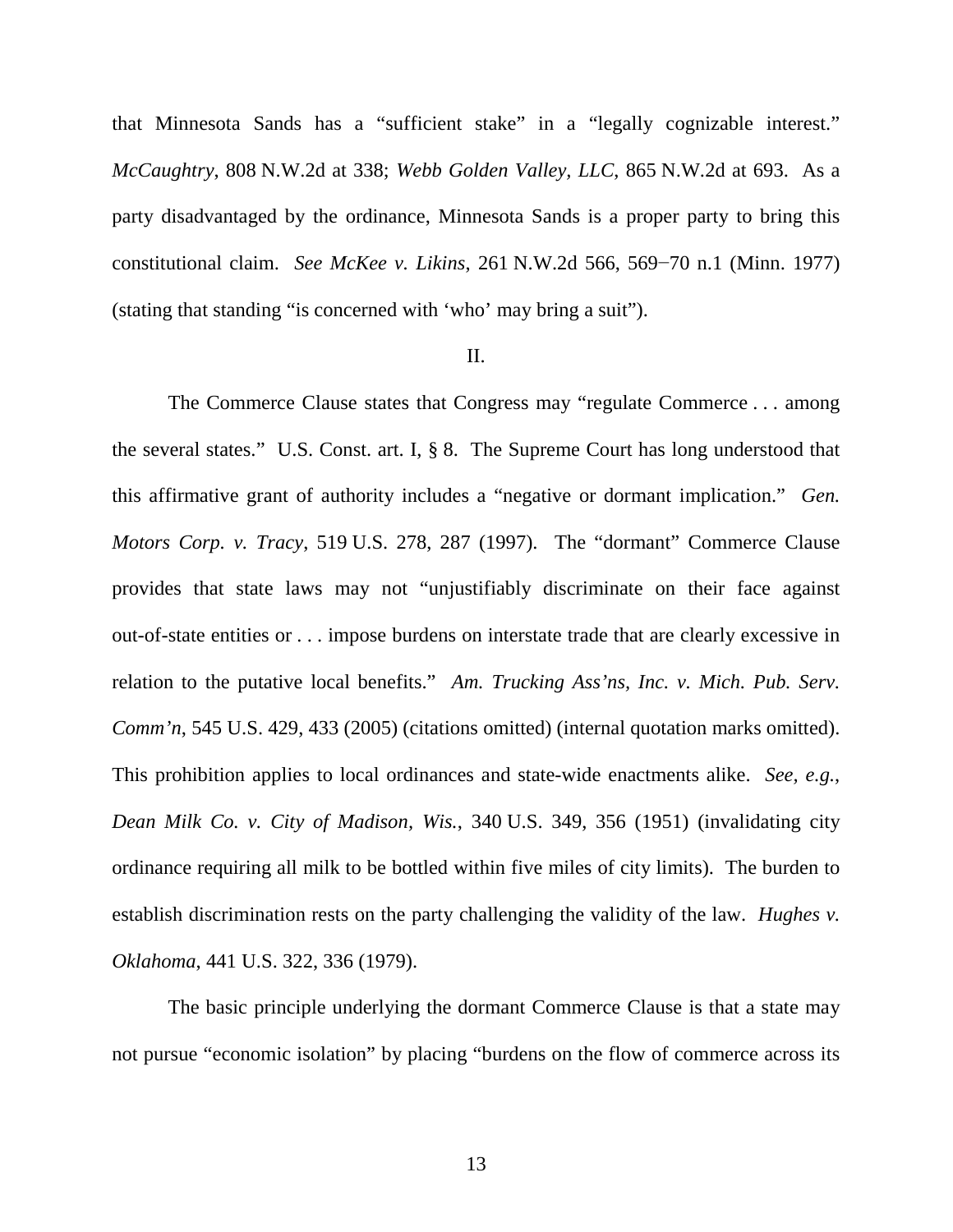that Minnesota Sands has a "sufficient stake" in a "legally cognizable interest." *McCaughtry*, 808 N.W.2d at 338; *Webb Golden Valley, LLC*, 865 N.W.2d at 693. As a party disadvantaged by the ordinance, Minnesota Sands is a proper party to bring this constitutional claim. *See McKee v. Likins*, 261 N.W.2d 566, 569−70 n.1 (Minn. 1977) (stating that standing "is concerned with 'who' may bring a suit").

II.

The Commerce Clause states that Congress may "regulate Commerce . . . among the several states." U.S. Const. art. I, § 8. The Supreme Court has long understood that this affirmative grant of authority includes a "negative or dormant implication." *Gen. Motors Corp. v. Tracy*, 519 U.S. 278, 287 (1997). The "dormant" Commerce Clause provides that state laws may not "unjustifiably discriminate on their face against out-of-state entities or . . . impose burdens on interstate trade that are clearly excessive in relation to the putative local benefits." *Am. Trucking Ass'ns, Inc. v. Mich. Pub. Serv. Comm'n*, 545 U.S. 429, 433 (2005) (citations omitted) (internal quotation marks omitted). This prohibition applies to local ordinances and state-wide enactments alike. *See, e.g.*, *Dean Milk Co. v. City of Madison, Wis.*, 340 U.S. 349, 356 (1951) (invalidating city ordinance requiring all milk to be bottled within five miles of city limits). The burden to establish discrimination rests on the party challenging the validity of the law. *Hughes v. Oklahoma*, 441 U.S. 322, 336 (1979).

The basic principle underlying the dormant Commerce Clause is that a state may not pursue "economic isolation" by placing "burdens on the flow of commerce across its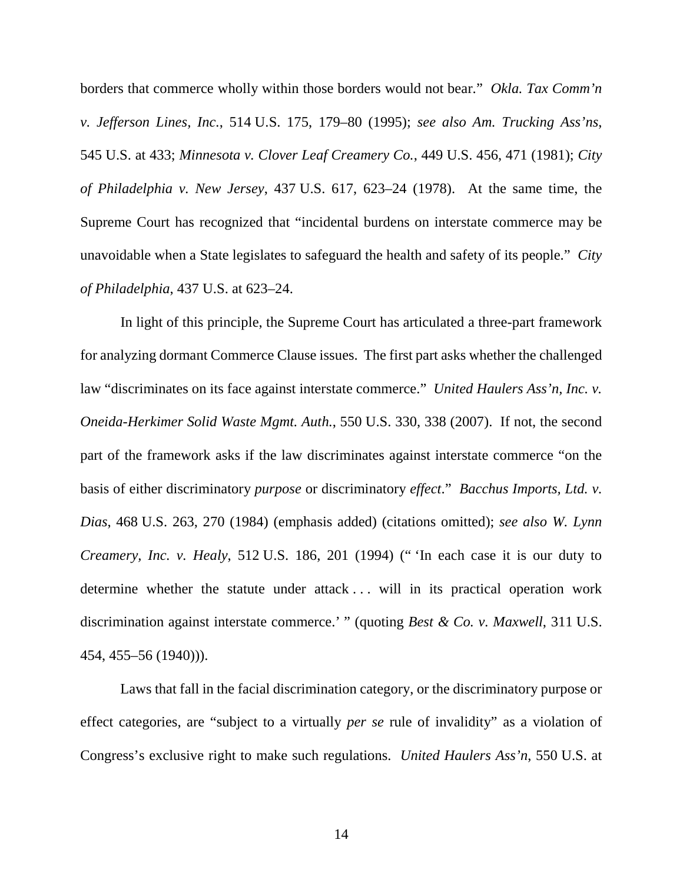borders that commerce wholly within those borders would not bear." *Okla. Tax Comm'n v. Jefferson Lines, Inc.*, 514 U.S. 175, 179–80 (1995); *see also Am. Trucking Ass'ns*, 545 U.S. at 433; *Minnesota v. Clover Leaf Creamery Co.*, 449 U.S. 456, 471 (1981); *City of Philadelphia v. New Jersey*, 437 U.S. 617, 623–24 (1978). At the same time, the Supreme Court has recognized that "incidental burdens on interstate commerce may be unavoidable when a State legislates to safeguard the health and safety of its people." *City of Philadelphia*, 437 U.S. at 623–24.

In light of this principle, the Supreme Court has articulated a three-part framework for analyzing dormant Commerce Clause issues. The first part asks whether the challenged law "discriminates on its face against interstate commerce." *United Haulers Ass'n, Inc. v. Oneida-Herkimer Solid Waste Mgmt. Auth.*, 550 U.S. 330, 338 (2007). If not, the second part of the framework asks if the law discriminates against interstate commerce "on the basis of either discriminatory *purpose* or discriminatory *effect*." *Bacchus Imports, Ltd. v. Dias*, 468 U.S. 263, 270 (1984) (emphasis added) (citations omitted); *see also W. Lynn Creamery, Inc. v. Healy*, 512 U.S. 186, 201 (1994) (" 'In each case it is our duty to determine whether the statute under attack . . . will in its practical operation work discrimination against interstate commerce.' " (quoting *Best & Co. v. Maxwell*, 311 U.S. 454, 455–56 (1940))).

Laws that fall in the facial discrimination category, or the discriminatory purpose or effect categories, are "subject to a virtually *per se* rule of invalidity" as a violation of Congress's exclusive right to make such regulations. *United Haulers Ass'n*, 550 U.S. at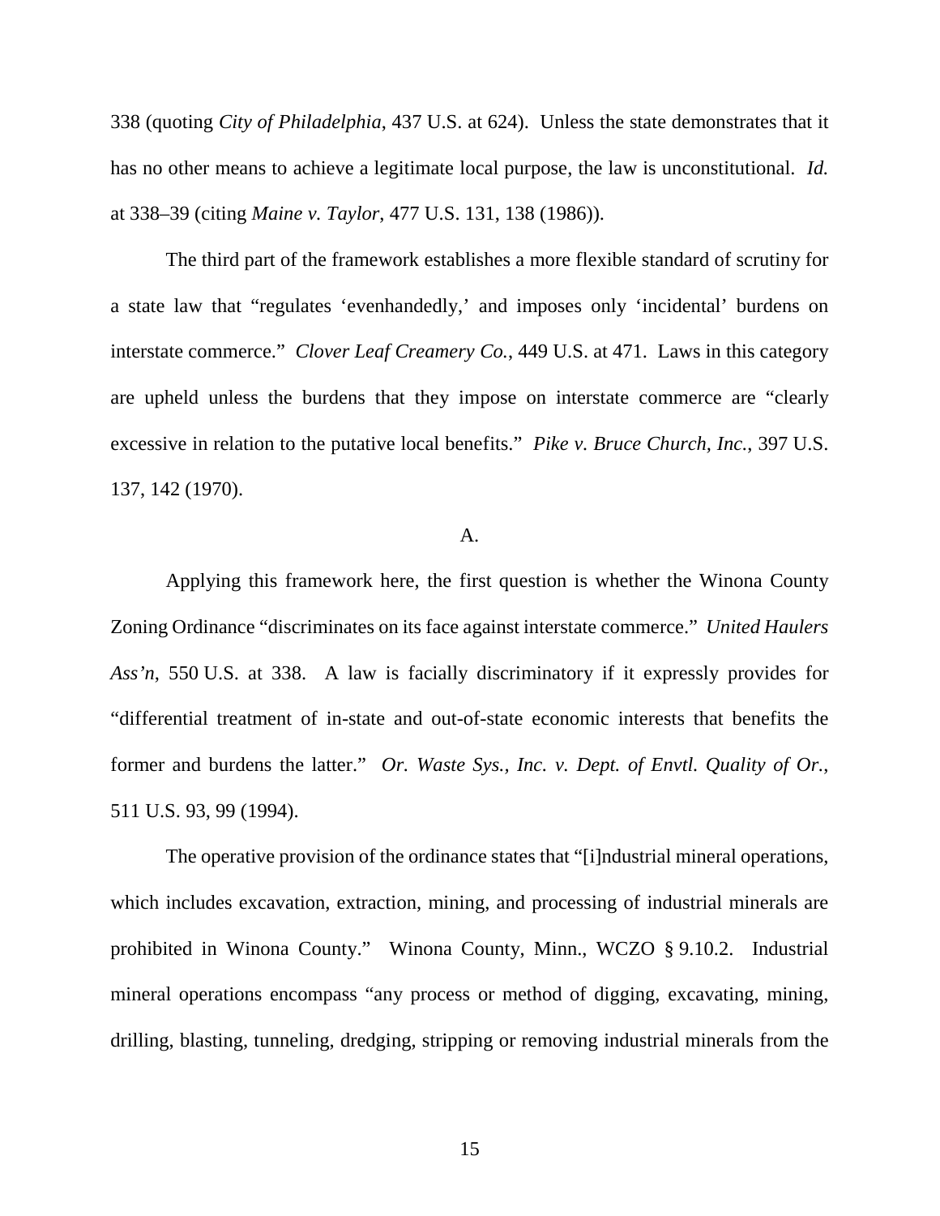338 (quoting *City of Philadelphia*, 437 U.S. at 624). Unless the state demonstrates that it has no other means to achieve a legitimate local purpose, the law is unconstitutional. *Id.* at 338–39 (citing *Maine v. Taylor*, 477 U.S. 131, 138 (1986)).

The third part of the framework establishes a more flexible standard of scrutiny for a state law that "regulates 'evenhandedly,' and imposes only 'incidental' burdens on interstate commerce." *Clover Leaf Creamery Co.*, 449 U.S. at 471. Laws in this category are upheld unless the burdens that they impose on interstate commerce are "clearly excessive in relation to the putative local benefits." *Pike v. Bruce Church, Inc.*, 397 U.S. 137, 142 (1970).

## A.

Applying this framework here, the first question is whether the Winona County Zoning Ordinance "discriminates on its face against interstate commerce." *United Haulers Ass'n*, 550 U.S. at 338. A law is facially discriminatory if it expressly provides for "differential treatment of in-state and out-of-state economic interests that benefits the former and burdens the latter." *Or. Waste Sys., Inc. v. Dept. of Envtl. Quality of Or.*, 511 U.S. 93, 99 (1994).

The operative provision of the ordinance states that "[i]ndustrial mineral operations, which includes excavation, extraction, mining, and processing of industrial minerals are prohibited in Winona County." Winona County, Minn., WCZO § 9.10.2. Industrial mineral operations encompass "any process or method of digging, excavating, mining, drilling, blasting, tunneling, dredging, stripping or removing industrial minerals from the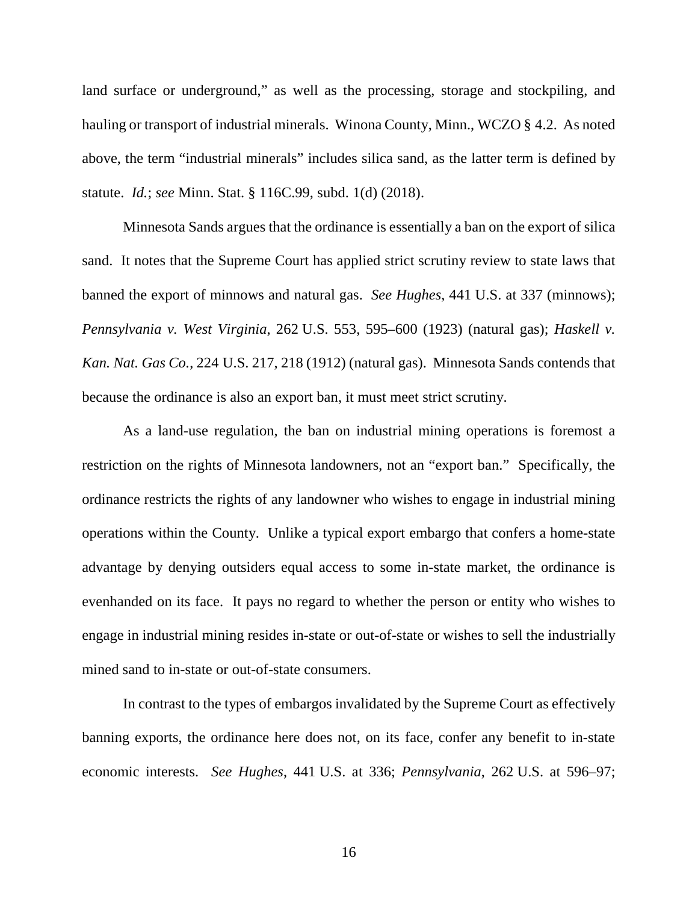land surface or underground," as well as the processing, storage and stockpiling, and hauling or transport of industrial minerals. Winona County, Minn., WCZO § 4.2. As noted above, the term "industrial minerals" includes silica sand, as the latter term is defined by statute. *Id.*; *see* Minn. Stat. § 116C.99, subd. 1(d) (2018).

Minnesota Sands argues that the ordinance is essentially a ban on the export of silica sand. It notes that the Supreme Court has applied strict scrutiny review to state laws that banned the export of minnows and natural gas. *See Hughes*, 441 U.S. at 337 (minnows); *Pennsylvania v. West Virginia*, 262 U.S. 553, 595–600 (1923) (natural gas); *Haskell v. Kan. Nat. Gas Co.*, 224 U.S. 217, 218 (1912) (natural gas). Minnesota Sands contends that because the ordinance is also an export ban, it must meet strict scrutiny.

As a land-use regulation, the ban on industrial mining operations is foremost a restriction on the rights of Minnesota landowners, not an "export ban." Specifically, the ordinance restricts the rights of any landowner who wishes to engage in industrial mining operations within the County. Unlike a typical export embargo that confers a home-state advantage by denying outsiders equal access to some in-state market, the ordinance is evenhanded on its face. It pays no regard to whether the person or entity who wishes to engage in industrial mining resides in-state or out-of-state or wishes to sell the industrially mined sand to in-state or out-of-state consumers.

In contrast to the types of embargos invalidated by the Supreme Court as effectively banning exports, the ordinance here does not, on its face, confer any benefit to in-state economic interests. *See Hughes*, 441 U.S. at 336; *Pennsylvania*, 262 U.S. at 596–97;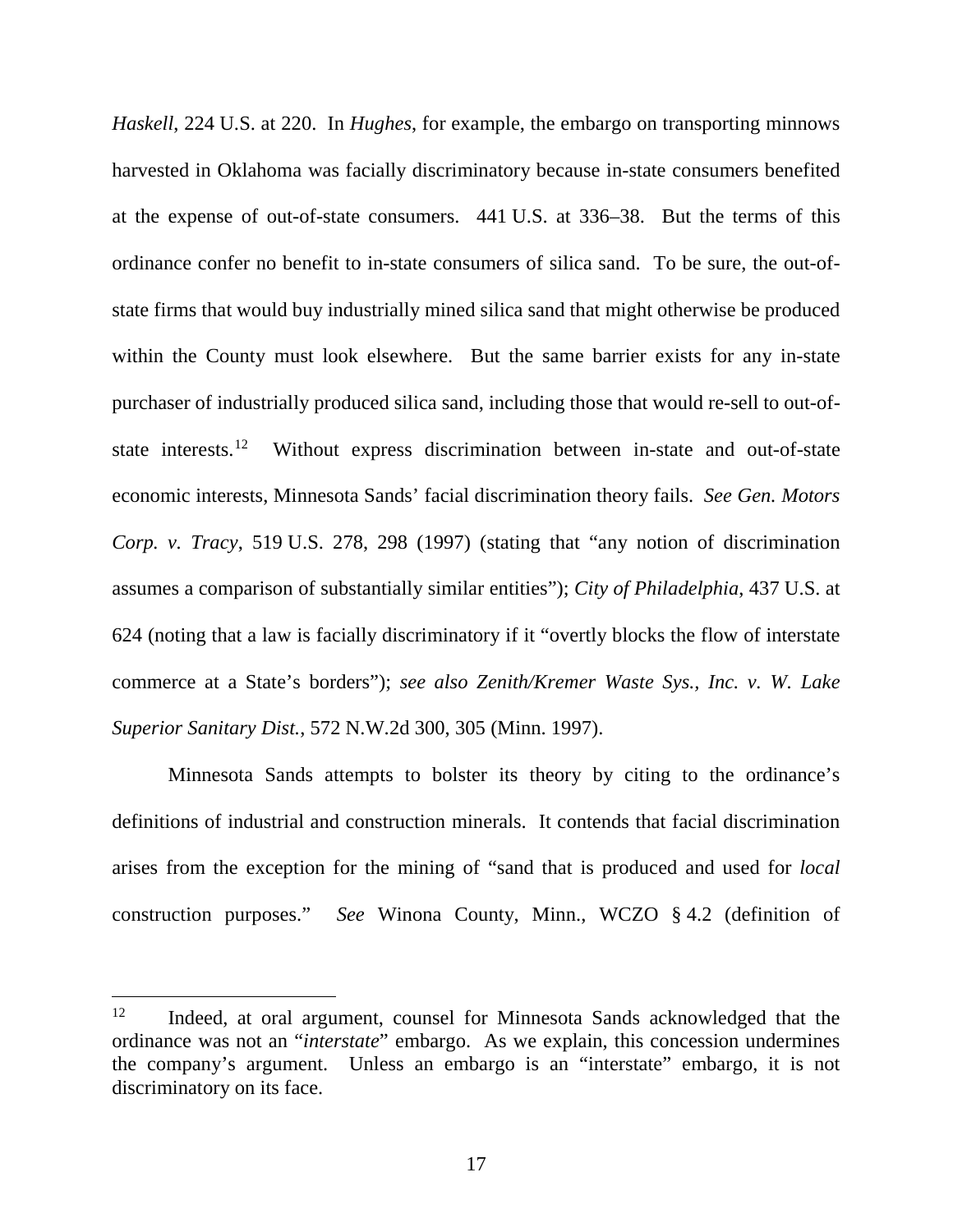*Haskell*, 224 U.S. at 220. In *Hughes*, for example, the embargo on transporting minnows harvested in Oklahoma was facially discriminatory because in-state consumers benefited at the expense of out-of-state consumers. 441 U.S. at 336–38. But the terms of this ordinance confer no benefit to in-state consumers of silica sand. To be sure, the out-of-state firms that would buy industrially mined silica sand that might otherwise be produced within the County must look elsewhere. But the same barrier exists for any in-state purchaser of industrially produced silica sand, including those that would re-sell to out-of-state interests.[12] Without express discrimination between in-state and out-of-state economic interests, Minnesota Sands' facial discrimination theory fails. *See Gen. Motors Corp. v. Tracy*, 519 U.S. 278, 298 (1997) (stating that "any notion of discrimination assumes a comparison of substantially similar entities"); *City of Philadelphia*, 437 U.S. at 624 (noting that a law is facially discriminatory if it "overtly blocks the flow of interstate commerce at a State's borders"); *see also Zenith/Kremer Waste Sys., Inc. v. W. Lake Superior Sanitary Dist.*, 572 N.W.2d 300, 305 (Minn. 1997).

Minnesota Sands attempts to bolster its theory by citing to the ordinance's definitions of industrial and construction minerals. It contends that facial discrimination arises from the exception for the mining of "sand that is produced and used for *local* construction purposes." *See* Winona County, Minn., WCZO § 4.2 (definition of

---

[12] Indeed, at oral argument, counsel for Minnesota Sands acknowledged that the ordinance was not an "*interstate*" embargo. As we explain, this concession undermines the company's argument. Unless an embargo is an "interstate" embargo, it is not discriminatory on its face.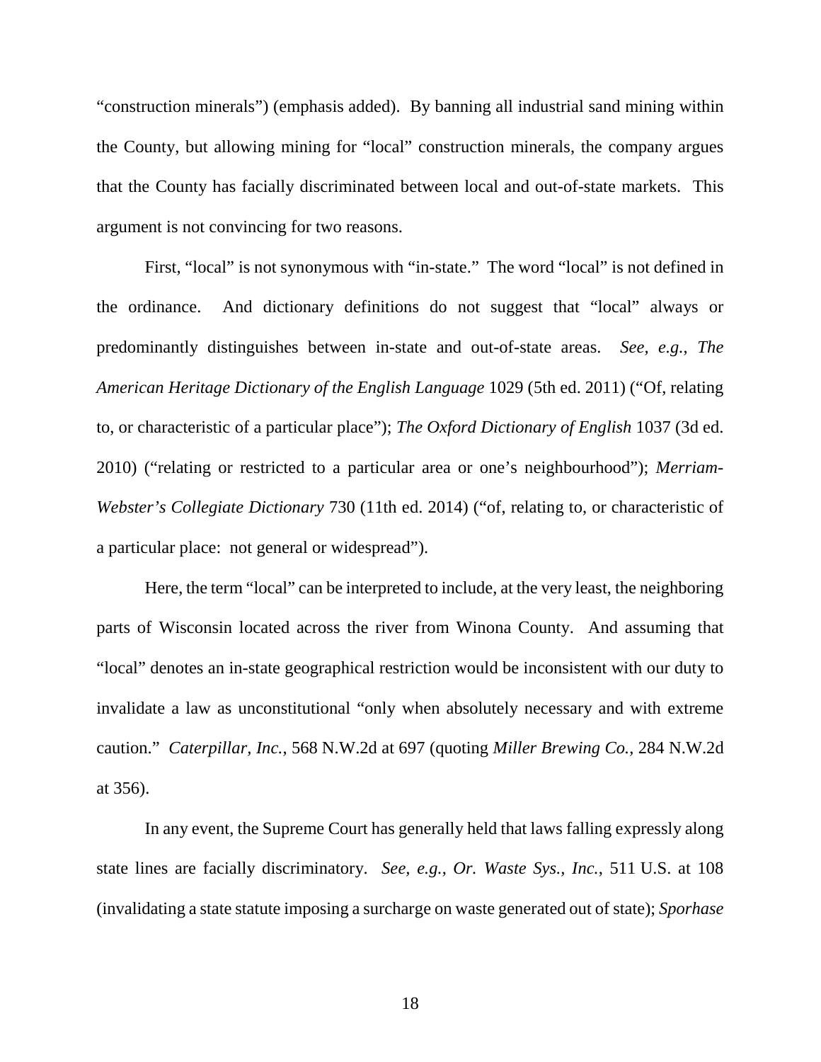"construction minerals") (emphasis added). By banning all industrial sand mining within the County, but allowing mining for "local" construction minerals, the company argues that the County has facially discriminated between local and out-of-state markets. This argument is not convincing for two reasons.

First, "local" is not synonymous with "in-state." The word "local" is not defined in the ordinance. And dictionary definitions do not suggest that "local" always or predominantly distinguishes between in-state and out-of-state areas. *See, e.g.*, *The American Heritage Dictionary of the English Language* 1029 (5th ed. 2011) ("Of, relating to, or characteristic of a particular place"); *The Oxford Dictionary of English* 1037 (3d ed. 2010) ("relating or restricted to a particular area or one's neighbourhood"); *Merriam-Webster's Collegiate Dictionary* 730 (11th ed. 2014) ("of, relating to, or characteristic of a particular place: not general or widespread").

Here, the term "local" can be interpreted to include, at the very least, the neighboring parts of Wisconsin located across the river from Winona County. And assuming that "local" denotes an in-state geographical restriction would be inconsistent with our duty to invalidate a law as unconstitutional "only when absolutely necessary and with extreme caution." *Caterpillar, Inc.*, 568 N.W.2d at 697 (quoting *Miller Brewing Co.*, 284 N.W.2d at 356).

In any event, the Supreme Court has generally held that laws falling expressly along state lines are facially discriminatory. *See, e.g.*, *Or. Waste Sys., Inc.*, 511 U.S. at 108 (invalidating a state statute imposing a surcharge on waste generated out of state); *Sporhase*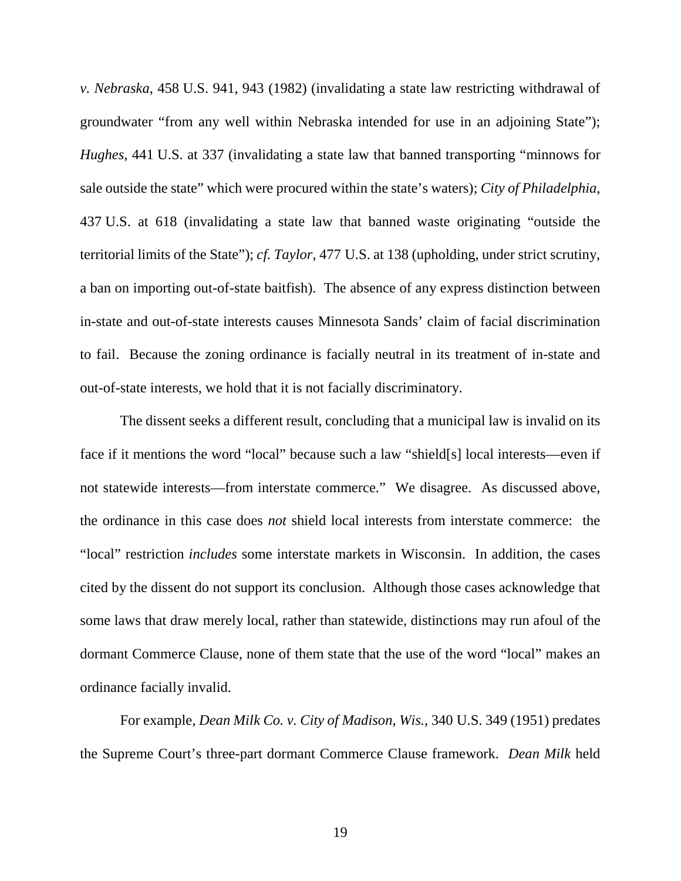*v. Nebraska*, 458 U.S. 941, 943 (1982) (invalidating a state law restricting withdrawal of groundwater "from any well within Nebraska intended for use in an adjoining State"); *Hughes*, 441 U.S. at 337 (invalidating a state law that banned transporting "minnows for sale outside the state" which were procured within the state's waters); *City of Philadelphia*, 437 U.S. at 618 (invalidating a state law that banned waste originating "outside the territorial limits of the State"); *cf. Taylor*, 477 U.S. at 138 (upholding, under strict scrutiny, a ban on importing out-of-state baitfish). The absence of any express distinction between in-state and out-of-state interests causes Minnesota Sands' claim of facial discrimination to fail. Because the zoning ordinance is facially neutral in its treatment of in-state and out-of-state interests, we hold that it is not facially discriminatory.

The dissent seeks a different result, concluding that a municipal law is invalid on its face if it mentions the word "local" because such a law "shield[s] local interests—even if not statewide interests—from interstate commerce." We disagree. As discussed above, the ordinance in this case does *not* shield local interests from interstate commerce: the "local" restriction *includes* some interstate markets in Wisconsin. In addition, the cases cited by the dissent do not support its conclusion. Although those cases acknowledge that some laws that draw merely local, rather than statewide, distinctions may run afoul of the dormant Commerce Clause, none of them state that the use of the word "local" makes an ordinance facially invalid.

For example, *Dean Milk Co. v. City of Madison, Wis.*, 340 U.S. 349 (1951) predates the Supreme Court's three-part dormant Commerce Clause framework. *Dean Milk* held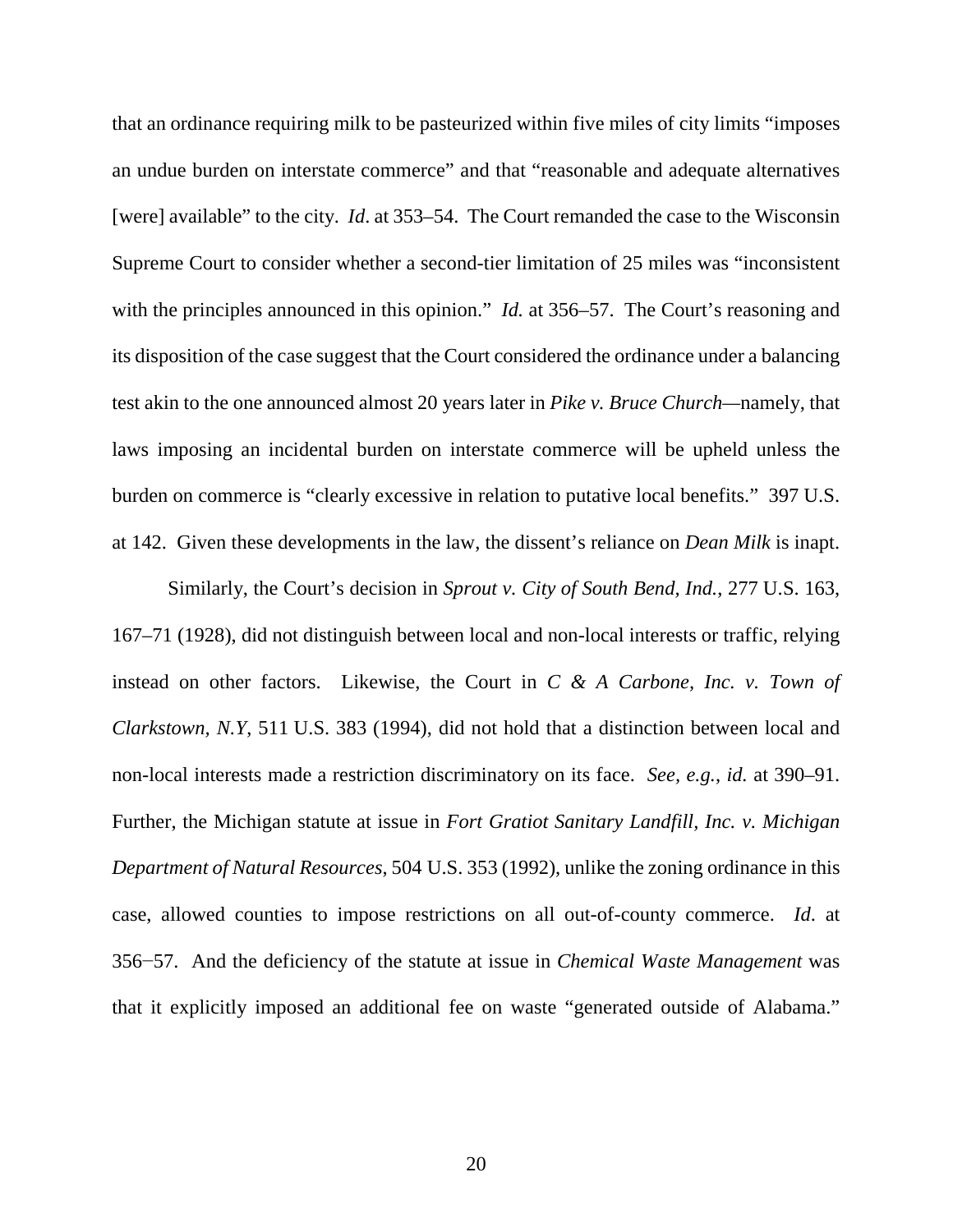that an ordinance requiring milk to be pasteurized within five miles of city limits "imposes an undue burden on interstate commerce" and that "reasonable and adequate alternatives [were] available" to the city. *Id*. at 353–54. The Court remanded the case to the Wisconsin Supreme Court to consider whether a second-tier limitation of 25 miles was "inconsistent with the principles announced in this opinion." *Id.* at 356–57. The Court's reasoning and its disposition of the case suggest that the Court considered the ordinance under a balancing test akin to the one announced almost 20 years later in *Pike v. Bruce Church*—namely, that laws imposing an incidental burden on interstate commerce will be upheld unless the burden on commerce is "clearly excessive in relation to putative local benefits." 397 U.S. at 142. Given these developments in the law, the dissent's reliance on *Dean Milk* is inapt.

Similarly, the Court's decision in *Sprout v. City of South Bend, Ind.*, 277 U.S. 163, 167–71 (1928), did not distinguish between local and non-local interests or traffic, relying instead on other factors. Likewise, the Court in *C & A Carbone, Inc. v. Town of Clarkstown, N.Y*, 511 U.S. 383 (1994), did not hold that a distinction between local and non-local interests made a restriction discriminatory on its face. *See, e.g.*, *id.* at 390–91. Further, the Michigan statute at issue in *Fort Gratiot Sanitary Landfill, Inc. v. Michigan Department of Natural Resources*, 504 U.S. 353 (1992), unlike the zoning ordinance in this case, allowed counties to impose restrictions on all out-of-county commerce. *Id*. at 356−57. And the deficiency of the statute at issue in *Chemical Waste Management* was that it explicitly imposed an additional fee on waste "generated outside of Alabama."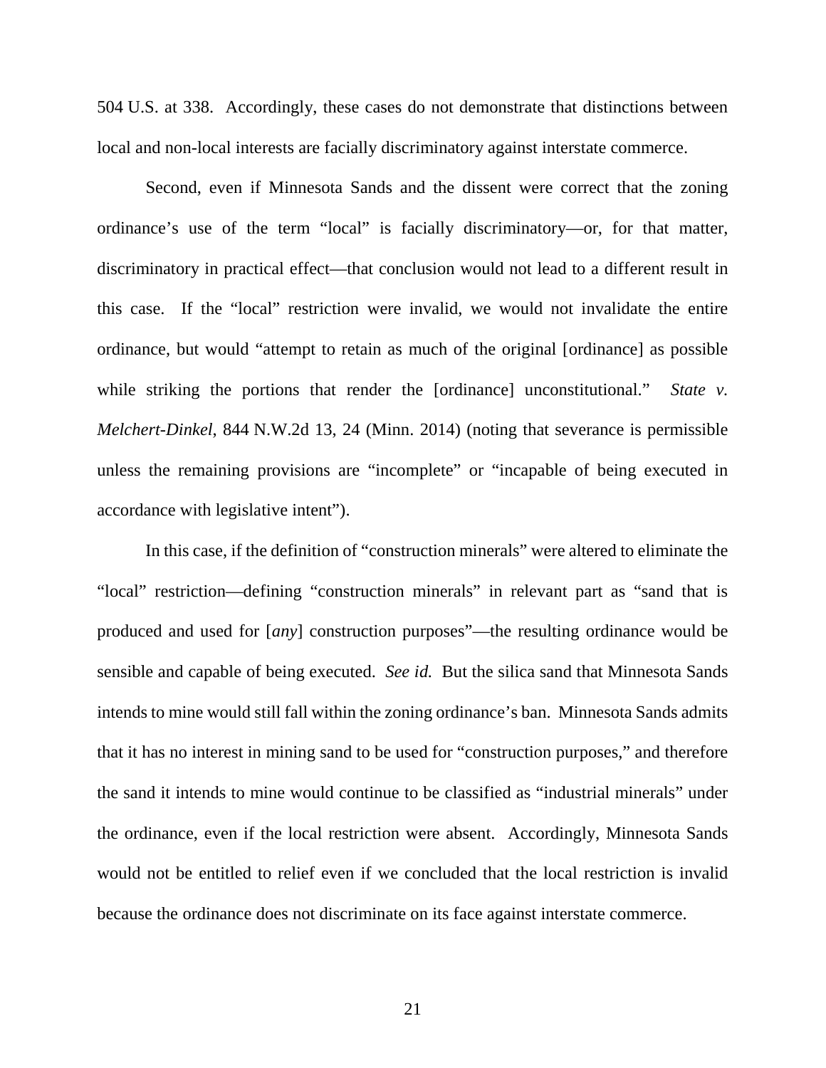504 U.S. at 338. Accordingly, these cases do not demonstrate that distinctions between local and non-local interests are facially discriminatory against interstate commerce.

Second, even if Minnesota Sands and the dissent were correct that the zoning ordinance's use of the term "local" is facially discriminatory—or, for that matter, discriminatory in practical effect—that conclusion would not lead to a different result in this case. If the "local" restriction were invalid, we would not invalidate the entire ordinance, but would "attempt to retain as much of the original [ordinance] as possible while striking the portions that render the [ordinance] unconstitutional." *State v. Melchert-Dinkel*, 844 N.W.2d 13, 24 (Minn. 2014) (noting that severance is permissible unless the remaining provisions are "incomplete" or "incapable of being executed in accordance with legislative intent").

In this case, if the definition of "construction minerals" were altered to eliminate the "local" restriction—defining "construction minerals" in relevant part as "sand that is produced and used for [*any*] construction purposes"—the resulting ordinance would be sensible and capable of being executed. *See id.* But the silica sand that Minnesota Sands intends to mine would still fall within the zoning ordinance's ban. Minnesota Sands admits that it has no interest in mining sand to be used for "construction purposes," and therefore the sand it intends to mine would continue to be classified as "industrial minerals" under the ordinance, even if the local restriction were absent. Accordingly, Minnesota Sands would not be entitled to relief even if we concluded that the local restriction is invalid because the ordinance does not discriminate on its face against interstate commerce.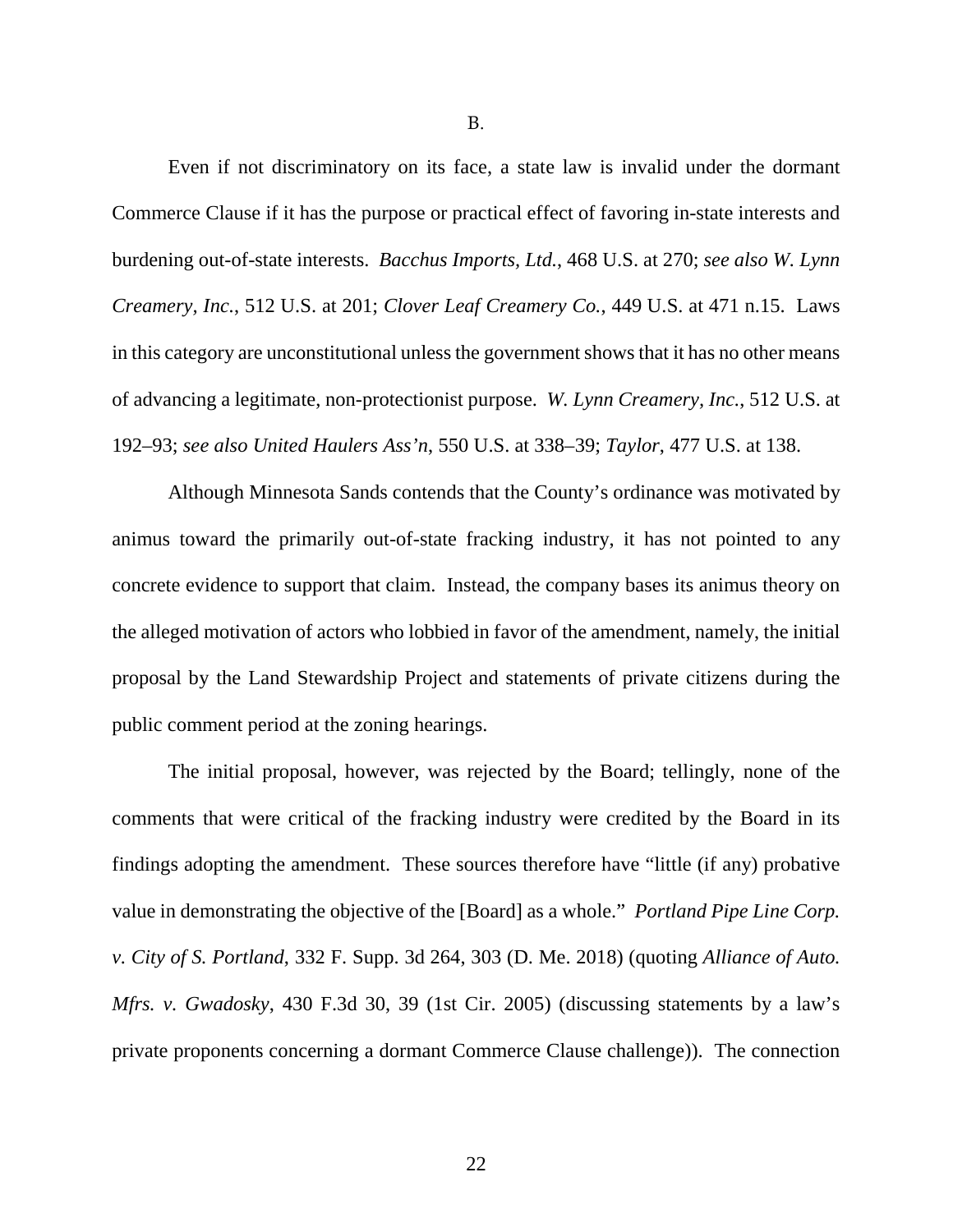B.

Even if not discriminatory on its face, a state law is invalid under the dormant Commerce Clause if it has the purpose or practical effect of favoring in-state interests and burdening out-of-state interests. *Bacchus Imports, Ltd.*, 468 U.S. at 270; *see also W. Lynn Creamery, Inc.*, 512 U.S. at 201; *Clover Leaf Creamery Co.*, 449 U.S. at 471 n.15. Laws in this category are unconstitutional unless the government shows that it has no other means of advancing a legitimate, non-protectionist purpose. *W. Lynn Creamery, Inc.*, 512 U.S. at 192–93; *see also United Haulers Ass'n*, 550 U.S. at 338–39; *Taylor*, 477 U.S. at 138.

Although Minnesota Sands contends that the County's ordinance was motivated by animus toward the primarily out-of-state fracking industry, it has not pointed to any concrete evidence to support that claim. Instead, the company bases its animus theory on the alleged motivation of actors who lobbied in favor of the amendment, namely, the initial proposal by the Land Stewardship Project and statements of private citizens during the public comment period at the zoning hearings.

The initial proposal, however, was rejected by the Board; tellingly, none of the comments that were critical of the fracking industry were credited by the Board in its findings adopting the amendment. These sources therefore have "little (if any) probative value in demonstrating the objective of the [Board] as a whole." *Portland Pipe Line Corp. v. City of S. Portland*, 332 F. Supp. 3d 264, 303 (D. Me. 2018) (quoting *Alliance of Auto. Mfrs. v. Gwadosky*, 430 F.3d 30, 39 (1st Cir. 2005) (discussing statements by a law's private proponents concerning a dormant Commerce Clause challenge)). The connection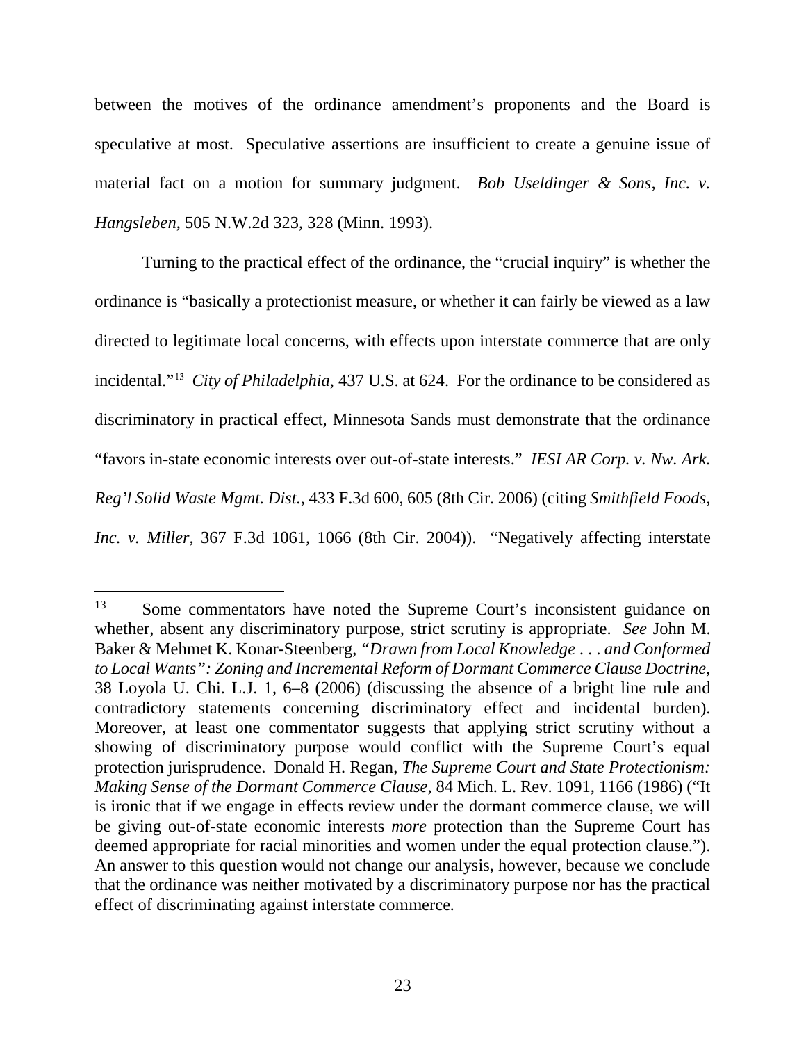between the motives of the ordinance amendment's proponents and the Board is speculative at most. Speculative assertions are insufficient to create a genuine issue of material fact on a motion for summary judgment. *Bob Useldinger & Sons, Inc. v. Hangsleben*, 505 N.W.2d 323, 328 (Minn. 1993).

Turning to the practical effect of the ordinance, the "crucial inquiry" is whether the ordinance is "basically a protectionist measure, or whether it can fairly be viewed as a law directed to legitimate local concerns, with effects upon interstate commerce that are only incidental."[13] *City of Philadelphia*, 437 U.S. at 624. For the ordinance to be considered as discriminatory in practical effect, Minnesota Sands must demonstrate that the ordinance "favors in-state economic interests over out-of-state interests." *IESI AR Corp. v. Nw. Ark. Reg'l Solid Waste Mgmt. Dist.*, 433 F.3d 600, 605 (8th Cir. 2006) (citing *Smithfield Foods, Inc. v. Miller*, 367 F.3d 1061, 1066 (8th Cir. 2004)). "Negatively affecting interstate

---

[13] Some commentators have noted the Supreme Court's inconsistent guidance on whether, absent any discriminatory purpose, strict scrutiny is appropriate. *See* John M. Baker & Mehmet K. Konar-Steenberg, *"Drawn from Local Knowledge . . . and Conformed to Local Wants": Zoning and Incremental Reform of Dormant Commerce Clause Doctrine*, 38 Loyola U. Chi. L.J. 1, 6–8 (2006) (discussing the absence of a bright line rule and contradictory statements concerning discriminatory effect and incidental burden). Moreover, at least one commentator suggests that applying strict scrutiny without a showing of discriminatory purpose would conflict with the Supreme Court's equal protection jurisprudence. Donald H. Regan, *The Supreme Court and State Protectionism: Making Sense of the Dormant Commerce Clause*, 84 Mich. L. Rev. 1091, 1166 (1986) ("It is ironic that if we engage in effects review under the dormant commerce clause, we will be giving out-of-state economic interests *more* protection than the Supreme Court has deemed appropriate for racial minorities and women under the equal protection clause."). An answer to this question would not change our analysis, however, because we conclude that the ordinance was neither motivated by a discriminatory purpose nor has the practical effect of discriminating against interstate commerce.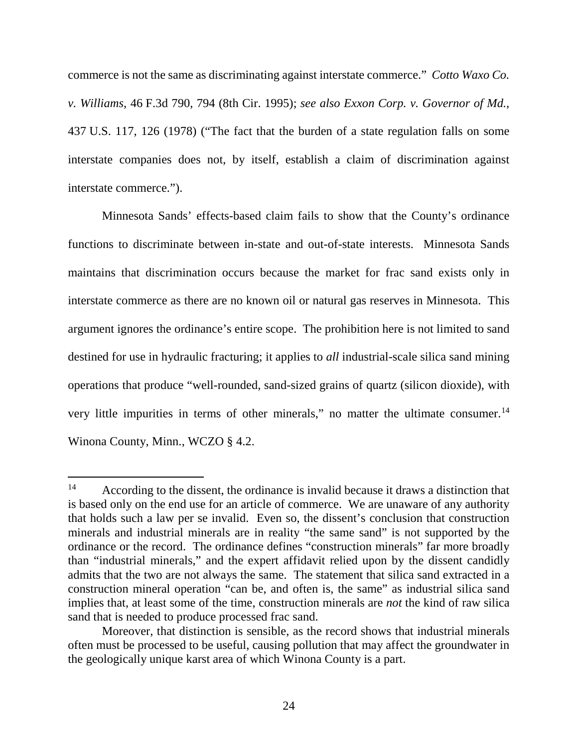commerce is not the same as discriminating against interstate commerce." *Cotto Waxo Co. v. Williams*, 46 F.3d 790, 794 (8th Cir. 1995); *see also Exxon Corp. v. Governor of Md.*, 437 U.S. 117, 126 (1978) ("The fact that the burden of a state regulation falls on some interstate companies does not, by itself, establish a claim of discrimination against interstate commerce.").

Minnesota Sands' effects-based claim fails to show that the County's ordinance functions to discriminate between in-state and out-of-state interests. Minnesota Sands maintains that discrimination occurs because the market for frac sand exists only in interstate commerce as there are no known oil or natural gas reserves in Minnesota. This argument ignores the ordinance's entire scope. The prohibition here is not limited to sand destined for use in hydraulic fracturing; it applies to *all* industrial-scale silica sand mining operations that produce "well-rounded, sand-sized grains of quartz (silicon dioxide), with very little impurities in terms of other minerals," no matter the ultimate consumer.[14] Winona County, Minn., WCZO § 4.2.

---

[14] According to the dissent, the ordinance is invalid because it draws a distinction that is based only on the end use for an article of commerce. We are unaware of any authority that holds such a law per se invalid. Even so, the dissent's conclusion that construction minerals and industrial minerals are in reality "the same sand" is not supported by the ordinance or the record. The ordinance defines "construction minerals" far more broadly than "industrial minerals," and the expert affidavit relied upon by the dissent candidly admits that the two are not always the same. The statement that silica sand extracted in a construction mineral operation "can be, and often is, the same" as industrial silica sand implies that, at least some of the time, construction minerals are *not* the kind of raw silica sand that is needed to produce processed frac sand.

Moreover, that distinction is sensible, as the record shows that industrial minerals often must be processed to be useful, causing pollution that may affect the groundwater in the geologically unique karst area of which Winona County is a part.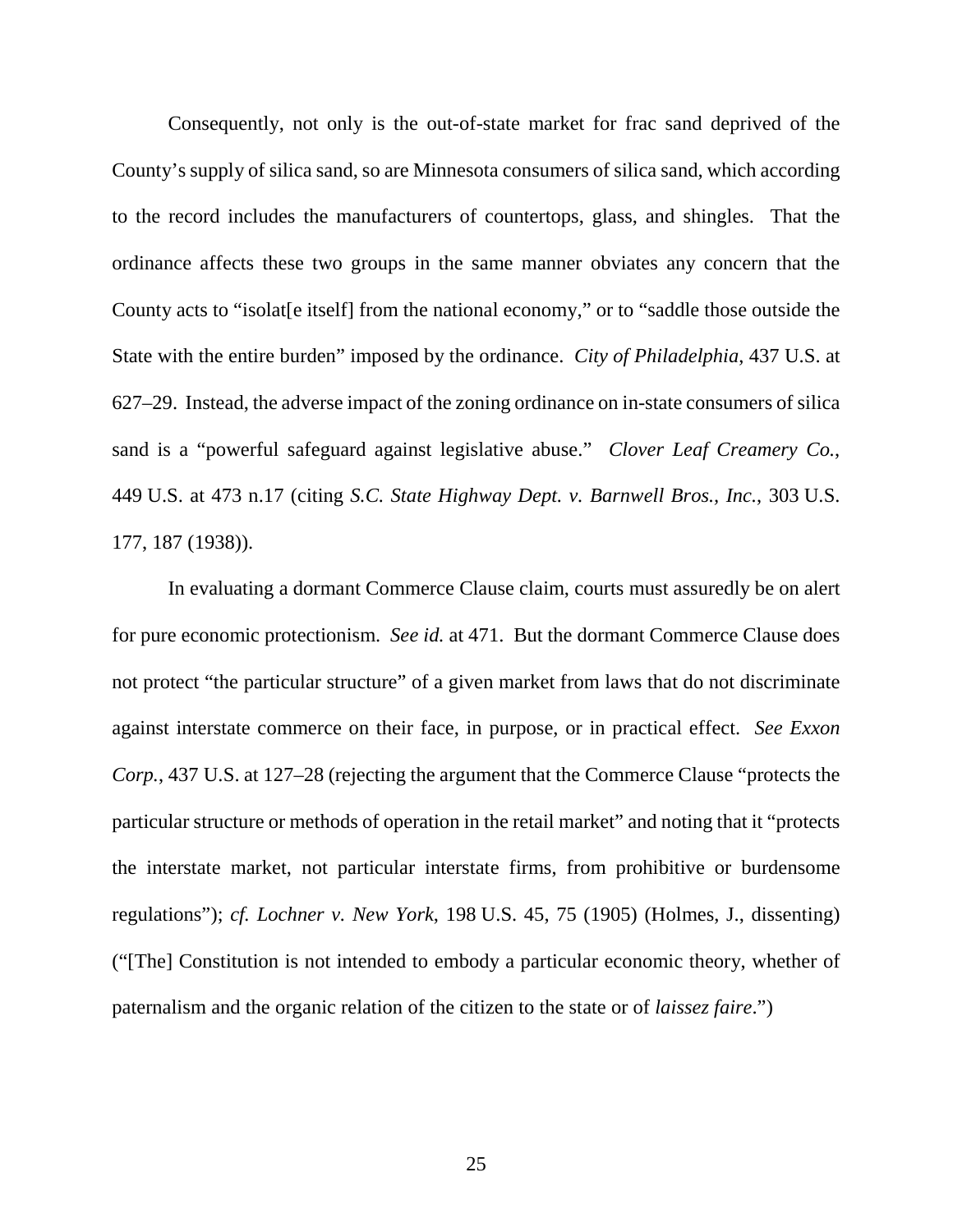Consequently, not only is the out-of-state market for frac sand deprived of the County's supply of silica sand, so are Minnesota consumers of silica sand, which according to the record includes the manufacturers of countertops, glass, and shingles. That the ordinance affects these two groups in the same manner obviates any concern that the County acts to "isolat[e itself] from the national economy," or to "saddle those outside the State with the entire burden" imposed by the ordinance. *City of Philadelphia*, 437 U.S. at 627–29. Instead, the adverse impact of the zoning ordinance on in-state consumers of silica sand is a "powerful safeguard against legislative abuse." *Clover Leaf Creamery Co.*, 449 U.S. at 473 n.17 (citing *S.C. State Highway Dept. v. Barnwell Bros., Inc.*, 303 U.S. 177, 187 (1938)).

In evaluating a dormant Commerce Clause claim, courts must assuredly be on alert for pure economic protectionism. *See id.* at 471. But the dormant Commerce Clause does not protect "the particular structure" of a given market from laws that do not discriminate against interstate commerce on their face, in purpose, or in practical effect. *See Exxon Corp.*, 437 U.S. at 127–28 (rejecting the argument that the Commerce Clause "protects the particular structure or methods of operation in the retail market" and noting that it "protects the interstate market, not particular interstate firms, from prohibitive or burdensome regulations"); *cf. Lochner v. New York*, 198 U.S. 45, 75 (1905) (Holmes, J., dissenting) ("[The] Constitution is not intended to embody a particular economic theory, whether of paternalism and the organic relation of the citizen to the state or of *laissez faire*.")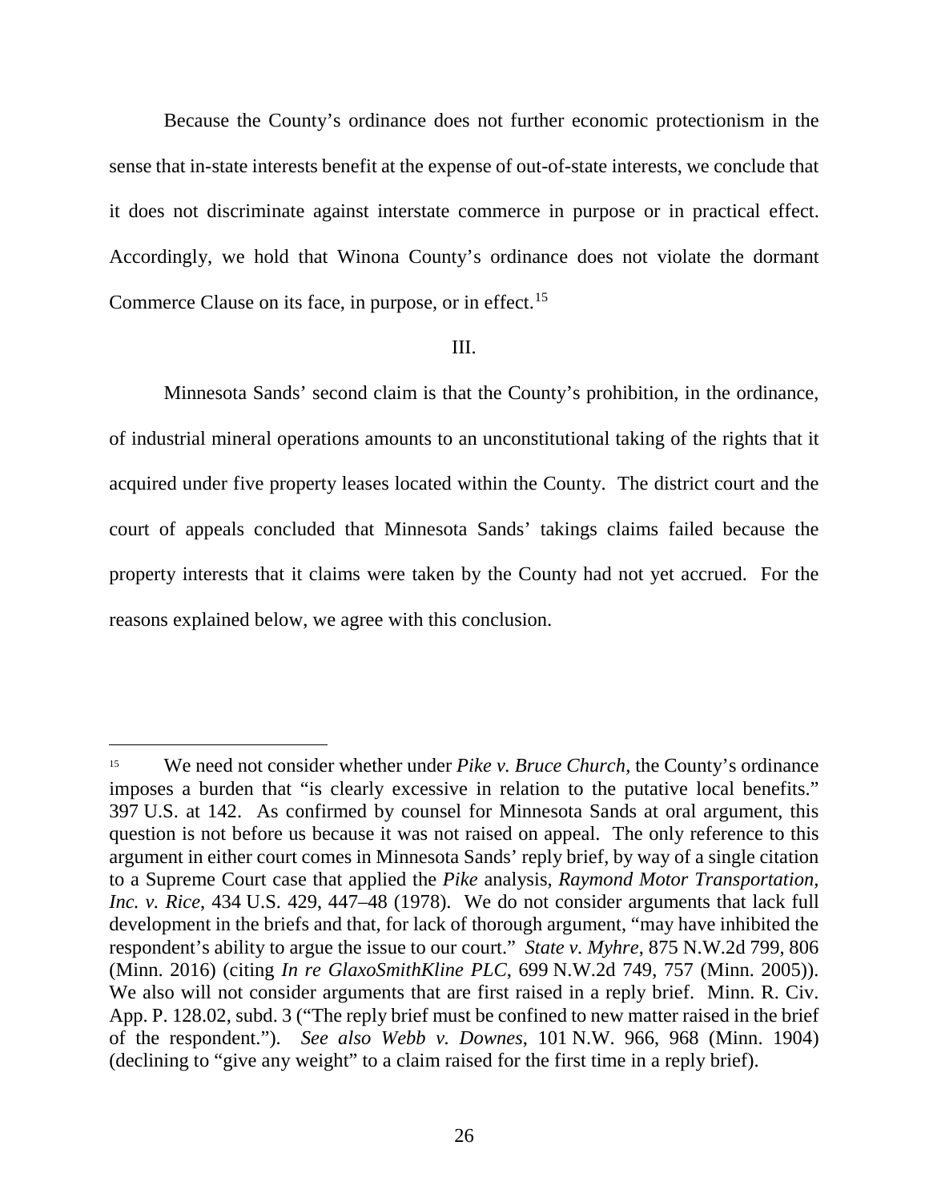Because the County's ordinance does not further economic protectionism in the sense that in-state interests benefit at the expense of out-of-state interests, we conclude that it does not discriminate against interstate commerce in purpose or in practical effect. Accordingly, we hold that Winona County's ordinance does not violate the dormant Commerce Clause on its face, in purpose, or in effect.[15]

III.

Minnesota Sands' second claim is that the County's prohibition, in the ordinance, of industrial mineral operations amounts to an unconstitutional taking of the rights that it acquired under five property leases located within the County. The district court and the court of appeals concluded that Minnesota Sands' takings claims failed because the property interests that it claims were taken by the County had not yet accrued. For the reasons explained below, we agree with this conclusion.

---

[15] We need not consider whether under *Pike v. Bruce Church*, the County's ordinance imposes a burden that "is clearly excessive in relation to the putative local benefits." 397 U.S. at 142. As confirmed by counsel for Minnesota Sands at oral argument, this question is not before us because it was not raised on appeal. The only reference to this argument in either court comes in Minnesota Sands' reply brief, by way of a single citation to a Supreme Court case that applied the *Pike* analysis, *Raymond Motor Transportation, Inc. v. Rice*, 434 U.S. 429, 447–48 (1978). We do not consider arguments that lack full development in the briefs and that, for lack of thorough argument, "may have inhibited the respondent's ability to argue the issue to our court." *State v. Myhre*, 875 N.W.2d 799, 806 (Minn. 2016) (citing *In re GlaxoSmithKline PLC*, 699 N.W.2d 749, 757 (Minn. 2005)). We also will not consider arguments that are first raised in a reply brief. Minn. R. Civ. App. P. 128.02, subd. 3 ("The reply brief must be confined to new matter raised in the brief of the respondent."). *See also Webb v. Downes*, 101 N.W. 966, 968 (Minn. 1904) (declining to "give any weight" to a claim raised for the first time in a reply brief).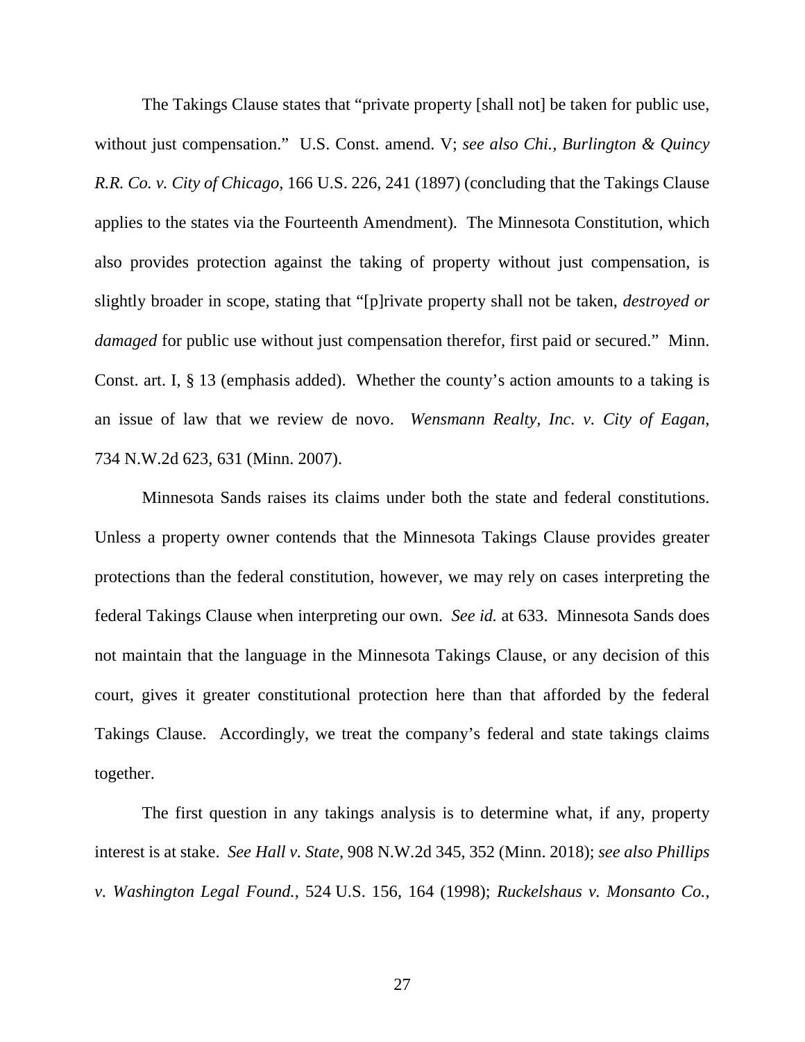The Takings Clause states that "private property [shall not] be taken for public use, without just compensation." U.S. Const. amend. V; *see also Chi., Burlington & Quincy R.R. Co. v. City of Chicago*, 166 U.S. 226, 241 (1897) (concluding that the Takings Clause applies to the states via the Fourteenth Amendment). The Minnesota Constitution, which also provides protection against the taking of property without just compensation, is slightly broader in scope, stating that "[p]rivate property shall not be taken, *destroyed or damaged* for public use without just compensation therefor, first paid or secured." Minn. Const. art. I, § 13 (emphasis added). Whether the county's action amounts to a taking is an issue of law that we review de novo. *Wensmann Realty, Inc. v. City of Eagan*, 734 N.W.2d 623, 631 (Minn. 2007).

Minnesota Sands raises its claims under both the state and federal constitutions. Unless a property owner contends that the Minnesota Takings Clause provides greater protections than the federal constitution, however, we may rely on cases interpreting the federal Takings Clause when interpreting our own. *See id.* at 633. Minnesota Sands does not maintain that the language in the Minnesota Takings Clause, or any decision of this court, gives it greater constitutional protection here than that afforded by the federal Takings Clause. Accordingly, we treat the company's federal and state takings claims together.

The first question in any takings analysis is to determine what, if any, property interest is at stake. *See Hall v. State*, 908 N.W.2d 345, 352 (Minn. 2018); *see also Phillips v. Washington Legal Found.*, 524 U.S. 156, 164 (1998); *Ruckelshaus v. Monsanto Co.*,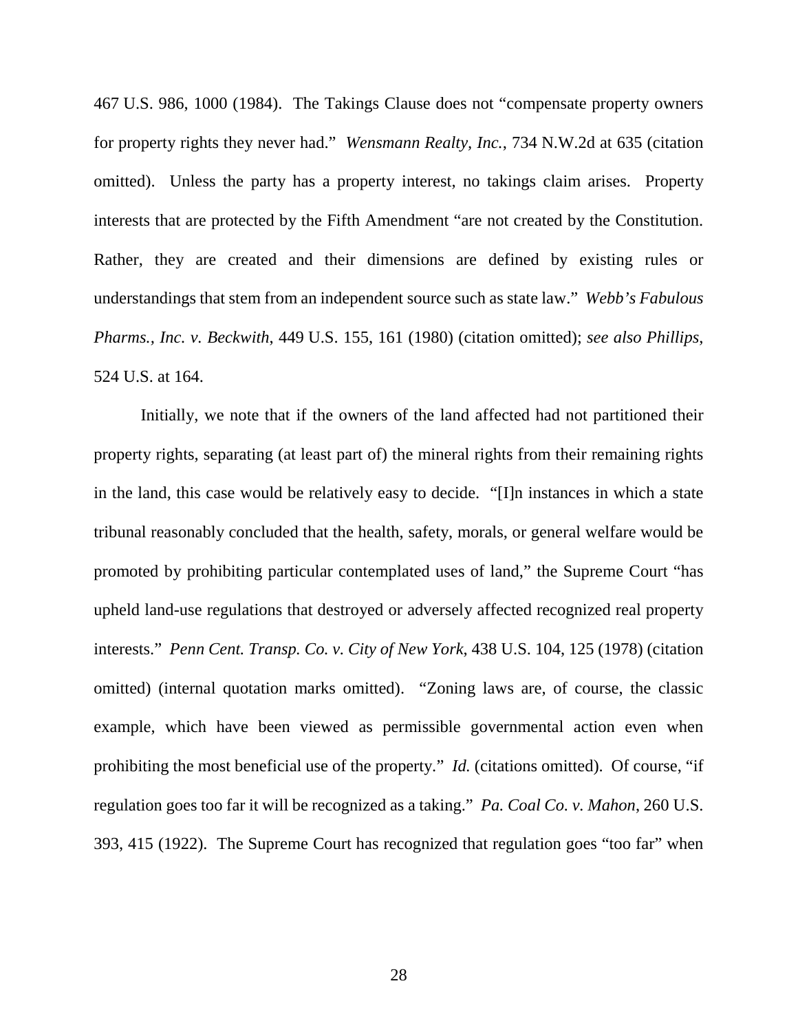467 U.S. 986, 1000 (1984). The Takings Clause does not "compensate property owners for property rights they never had." *Wensmann Realty, Inc.*, 734 N.W.2d at 635 (citation omitted). Unless the party has a property interest, no takings claim arises. Property interests that are protected by the Fifth Amendment "are not created by the Constitution. Rather, they are created and their dimensions are defined by existing rules or understandings that stem from an independent source such as state law." *Webb's Fabulous Pharms., Inc. v. Beckwith*, 449 U.S. 155, 161 (1980) (citation omitted); *see also Phillips*, 524 U.S. at 164.

Initially, we note that if the owners of the land affected had not partitioned their property rights, separating (at least part of) the mineral rights from their remaining rights in the land, this case would be relatively easy to decide. "[I]n instances in which a state tribunal reasonably concluded that the health, safety, morals, or general welfare would be promoted by prohibiting particular contemplated uses of land," the Supreme Court "has upheld land-use regulations that destroyed or adversely affected recognized real property interests." *Penn Cent. Transp. Co. v. City of New York*, 438 U.S. 104, 125 (1978) (citation omitted) (internal quotation marks omitted). "Zoning laws are, of course, the classic example, which have been viewed as permissible governmental action even when prohibiting the most beneficial use of the property." *Id.* (citations omitted). Of course, "if regulation goes too far it will be recognized as a taking." *Pa. Coal Co. v. Mahon*, 260 U.S. 393, 415 (1922). The Supreme Court has recognized that regulation goes "too far" when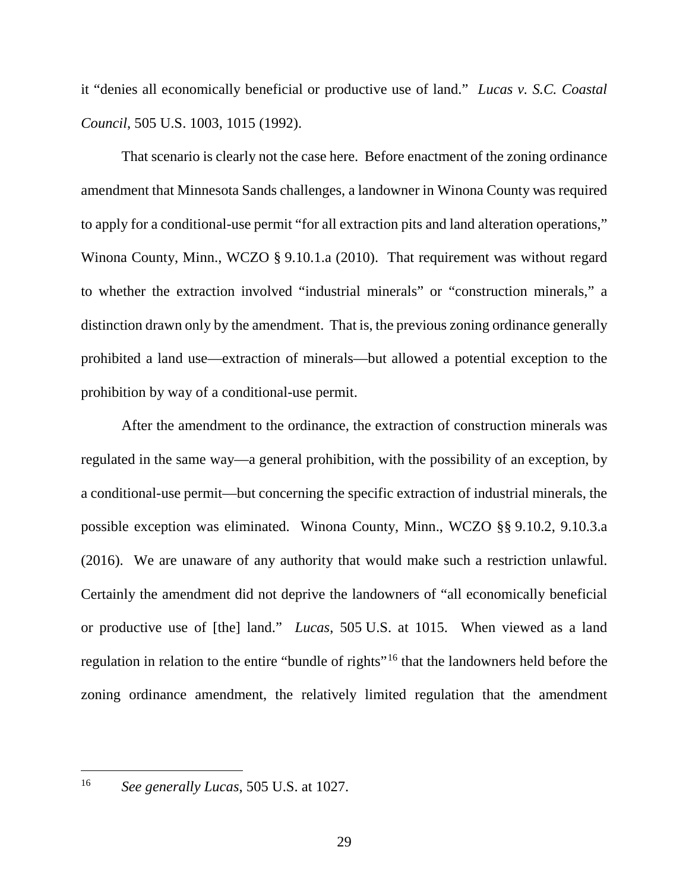it "denies all economically beneficial or productive use of land." *Lucas v. S.C. Coastal Council*, 505 U.S. 1003, 1015 (1992).

That scenario is clearly not the case here. Before enactment of the zoning ordinance amendment that Minnesota Sands challenges, a landowner in Winona County was required to apply for a conditional-use permit "for all extraction pits and land alteration operations," Winona County, Minn., WCZO § 9.10.1.a (2010). That requirement was without regard to whether the extraction involved "industrial minerals" or "construction minerals," a distinction drawn only by the amendment. That is, the previous zoning ordinance generally prohibited a land use—extraction of minerals—but allowed a potential exception to the prohibition by way of a conditional-use permit.

After the amendment to the ordinance, the extraction of construction minerals was regulated in the same way—a general prohibition, with the possibility of an exception, by a conditional-use permit—but concerning the specific extraction of industrial minerals, the possible exception was eliminated. Winona County, Minn., WCZO §§ 9.10.2, 9.10.3.a (2016). We are unaware of any authority that would make such a restriction unlawful. Certainly the amendment did not deprive the landowners of "all economically beneficial or productive use of [the] land." *Lucas*, 505 U.S. at 1015. When viewed as a land regulation in relation to the entire "bundle of rights"[16] that the landowners held before the zoning ordinance amendment, the relatively limited regulation that the amendment

---

[16] *See generally Lucas*, 505 U.S. at 1027.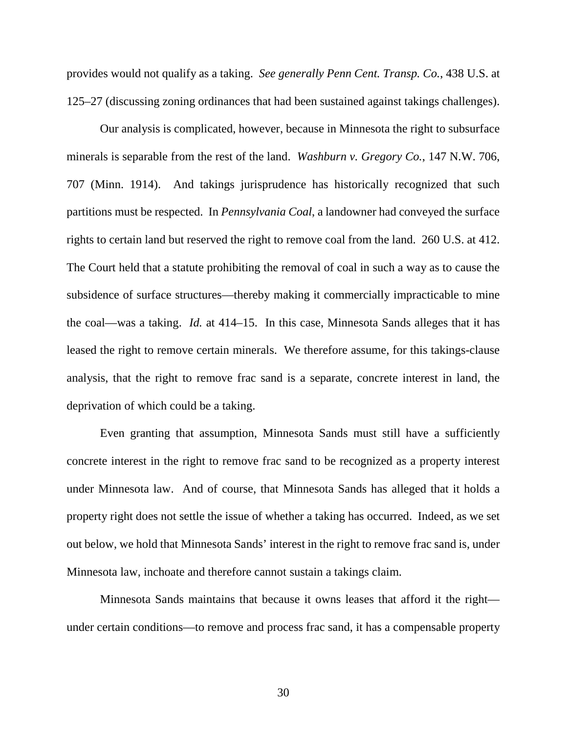provides would not qualify as a taking. *See generally Penn Cent. Transp. Co.*, 438 U.S. at 125–27 (discussing zoning ordinances that had been sustained against takings challenges).

Our analysis is complicated, however, because in Minnesota the right to subsurface minerals is separable from the rest of the land. *Washburn v. Gregory Co.*, 147 N.W. 706, 707 (Minn. 1914). And takings jurisprudence has historically recognized that such partitions must be respected. In *Pennsylvania Coal*, a landowner had conveyed the surface rights to certain land but reserved the right to remove coal from the land. 260 U.S. at 412. The Court held that a statute prohibiting the removal of coal in such a way as to cause the subsidence of surface structures—thereby making it commercially impracticable to mine the coal—was a taking. *Id.* at 414–15. In this case, Minnesota Sands alleges that it has leased the right to remove certain minerals. We therefore assume, for this takings-clause analysis, that the right to remove frac sand is a separate, concrete interest in land, the deprivation of which could be a taking.

Even granting that assumption, Minnesota Sands must still have a sufficiently concrete interest in the right to remove frac sand to be recognized as a property interest under Minnesota law. And of course, that Minnesota Sands has alleged that it holds a property right does not settle the issue of whether a taking has occurred. Indeed, as we set out below, we hold that Minnesota Sands' interest in the right to remove frac sand is, under Minnesota law, inchoate and therefore cannot sustain a takings claim.

Minnesota Sands maintains that because it owns leases that afford it the right—under certain conditions—to remove and process frac sand, it has a compensable property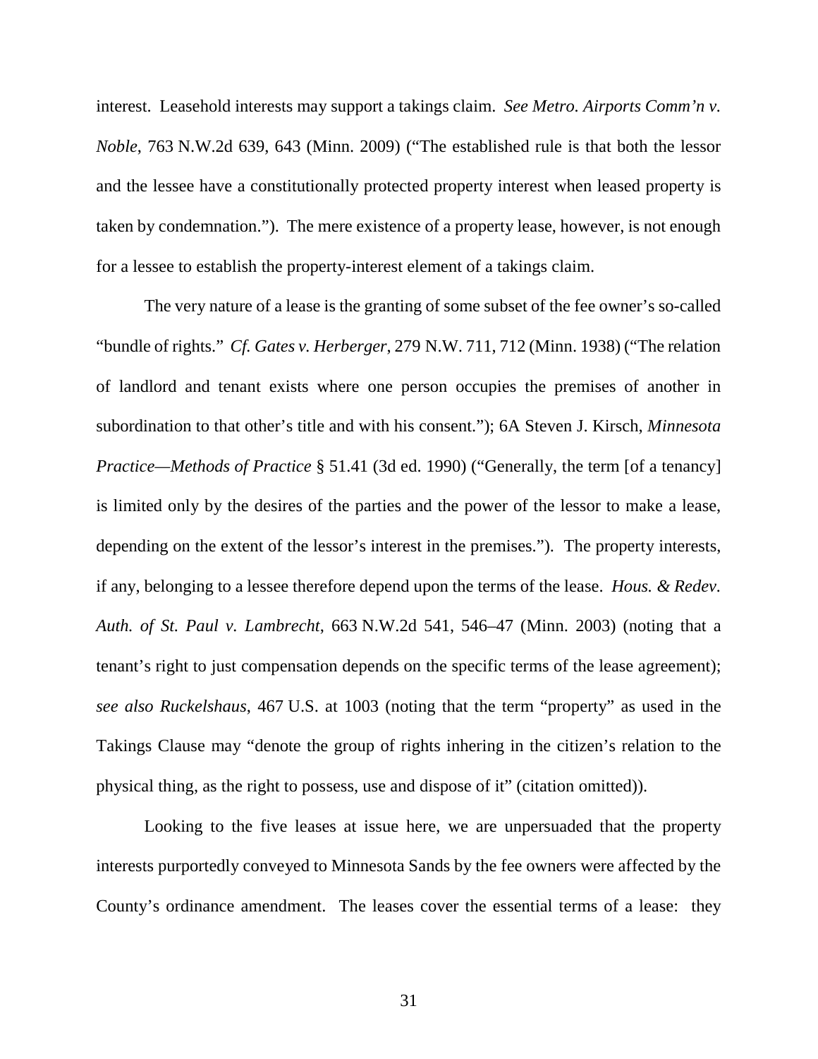interest. Leasehold interests may support a takings claim. *See Metro. Airports Comm'n v. Noble*, 763 N.W.2d 639, 643 (Minn. 2009) ("The established rule is that both the lessor and the lessee have a constitutionally protected property interest when leased property is taken by condemnation."). The mere existence of a property lease, however, is not enough for a lessee to establish the property-interest element of a takings claim.

The very nature of a lease is the granting of some subset of the fee owner's so-called "bundle of rights." *Cf. Gates v. Herberger*, 279 N.W. 711, 712 (Minn. 1938) ("The relation of landlord and tenant exists where one person occupies the premises of another in subordination to that other's title and with his consent."); 6A Steven J. Kirsch, *Minnesota Practice—Methods of Practice* § 51.41 (3d ed. 1990) ("Generally, the term [of a tenancy] is limited only by the desires of the parties and the power of the lessor to make a lease, depending on the extent of the lessor's interest in the premises."). The property interests, if any, belonging to a lessee therefore depend upon the terms of the lease. *Hous. & Redev. Auth. of St. Paul v. Lambrecht*, 663 N.W.2d 541, 546–47 (Minn. 2003) (noting that a tenant's right to just compensation depends on the specific terms of the lease agreement); *see also Ruckelshaus*, 467 U.S. at 1003 (noting that the term "property" as used in the Takings Clause may "denote the group of rights inhering in the citizen's relation to the physical thing, as the right to possess, use and dispose of it" (citation omitted)).

Looking to the five leases at issue here, we are unpersuaded that the property interests purportedly conveyed to Minnesota Sands by the fee owners were affected by the County's ordinance amendment. The leases cover the essential terms of a lease: they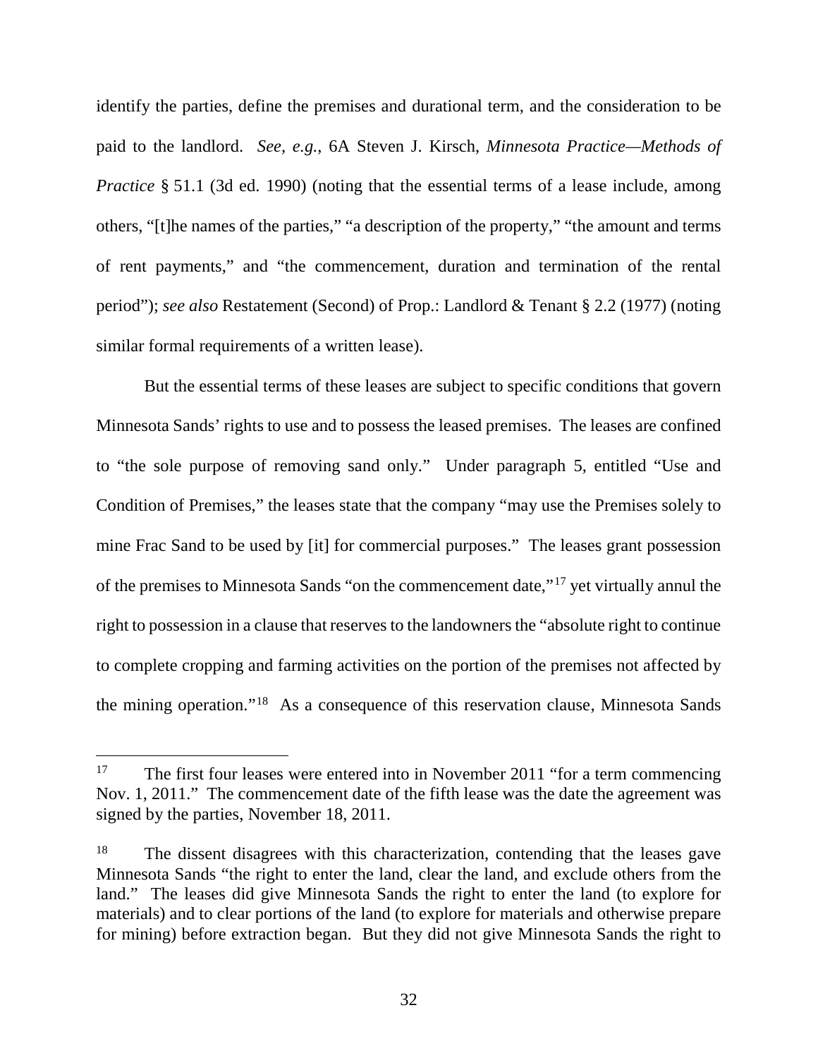identify the parties, define the premises and durational term, and the consideration to be paid to the landlord. *See, e.g.*, 6A Steven J. Kirsch, *Minnesota Practice—Methods of Practice* § 51.1 (3d ed. 1990) (noting that the essential terms of a lease include, among others, "[t]he names of the parties," "a description of the property," "the amount and terms of rent payments," and "the commencement, duration and termination of the rental period"); *see also* Restatement (Second) of Prop.: Landlord & Tenant § 2.2 (1977) (noting similar formal requirements of a written lease).

But the essential terms of these leases are subject to specific conditions that govern Minnesota Sands' rights to use and to possess the leased premises. The leases are confined to "the sole purpose of removing sand only." Under paragraph 5, entitled "Use and Condition of Premises," the leases state that the company "may use the Premises solely to mine Frac Sand to be used by [it] for commercial purposes." The leases grant possession of the premises to Minnesota Sands "on the commencement date,"[17] yet virtually annul the right to possession in a clause that reserves to the landowners the "absolute right to continue to complete cropping and farming activities on the portion of the premises not affected by the mining operation."[18] As a consequence of this reservation clause, Minnesota Sands

---

[17] The first four leases were entered into in November 2011 "for a term commencing Nov. 1, 2011." The commencement date of the fifth lease was the date the agreement was signed by the parties, November 18, 2011.

[18] The dissent disagrees with this characterization, contending that the leases gave Minnesota Sands "the right to enter the land, clear the land, and exclude others from the land." The leases did give Minnesota Sands the right to enter the land (to explore for materials) and to clear portions of the land (to explore for materials and otherwise prepare for mining) before extraction began. But they did not give Minnesota Sands the right to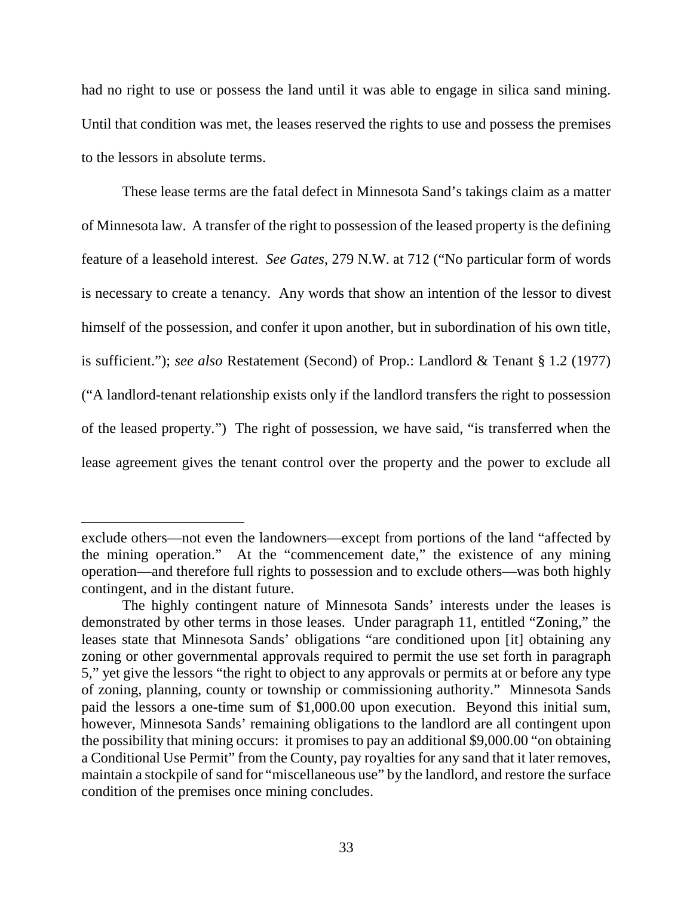had no right to use or possess the land until it was able to engage in silica sand mining. Until that condition was met, the leases reserved the rights to use and possess the premises to the lessors in absolute terms.

These lease terms are the fatal defect in Minnesota Sand's takings claim as a matter of Minnesota law. A transfer of the right to possession of the leased property is the defining feature of a leasehold interest. *See Gates*, 279 N.W. at 712 ("No particular form of words is necessary to create a tenancy. Any words that show an intention of the lessor to divest himself of the possession, and confer it upon another, but in subordination of his own title, is sufficient."); *see also* Restatement (Second) of Prop.: Landlord & Tenant § 1.2 (1977) ("A landlord-tenant relationship exists only if the landlord transfers the right to possession of the leased property.") The right of possession, we have said, "is transferred when the lease agreement gives the tenant control over the property and the power to exclude all

---

exclude others—not even the landowners—except from portions of the land "affected by the mining operation." At the "commencement date," the existence of any mining operation—and therefore full rights to possession and to exclude others—was both highly contingent, and in the distant future.

The highly contingent nature of Minnesota Sands' interests under the leases is demonstrated by other terms in those leases. Under paragraph 11, entitled "Zoning," the leases state that Minnesota Sands' obligations "are conditioned upon [it] obtaining any zoning or other governmental approvals required to permit the use set forth in paragraph 5," yet give the lessors "the right to object to any approvals or permits at or before any type of zoning, planning, county or township or commissioning authority." Minnesota Sands paid the lessors a one-time sum of $1,000.00 upon execution. Beyond this initial sum, however, Minnesota Sands' remaining obligations to the landlord are all contingent upon the possibility that mining occurs: it promises to pay an additional $9,000.00 "on obtaining a Conditional Use Permit" from the County, pay royalties for any sand that it later removes, maintain a stockpile of sand for "miscellaneous use" by the landlord, and restore the surface condition of the premises once mining concludes.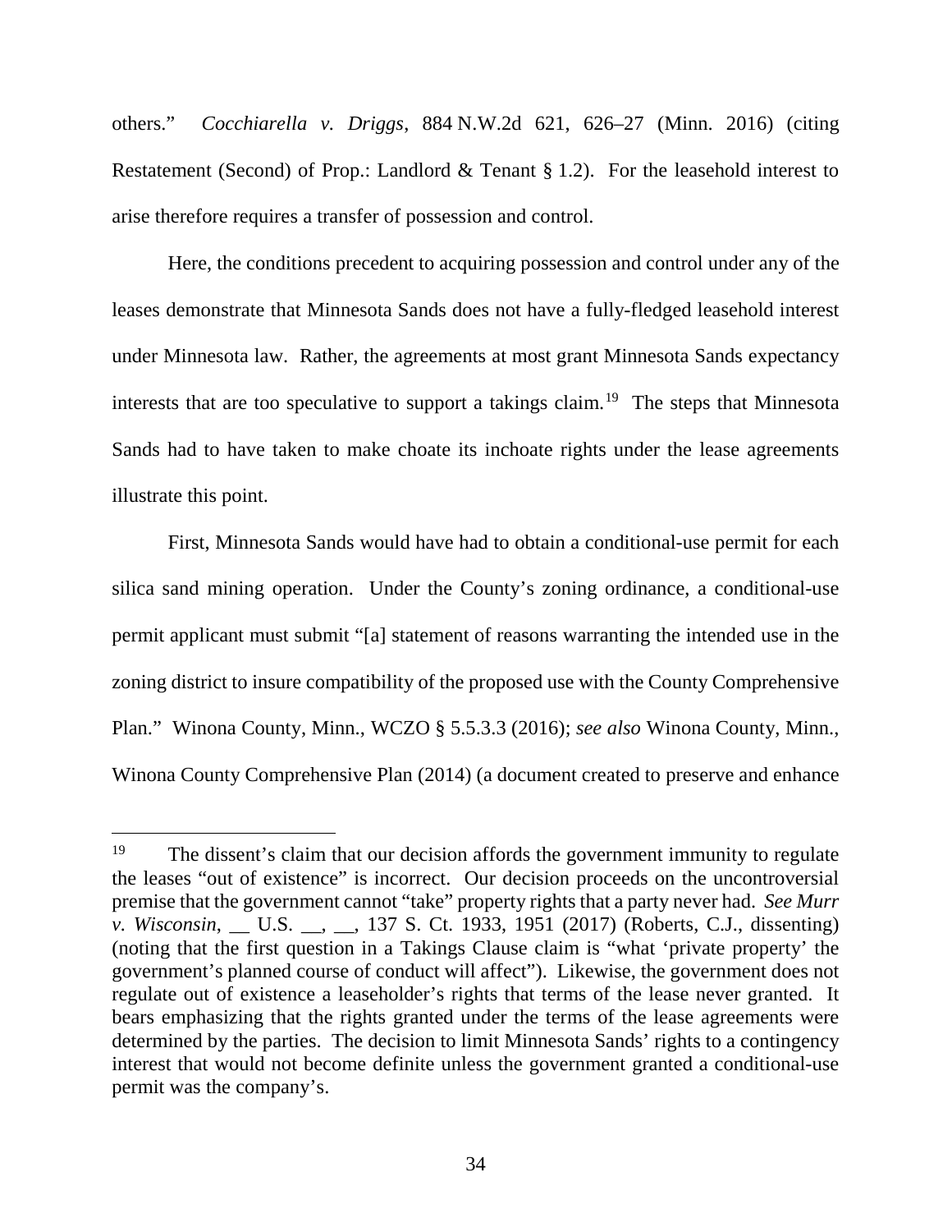others." *Cocchiarella v. Driggs*, 884 N.W.2d 621, 626–27 (Minn. 2016) (citing Restatement (Second) of Prop.: Landlord & Tenant § 1.2). For the leasehold interest to arise therefore requires a transfer of possession and control.

Here, the conditions precedent to acquiring possession and control under any of the leases demonstrate that Minnesota Sands does not have a fully-fledged leasehold interest under Minnesota law. Rather, the agreements at most grant Minnesota Sands expectancy interests that are too speculative to support a takings claim.[19] The steps that Minnesota Sands had to have taken to make choate its inchoate rights under the lease agreements illustrate this point.

First, Minnesota Sands would have had to obtain a conditional-use permit for each silica sand mining operation. Under the County's zoning ordinance, a conditional-use permit applicant must submit "[a] statement of reasons warranting the intended use in the zoning district to insure compatibility of the proposed use with the County Comprehensive Plan." Winona County, Minn., WCZO § 5.5.3.3 (2016); *see also* Winona County, Minn., Winona County Comprehensive Plan (2014) (a document created to preserve and enhance

---

[19] The dissent's claim that our decision affords the government immunity to regulate the leases "out of existence" is incorrect. Our decision proceeds on the uncontroversial premise that the government cannot "take" property rights that a party never had. *See Murr v. Wisconsin*, __ U.S. __, __, 137 S. Ct. 1933, 1951 (2017) (Roberts, C.J., dissenting) (noting that the first question in a Takings Clause claim is "what 'private property' the government's planned course of conduct will affect"). Likewise, the government does not regulate out of existence a leaseholder's rights that terms of the lease never granted. It bears emphasizing that the rights granted under the terms of the lease agreements were determined by the parties. The decision to limit Minnesota Sands' rights to a contingency interest that would not become definite unless the government granted a conditional-use permit was the company's.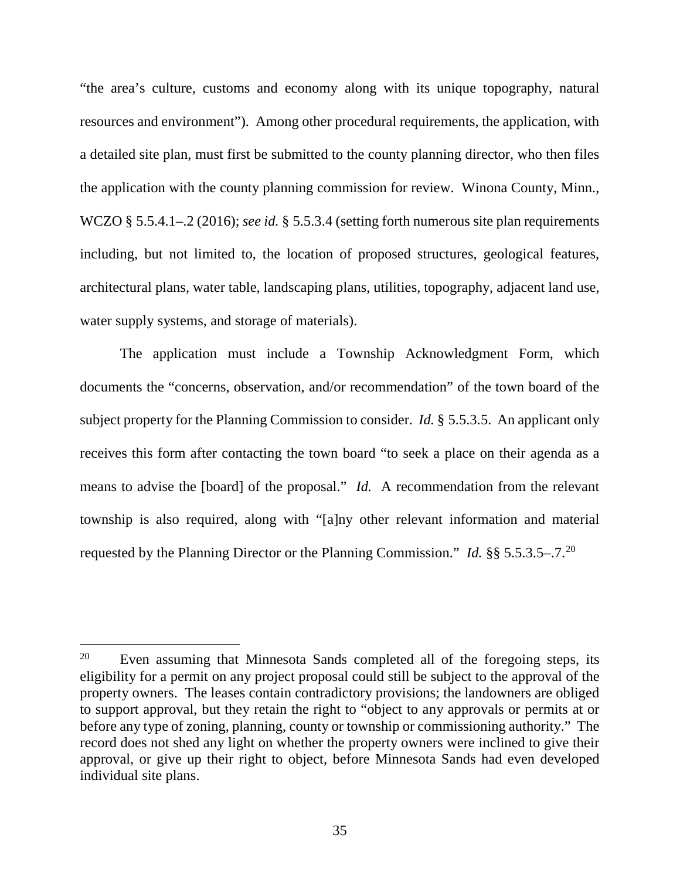"the area's culture, customs and economy along with its unique topography, natural resources and environment"). Among other procedural requirements, the application, with a detailed site plan, must first be submitted to the county planning director, who then files the application with the county planning commission for review. Winona County, Minn., WCZO § 5.5.4.1–.2 (2016); *see id.* § 5.5.3.4 (setting forth numerous site plan requirements including, but not limited to, the location of proposed structures, geological features, architectural plans, water table, landscaping plans, utilities, topography, adjacent land use, water supply systems, and storage of materials).

The application must include a Township Acknowledgment Form, which documents the "concerns, observation, and/or recommendation" of the town board of the subject property for the Planning Commission to consider. *Id.* § 5.5.3.5. An applicant only receives this form after contacting the town board "to seek a place on their agenda as a means to advise the [board] of the proposal." *Id.* A recommendation from the relevant township is also required, along with "[a]ny other relevant information and material requested by the Planning Director or the Planning Commission." *Id.* §§ 5.5.3.5–.7.[20]

---

[20] Even assuming that Minnesota Sands completed all of the foregoing steps, its eligibility for a permit on any project proposal could still be subject to the approval of the property owners. The leases contain contradictory provisions; the landowners are obliged to support approval, but they retain the right to "object to any approvals or permits at or before any type of zoning, planning, county or township or commissioning authority." The record does not shed any light on whether the property owners were inclined to give their approval, or give up their right to object, before Minnesota Sands had even developed individual site plans.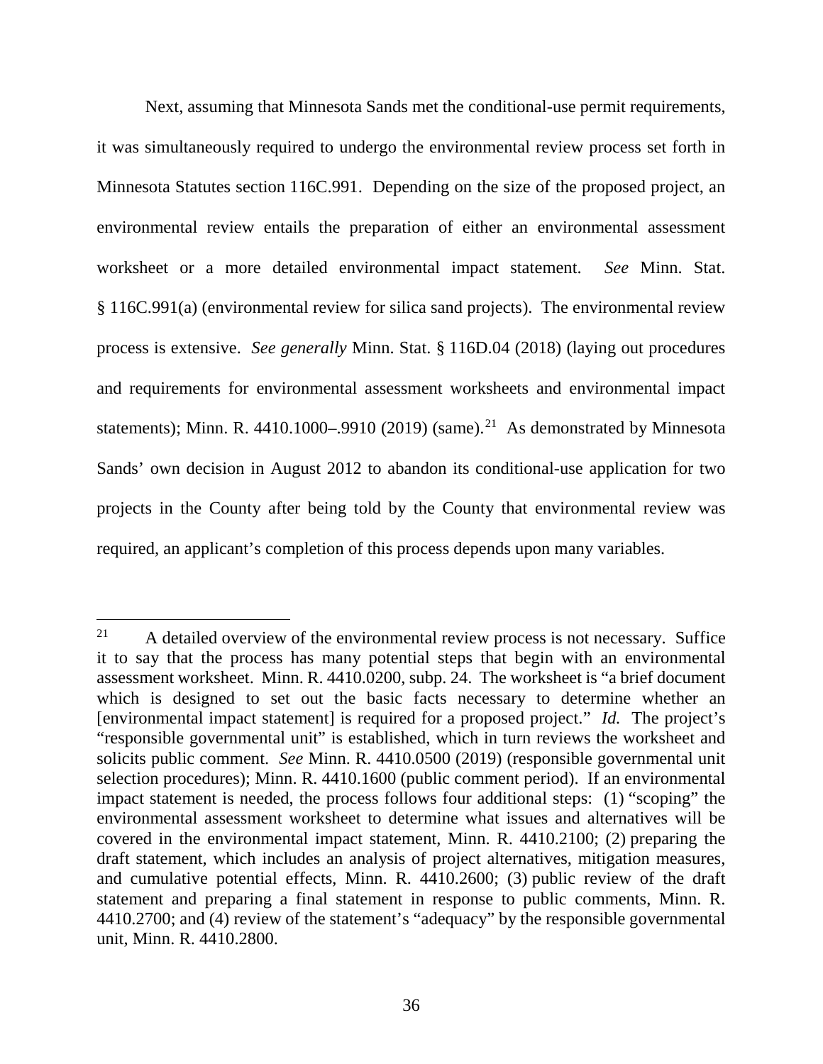Next, assuming that Minnesota Sands met the conditional-use permit requirements, it was simultaneously required to undergo the environmental review process set forth in Minnesota Statutes section 116C.991. Depending on the size of the proposed project, an environmental review entails the preparation of either an environmental assessment worksheet or a more detailed environmental impact statement. *See* Minn. Stat. § 116C.991(a) (environmental review for silica sand projects). The environmental review process is extensive. *See generally* Minn. Stat. § 116D.04 (2018) (laying out procedures and requirements for environmental assessment worksheets and environmental impact statements); Minn. R. 4410.1000–.9910 (2019) (same).[21] As demonstrated by Minnesota Sands' own decision in August 2012 to abandon its conditional-use application for two projects in the County after being told by the County that environmental review was required, an applicant's completion of this process depends upon many variables.

---

[21] A detailed overview of the environmental review process is not necessary. Suffice it to say that the process has many potential steps that begin with an environmental assessment worksheet. Minn. R. 4410.0200, subp. 24. The worksheet is "a brief document which is designed to set out the basic facts necessary to determine whether an [environmental impact statement] is required for a proposed project." *Id.* The project's "responsible governmental unit" is established, which in turn reviews the worksheet and solicits public comment. *See* Minn. R. 4410.0500 (2019) (responsible governmental unit selection procedures); Minn. R. 4410.1600 (public comment period). If an environmental impact statement is needed, the process follows four additional steps: (1) "scoping" the environmental assessment worksheet to determine what issues and alternatives will be covered in the environmental impact statement, Minn. R. 4410.2100; (2) preparing the draft statement, which includes an analysis of project alternatives, mitigation measures, and cumulative potential effects, Minn. R. 4410.2600; (3) public review of the draft statement and preparing a final statement in response to public comments, Minn. R. 4410.2700; and (4) review of the statement's "adequacy" by the responsible governmental unit, Minn. R. 4410.2800.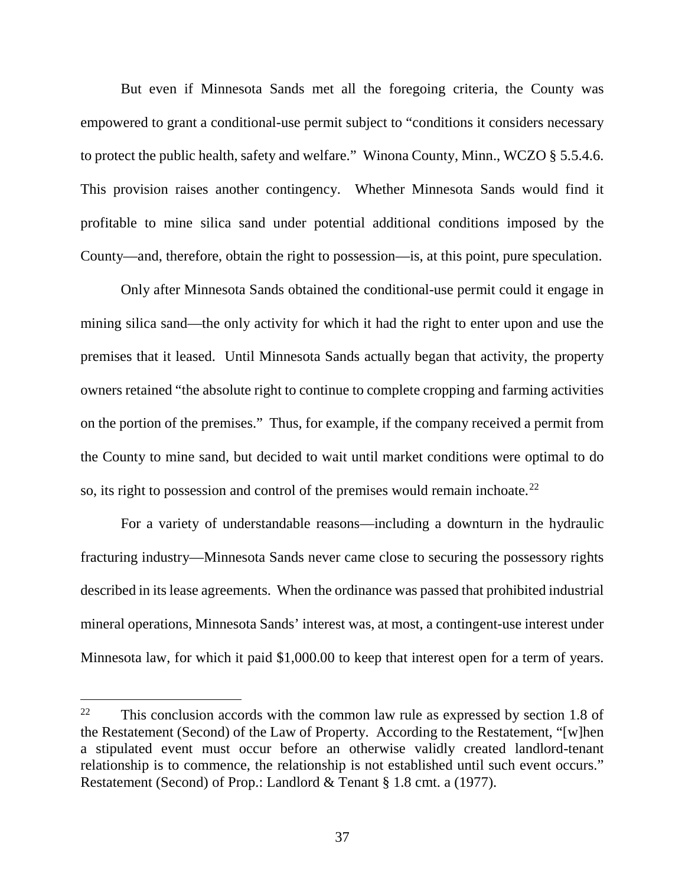But even if Minnesota Sands met all the foregoing criteria, the County was empowered to grant a conditional-use permit subject to "conditions it considers necessary to protect the public health, safety and welfare." Winona County, Minn., WCZO § 5.5.4.6. This provision raises another contingency. Whether Minnesota Sands would find it profitable to mine silica sand under potential additional conditions imposed by the County—and, therefore, obtain the right to possession—is, at this point, pure speculation.

Only after Minnesota Sands obtained the conditional-use permit could it engage in mining silica sand—the only activity for which it had the right to enter upon and use the premises that it leased. Until Minnesota Sands actually began that activity, the property owners retained "the absolute right to continue to complete cropping and farming activities on the portion of the premises." Thus, for example, if the company received a permit from the County to mine sand, but decided to wait until market conditions were optimal to do so, its right to possession and control of the premises would remain inchoate.[22]

For a variety of understandable reasons—including a downturn in the hydraulic fracturing industry—Minnesota Sands never came close to securing the possessory rights described in its lease agreements. When the ordinance was passed that prohibited industrial mineral operations, Minnesota Sands' interest was, at most, a contingent-use interest under Minnesota law, for which it paid $1,000.00 to keep that interest open for a term of years.

---

[22] This conclusion accords with the common law rule as expressed by section 1.8 of the Restatement (Second) of the Law of Property. According to the Restatement, "[w]hen a stipulated event must occur before an otherwise validly created landlord-tenant relationship is to commence, the relationship is not established until such event occurs." Restatement (Second) of Prop.: Landlord & Tenant § 1.8 cmt. a (1977).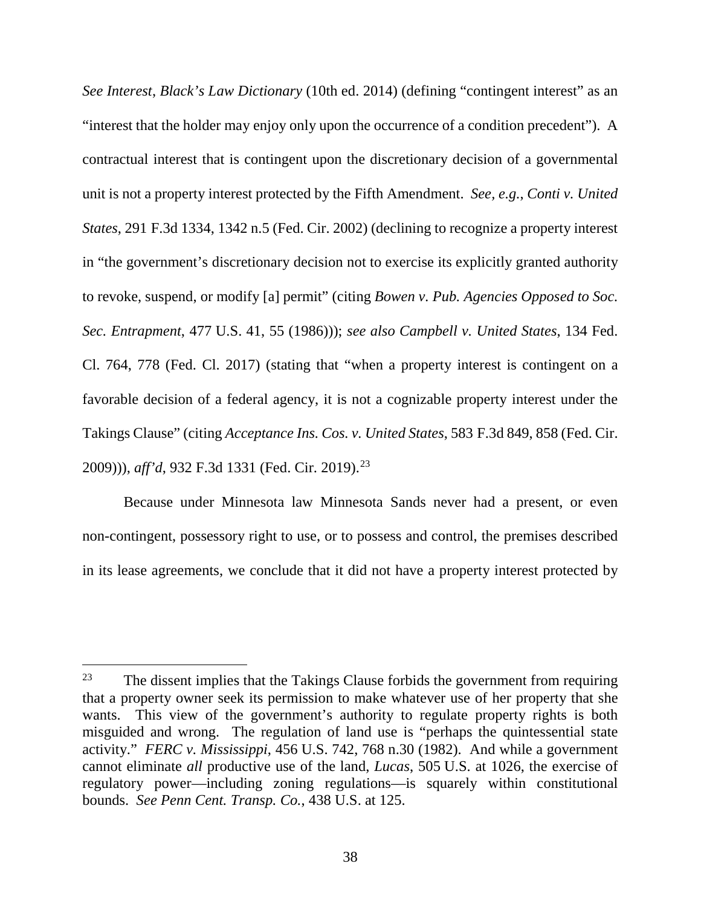*See Interest*, *Black's Law Dictionary* (10th ed. 2014) (defining "contingent interest" as an "interest that the holder may enjoy only upon the occurrence of a condition precedent"). A contractual interest that is contingent upon the discretionary decision of a governmental unit is not a property interest protected by the Fifth Amendment. *See, e.g.*, *Conti v. United States*, 291 F.3d 1334, 1342 n.5 (Fed. Cir. 2002) (declining to recognize a property interest in "the government's discretionary decision not to exercise its explicitly granted authority to revoke, suspend, or modify [a] permit" (citing *Bowen v. Pub. Agencies Opposed to Soc. Sec. Entrapment*, 477 U.S. 41, 55 (1986))); *see also Campbell v. United States*, 134 Fed. Cl. 764, 778 (Fed. Cl. 2017) (stating that "when a property interest is contingent on a favorable decision of a federal agency, it is not a cognizable property interest under the Takings Clause" (citing *Acceptance Ins. Cos. v. United States*, 583 F.3d 849, 858 (Fed. Cir. 2009))), *aff'd*, 932 F.3d 1331 (Fed. Cir. 2019).[23]

Because under Minnesota law Minnesota Sands never had a present, or even non-contingent, possessory right to use, or to possess and control, the premises described in its lease agreements, we conclude that it did not have a property interest protected by

---

[23] The dissent implies that the Takings Clause forbids the government from requiring that a property owner seek its permission to make whatever use of her property that she wants. This view of the government's authority to regulate property rights is both misguided and wrong. The regulation of land use is "perhaps the quintessential state activity." *FERC v. Mississippi*, 456 U.S. 742, 768 n.30 (1982). And while a government cannot eliminate *all* productive use of the land, *Lucas*, 505 U.S. at 1026, the exercise of regulatory power—including zoning regulations—is squarely within constitutional bounds. *See Penn Cent. Transp. Co.*, 438 U.S. at 125.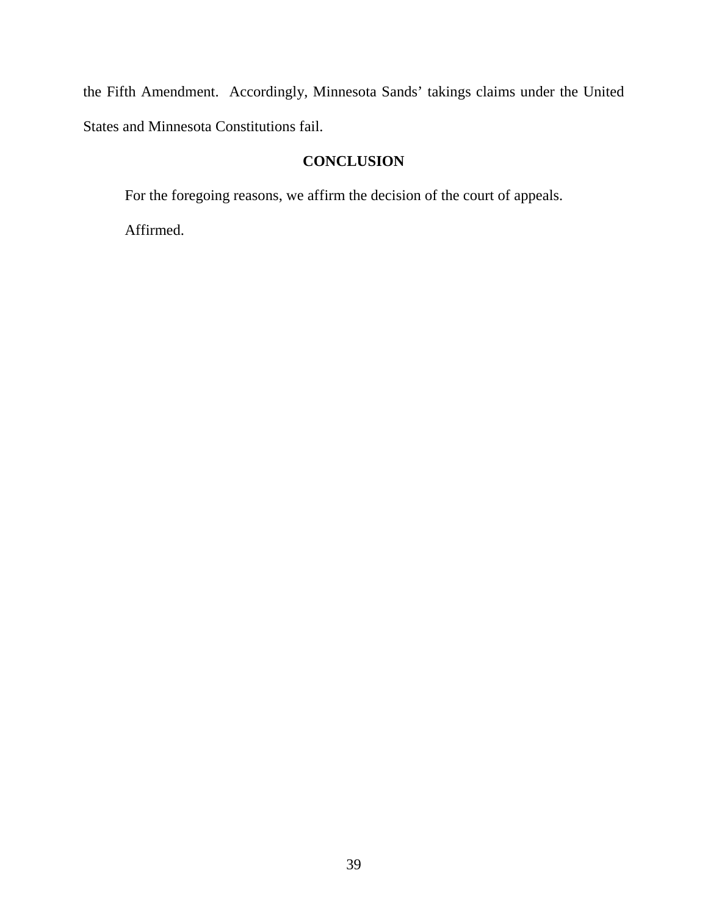the Fifth Amendment. Accordingly, Minnesota Sands' takings claims under the United States and Minnesota Constitutions fail.

## CONCLUSION

For the foregoing reasons, we affirm the decision of the court of appeals.

Affirmed.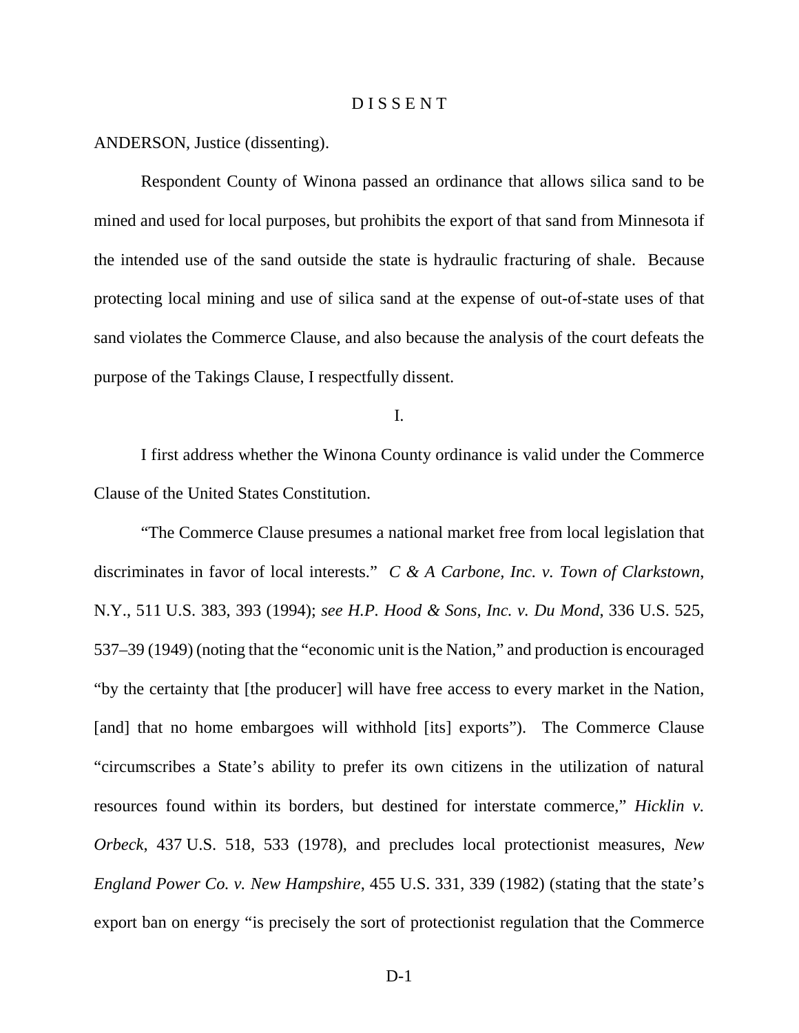# D I S S E N T

ANDERSON, Justice (dissenting).

Respondent County of Winona passed an ordinance that allows silica sand to be mined and used for local purposes, but prohibits the export of that sand from Minnesota if the intended use of the sand outside the state is hydraulic fracturing of shale. Because protecting local mining and use of silica sand at the expense of out-of-state uses of that sand violates the Commerce Clause, and also because the analysis of the court defeats the purpose of the Takings Clause, I respectfully dissent.

## I.

I first address whether the Winona County ordinance is valid under the Commerce Clause of the United States Constitution.

"The Commerce Clause presumes a national market free from local legislation that discriminates in favor of local interests." *C & A Carbone, Inc. v. Town of Clarkstown*, N.Y., 511 U.S. 383, 393 (1994); *see H.P. Hood & Sons, Inc. v. Du Mond*, 336 U.S. 525, 537–39 (1949) (noting that the "economic unit is the Nation," and production is encouraged "by the certainty that [the producer] will have free access to every market in the Nation, [and] that no home embargoes will withhold [its] exports"). The Commerce Clause "circumscribes a State's ability to prefer its own citizens in the utilization of natural resources found within its borders, but destined for interstate commerce," *Hicklin v. Orbeck*, 437 U.S. 518, 533 (1978), and precludes local protectionist measures, *New England Power Co. v. New Hampshire*, 455 U.S. 331, 339 (1982) (stating that the state's export ban on energy "is precisely the sort of protectionist regulation that the Commerce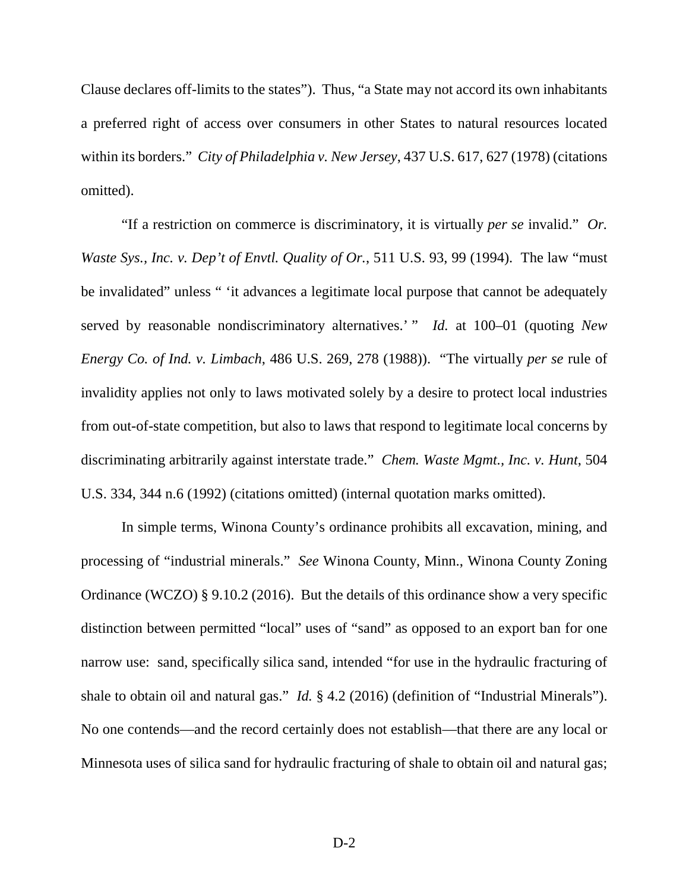Clause declares off-limits to the states"). Thus, "a State may not accord its own inhabitants a preferred right of access over consumers in other States to natural resources located within its borders." *City of Philadelphia v. New Jersey*, 437 U.S. 617, 627 (1978) (citations omitted).

"If a restriction on commerce is discriminatory, it is virtually *per se* invalid." *Or. Waste Sys., Inc. v. Dep't of Envtl. Quality of Or.*, 511 U.S. 93, 99 (1994). The law "must be invalidated" unless " 'it advances a legitimate local purpose that cannot be adequately served by reasonable nondiscriminatory alternatives.' " *Id.* at 100–01 (quoting *New Energy Co. of Ind. v. Limbach*, 486 U.S. 269, 278 (1988)). "The virtually *per se* rule of invalidity applies not only to laws motivated solely by a desire to protect local industries from out-of-state competition, but also to laws that respond to legitimate local concerns by discriminating arbitrarily against interstate trade." *Chem. Waste Mgmt., Inc. v. Hunt*, 504 U.S. 334, 344 n.6 (1992) (citations omitted) (internal quotation marks omitted).

In simple terms, Winona County's ordinance prohibits all excavation, mining, and processing of "industrial minerals." *See* Winona County, Minn., Winona County Zoning Ordinance (WCZO) § 9.10.2 (2016). But the details of this ordinance show a very specific distinction between permitted "local" uses of "sand" as opposed to an export ban for one narrow use: sand, specifically silica sand, intended "for use in the hydraulic fracturing of shale to obtain oil and natural gas." *Id.* § 4.2 (2016) (definition of "Industrial Minerals"). No one contends—and the record certainly does not establish—that there are any local or Minnesota uses of silica sand for hydraulic fracturing of shale to obtain oil and natural gas;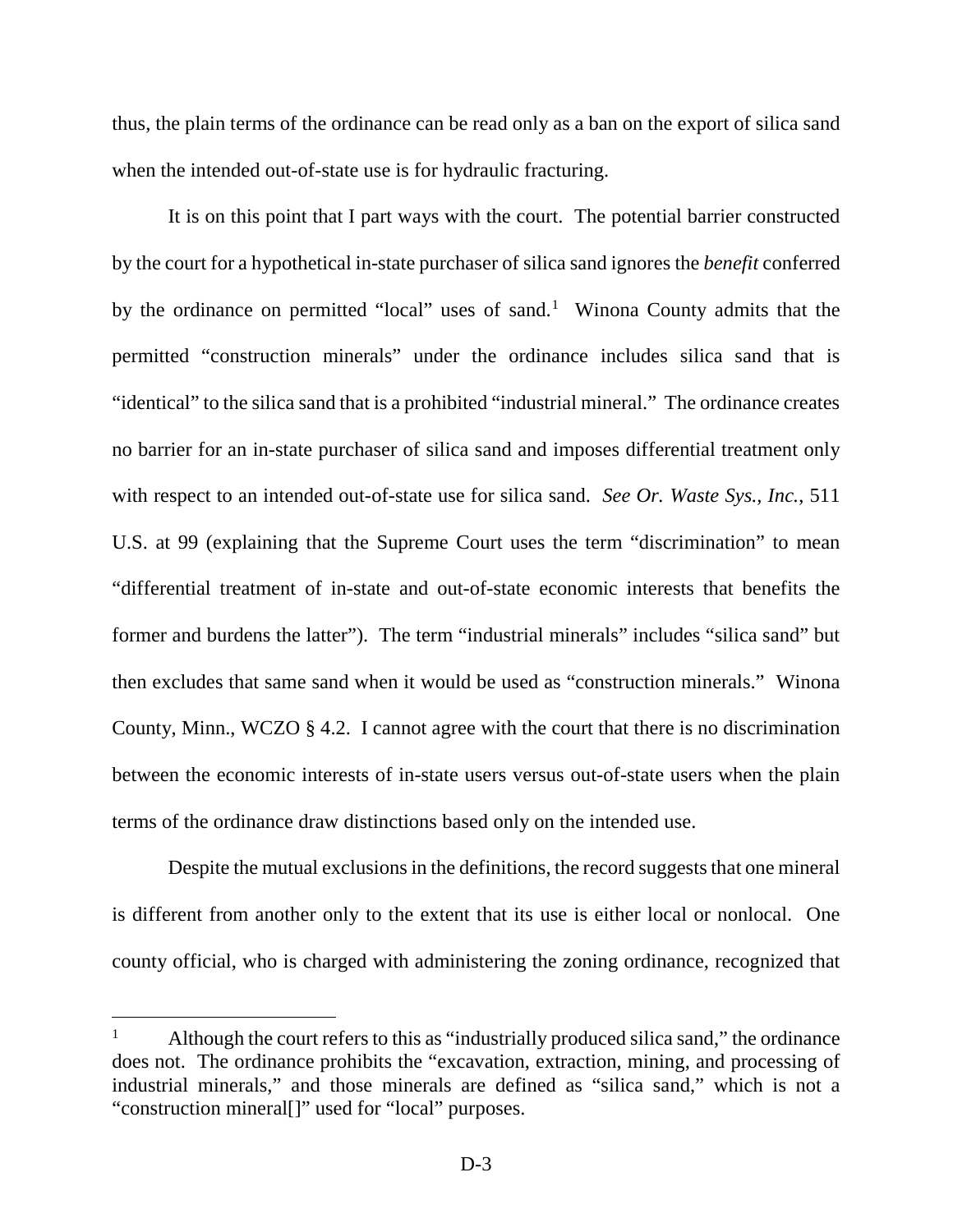thus, the plain terms of the ordinance can be read only as a ban on the export of silica sand when the intended out-of-state use is for hydraulic fracturing.

It is on this point that I part ways with the court. The potential barrier constructed by the court for a hypothetical in-state purchaser of silica sand ignores the *benefit* conferred by the ordinance on permitted "local" uses of sand.[1] Winona County admits that the permitted "construction minerals" under the ordinance includes silica sand that is "identical" to the silica sand that is a prohibited "industrial mineral." The ordinance creates no barrier for an in-state purchaser of silica sand and imposes differential treatment only with respect to an intended out-of-state use for silica sand. *See Or. Waste Sys., Inc.*, 511 U.S. at 99 (explaining that the Supreme Court uses the term "discrimination" to mean "differential treatment of in-state and out-of-state economic interests that benefits the former and burdens the latter"). The term "industrial minerals" includes "silica sand" but then excludes that same sand when it would be used as "construction minerals." Winona County, Minn., WCZO § 4.2. I cannot agree with the court that there is no discrimination between the economic interests of in-state users versus out-of-state users when the plain terms of the ordinance draw distinctions based only on the intended use.

Despite the mutual exclusions in the definitions, the record suggests that one mineral is different from another only to the extent that its use is either local or nonlocal. One county official, who is charged with administering the zoning ordinance, recognized that

---

[1] Although the court refers to this as "industrially produced silica sand," the ordinance does not. The ordinance prohibits the "excavation, extraction, mining, and processing of industrial minerals," and those minerals are defined as "silica sand," which is not a "construction mineral[]" used for "local" purposes.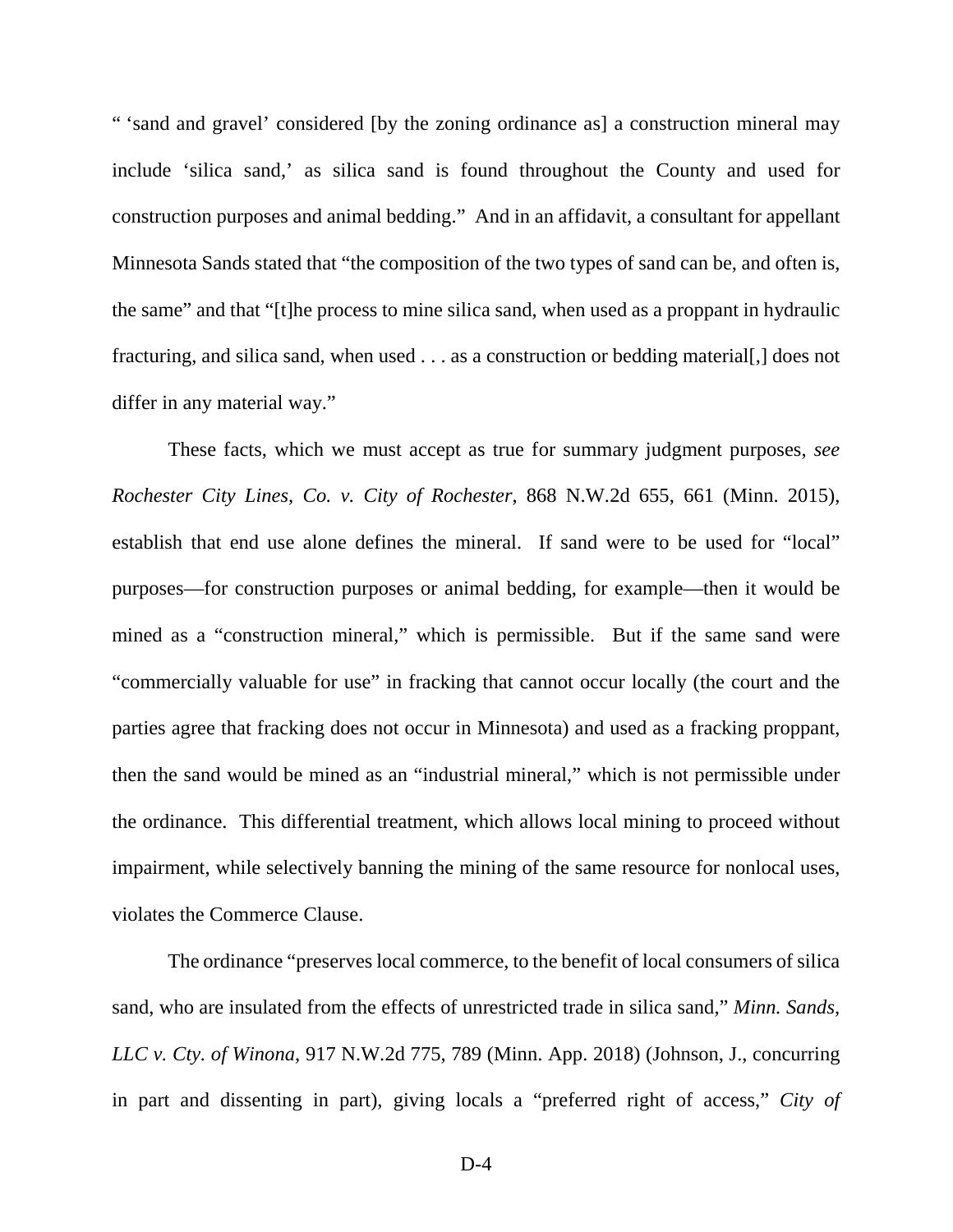" 'sand and gravel' considered [by the zoning ordinance as] a construction mineral may include 'silica sand,' as silica sand is found throughout the County and used for construction purposes and animal bedding." And in an affidavit, a consultant for appellant Minnesota Sands stated that "the composition of the two types of sand can be, and often is, the same" and that "[t]he process to mine silica sand, when used as a proppant in hydraulic fracturing, and silica sand, when used . . . as a construction or bedding material[,] does not differ in any material way."

These facts, which we must accept as true for summary judgment purposes, *see Rochester City Lines, Co. v. City of Rochester*, 868 N.W.2d 655, 661 (Minn. 2015), establish that end use alone defines the mineral. If sand were to be used for "local" purposes—for construction purposes or animal bedding, for example—then it would be mined as a "construction mineral," which is permissible. But if the same sand were "commercially valuable for use" in fracking that cannot occur locally (the court and the parties agree that fracking does not occur in Minnesota) and used as a fracking proppant, then the sand would be mined as an "industrial mineral," which is not permissible under the ordinance. This differential treatment, which allows local mining to proceed without impairment, while selectively banning the mining of the same resource for nonlocal uses, violates the Commerce Clause.

The ordinance "preserves local commerce, to the benefit of local consumers of silica sand, who are insulated from the effects of unrestricted trade in silica sand," *Minn. Sands, LLC v. Cty. of Winona*, 917 N.W.2d 775, 789 (Minn. App. 2018) (Johnson, J., concurring in part and dissenting in part), giving locals a "preferred right of access," *City of*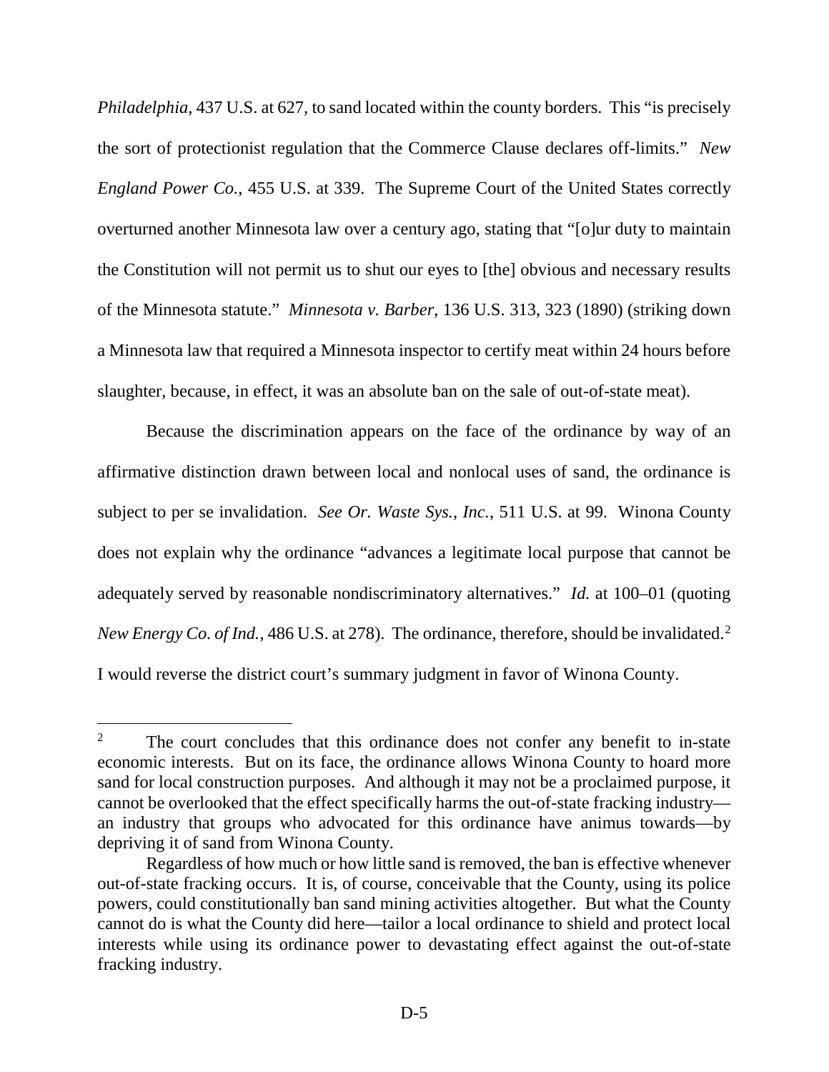*Philadelphia*, 437 U.S. at 627, to sand located within the county borders. This "is precisely the sort of protectionist regulation that the Commerce Clause declares off-limits." *New England Power Co.*, 455 U.S. at 339. The Supreme Court of the United States correctly overturned another Minnesota law over a century ago, stating that "[o]ur duty to maintain the Constitution will not permit us to shut our eyes to [the] obvious and necessary results of the Minnesota statute." *Minnesota v. Barber*, 136 U.S. 313, 323 (1890) (striking down a Minnesota law that required a Minnesota inspector to certify meat within 24 hours before slaughter, because, in effect, it was an absolute ban on the sale of out-of-state meat).

Because the discrimination appears on the face of the ordinance by way of an affirmative distinction drawn between local and nonlocal uses of sand, the ordinance is subject to per se invalidation. *See Or. Waste Sys., Inc.*, 511 U.S. at 99. Winona County does not explain why the ordinance "advances a legitimate local purpose that cannot be adequately served by reasonable nondiscriminatory alternatives." *Id.* at 100–01 (quoting *New Energy Co. of Ind.*, 486 U.S. at 278). The ordinance, therefore, should be invalidated.[2] I would reverse the district court's summary judgment in favor of Winona County.

---

[2] The court concludes that this ordinance does not confer any benefit to in-state economic interests. But on its face, the ordinance allows Winona County to hoard more sand for local construction purposes. And although it may not be a proclaimed purpose, it cannot be overlooked that the effect specifically harms the out-of-state fracking industry—an industry that groups who advocated for this ordinance have animus towards—by depriving it of sand from Winona County.

Regardless of how much or how little sand is removed, the ban is effective whenever out-of-state fracking occurs. It is, of course, conceivable that the County, using its police powers, could constitutionally ban sand mining activities altogether. But what the County cannot do is what the County did here—tailor a local ordinance to shield and protect local interests while using its ordinance power to devastating effect against the out-of-state fracking industry.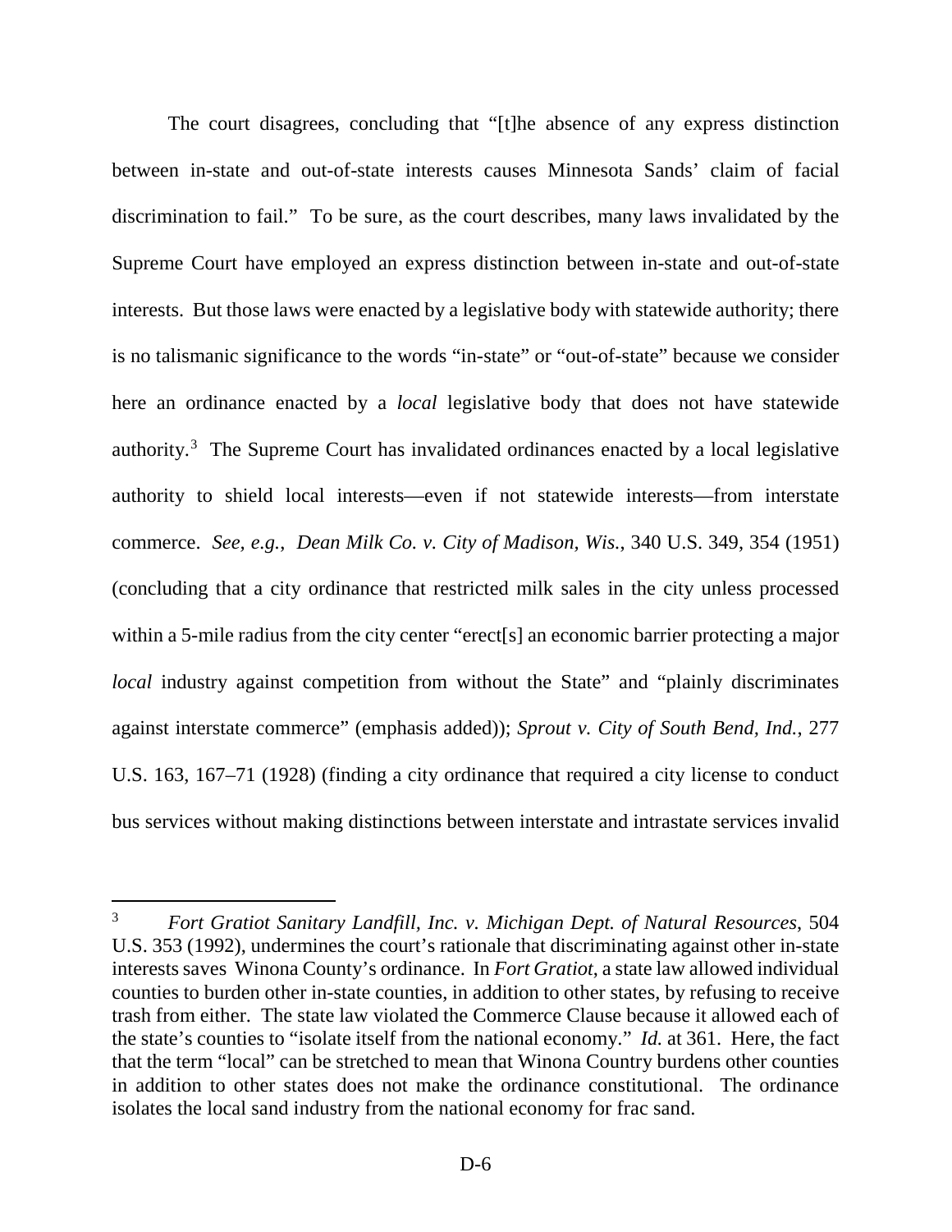The court disagrees, concluding that "[t]he absence of any express distinction between in-state and out-of-state interests causes Minnesota Sands' claim of facial discrimination to fail." To be sure, as the court describes, many laws invalidated by the Supreme Court have employed an express distinction between in-state and out-of-state interests. But those laws were enacted by a legislative body with statewide authority; there is no talismanic significance to the words "in-state" or "out-of-state" because we consider here an ordinance enacted by a *local* legislative body that does not have statewide authority.[3] The Supreme Court has invalidated ordinances enacted by a local legislative authority to shield local interests—even if not statewide interests—from interstate commerce. *See, e.g.*, *Dean Milk Co. v. City of Madison, Wis.*, 340 U.S. 349, 354 (1951) (concluding that a city ordinance that restricted milk sales in the city unless processed within a 5-mile radius from the city center "erect[s] an economic barrier protecting a major *local* industry against competition from without the State" and "plainly discriminates against interstate commerce" (emphasis added)); *Sprout v. City of South Bend, Ind.*, 277 U.S. 163, 167–71 (1928) (finding a city ordinance that required a city license to conduct bus services without making distinctions between interstate and intrastate services invalid

---

[3] *Fort Gratiot Sanitary Landfill, Inc. v. Michigan Dept. of Natural Resources*, 504 U.S. 353 (1992), undermines the court's rationale that discriminating against other in-state interests saves Winona County's ordinance. In *Fort Gratiot*, a state law allowed individual counties to burden other in-state counties, in addition to other states, by refusing to receive trash from either. The state law violated the Commerce Clause because it allowed each of the state's counties to "isolate itself from the national economy." *Id.* at 361. Here, the fact that the term "local" can be stretched to mean that Winona Country burdens other counties in addition to other states does not make the ordinance constitutional. The ordinance isolates the local sand industry from the national economy for frac sand.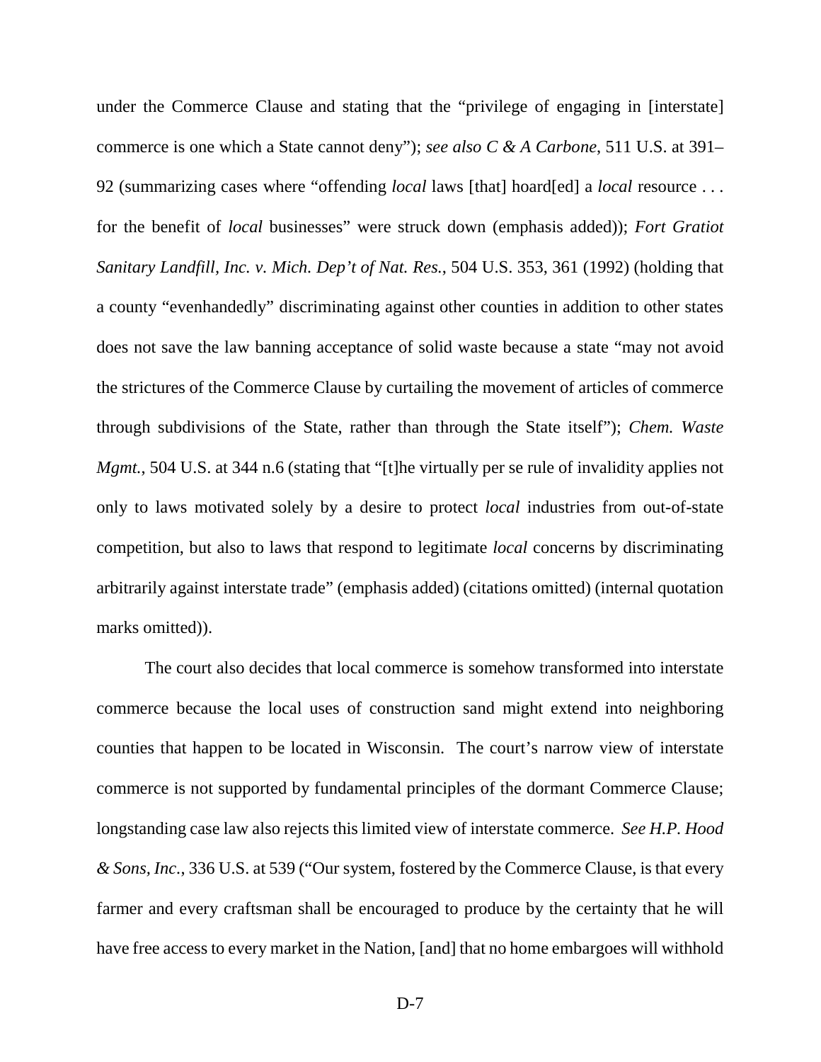under the Commerce Clause and stating that the "privilege of engaging in [interstate] commerce is one which a State cannot deny"); *see also C & A Carbone*, 511 U.S. at 391–92 (summarizing cases where "offending *local* laws [that] hoard[ed] a *local* resource . . . for the benefit of *local* businesses" were struck down (emphasis added)); *Fort Gratiot Sanitary Landfill, Inc. v. Mich. Dep't of Nat. Res.*, 504 U.S. 353, 361 (1992) (holding that a county "evenhandedly" discriminating against other counties in addition to other states does not save the law banning acceptance of solid waste because a state "may not avoid the strictures of the Commerce Clause by curtailing the movement of articles of commerce through subdivisions of the State, rather than through the State itself"); *Chem. Waste Mgmt.*, 504 U.S. at 344 n.6 (stating that "[t]he virtually per se rule of invalidity applies not only to laws motivated solely by a desire to protect *local* industries from out-of-state competition, but also to laws that respond to legitimate *local* concerns by discriminating arbitrarily against interstate trade" (emphasis added) (citations omitted) (internal quotation marks omitted)).

The court also decides that local commerce is somehow transformed into interstate commerce because the local uses of construction sand might extend into neighboring counties that happen to be located in Wisconsin. The court's narrow view of interstate commerce is not supported by fundamental principles of the dormant Commerce Clause; longstanding case law also rejects this limited view of interstate commerce. *See H.P. Hood & Sons, Inc.*, 336 U.S. at 539 ("Our system, fostered by the Commerce Clause, is that every farmer and every craftsman shall be encouraged to produce by the certainty that he will have free access to every market in the Nation, [and] that no home embargoes will withhold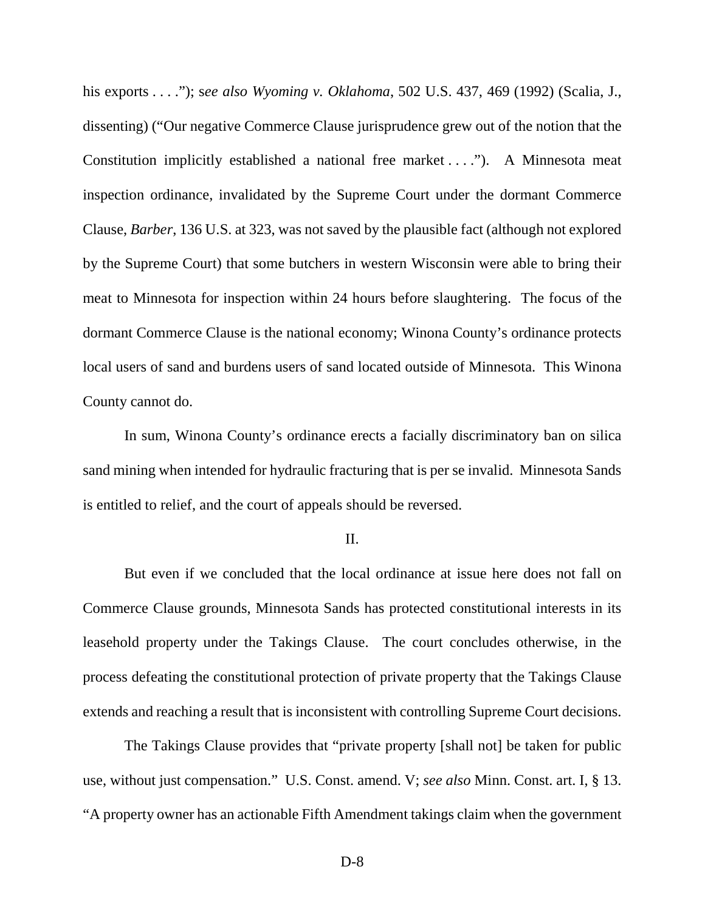his exports . . . ."); s*ee also Wyoming v. Oklahoma*, 502 U.S. 437, 469 (1992) (Scalia, J., dissenting) ("Our negative Commerce Clause jurisprudence grew out of the notion that the Constitution implicitly established a national free market . . . ."). A Minnesota meat inspection ordinance, invalidated by the Supreme Court under the dormant Commerce Clause, *Barber*, 136 U.S. at 323, was not saved by the plausible fact (although not explored by the Supreme Court) that some butchers in western Wisconsin were able to bring their meat to Minnesota for inspection within 24 hours before slaughtering. The focus of the dormant Commerce Clause is the national economy; Winona County's ordinance protects local users of sand and burdens users of sand located outside of Minnesota. This Winona County cannot do.

In sum, Winona County's ordinance erects a facially discriminatory ban on silica sand mining when intended for hydraulic fracturing that is per se invalid. Minnesota Sands is entitled to relief, and the court of appeals should be reversed.

II.

But even if we concluded that the local ordinance at issue here does not fall on Commerce Clause grounds, Minnesota Sands has protected constitutional interests in its leasehold property under the Takings Clause. The court concludes otherwise, in the process defeating the constitutional protection of private property that the Takings Clause extends and reaching a result that is inconsistent with controlling Supreme Court decisions.

The Takings Clause provides that "private property [shall not] be taken for public use, without just compensation." U.S. Const. amend. V; *see also* Minn. Const. art. I, § 13. "A property owner has an actionable Fifth Amendment takings claim when the government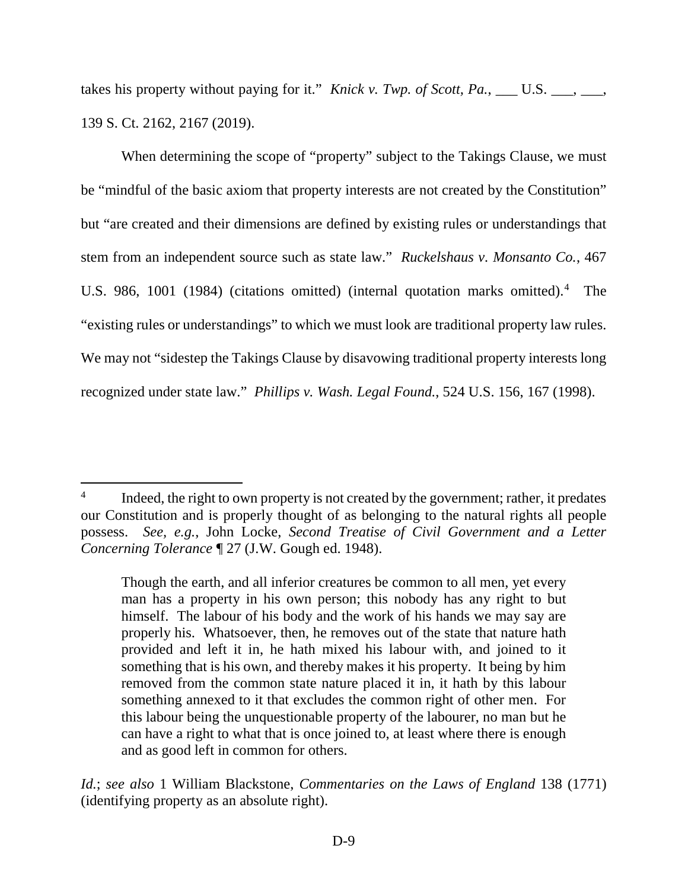takes his property without paying for it." *Knick v. Twp. of Scott, Pa.*, ___ U.S. ___, ___, 139 S. Ct. 2162, 2167 (2019).

When determining the scope of "property" subject to the Takings Clause, we must be "mindful of the basic axiom that property interests are not created by the Constitution" but "are created and their dimensions are defined by existing rules or understandings that stem from an independent source such as state law." *Ruckelshaus v. Monsanto Co.*, 467 U.S. 986, 1001 (1984) (citations omitted) (internal quotation marks omitted).[4] The "existing rules or understandings" to which we must look are traditional property law rules. We may not "sidestep the Takings Clause by disavowing traditional property interests long recognized under state law." *Phillips v. Wash. Legal Found.*, 524 U.S. 156, 167 (1998).

---

[4] Indeed, the right to own property is not created by the government; rather, it predates our Constitution and is properly thought of as belonging to the natural rights all people possess. *See, e.g.*, John Locke, *Second Treatise of Civil Government and a Letter Concerning Tolerance* ¶ 27 (J.W. Gough ed. 1948).

> Though the earth, and all inferior creatures be common to all men, yet every man has a property in his own person; this nobody has any right to but himself. The labour of his body and the work of his hands we may say are properly his. Whatsoever, then, he removes out of the state that nature hath provided and left it in, he hath mixed his labour with, and joined to it something that is his own, and thereby makes it his property. It being by him removed from the common state nature placed it in, it hath by this labour something annexed to it that excludes the common right of other men. For this labour being the unquestionable property of the labourer, no man but he can have a right to what that is once joined to, at least where there is enough and as good left in common for others.

*Id.*; *see also* 1 William Blackstone, *Commentaries on the Laws of England* 138 (1771) (identifying property as an absolute right).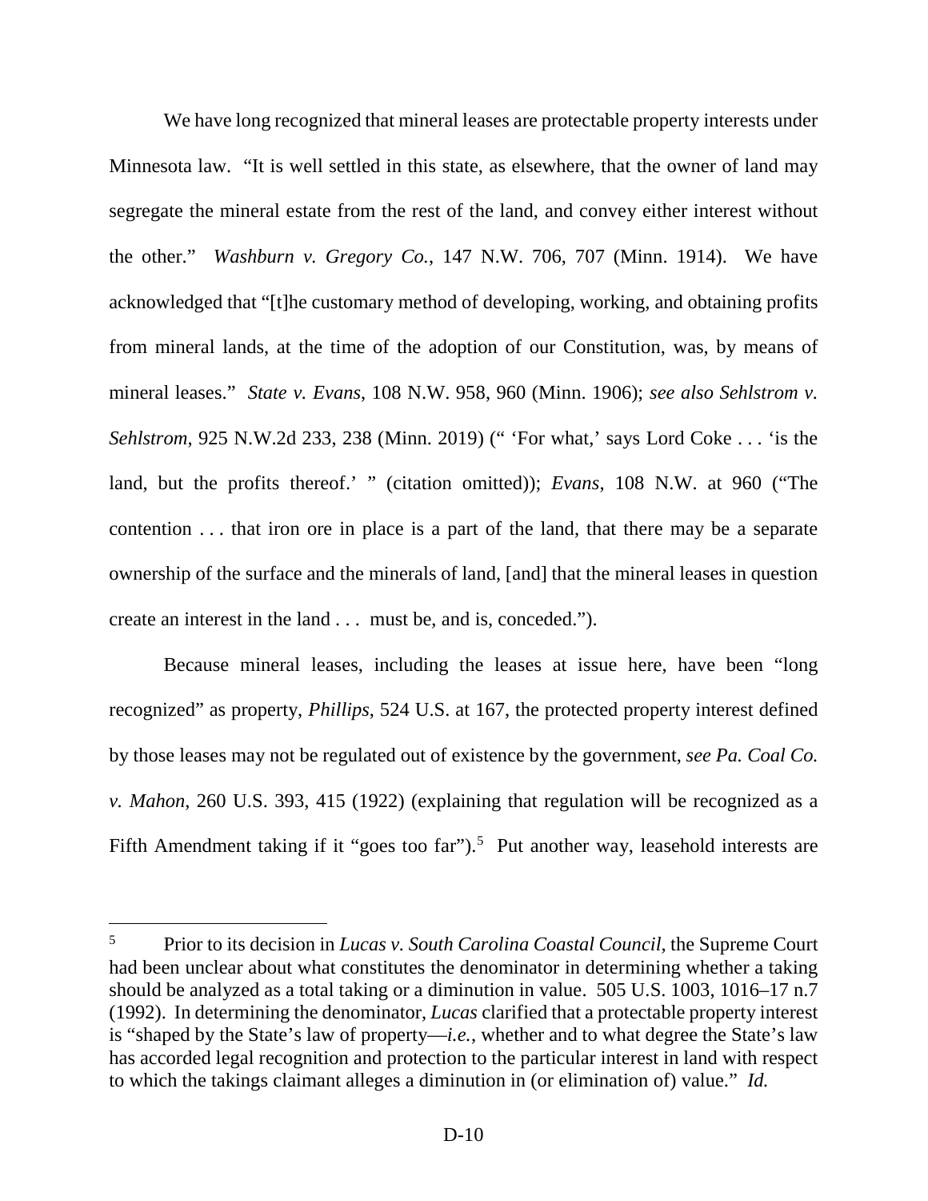We have long recognized that mineral leases are protectable property interests under Minnesota law. "It is well settled in this state, as elsewhere, that the owner of land may segregate the mineral estate from the rest of the land, and convey either interest without the other." *Washburn v. Gregory Co.*, 147 N.W. 706, 707 (Minn. 1914). We have acknowledged that "[t]he customary method of developing, working, and obtaining profits from mineral lands, at the time of the adoption of our Constitution, was, by means of mineral leases." *State v. Evans*, 108 N.W. 958, 960 (Minn. 1906); *see also Sehlstrom v. Sehlstrom*, 925 N.W.2d 233, 238 (Minn. 2019) (" 'For what,' says Lord Coke . . . 'is the land, but the profits thereof.' " (citation omitted)); *Evans*, 108 N.W. at 960 ("The contention . . . that iron ore in place is a part of the land, that there may be a separate ownership of the surface and the minerals of land, [and] that the mineral leases in question create an interest in the land . . . must be, and is, conceded.").

Because mineral leases, including the leases at issue here, have been "long recognized" as property, *Phillips*, 524 U.S. at 167, the protected property interest defined by those leases may not be regulated out of existence by the government, *see Pa. Coal Co. v. Mahon*, 260 U.S. 393, 415 (1922) (explaining that regulation will be recognized as a Fifth Amendment taking if it "goes too far").[5] Put another way, leasehold interests are

[5] Prior to its decision in *Lucas v. South Carolina Coastal Council*, the Supreme Court had been unclear about what constitutes the denominator in determining whether a taking should be analyzed as a total taking or a diminution in value. 505 U.S. 1003, 1016–17 n.7 (1992). In determining the denominator, *Lucas* clarified that a protectable property interest is "shaped by the State's law of property—*i.e.*, whether and to what degree the State's law has accorded legal recognition and protection to the particular interest in land with respect to which the takings claimant alleges a diminution in (or elimination of) value." *Id.*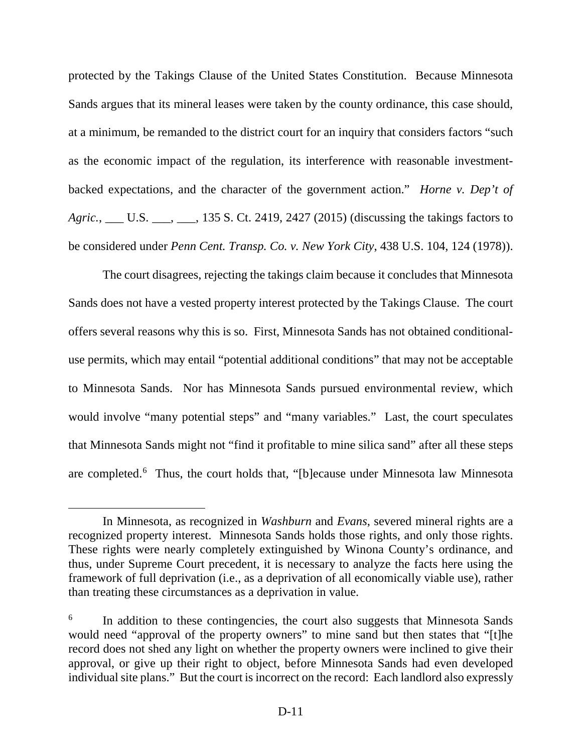protected by the Takings Clause of the United States Constitution. Because Minnesota Sands argues that its mineral leases were taken by the county ordinance, this case should, at a minimum, be remanded to the district court for an inquiry that considers factors "such as the economic impact of the regulation, its interference with reasonable investment-backed expectations, and the character of the government action." *Horne v. Dep't of Agric.*, ___ U.S. ___, ___, 135 S. Ct. 2419, 2427 (2015) (discussing the takings factors to be considered under *Penn Cent. Transp. Co. v. New York City*, 438 U.S. 104, 124 (1978)).

The court disagrees, rejecting the takings claim because it concludes that Minnesota Sands does not have a vested property interest protected by the Takings Clause. The court offers several reasons why this is so. First, Minnesota Sands has not obtained conditional-use permits, which may entail "potential additional conditions" that may not be acceptable to Minnesota Sands. Nor has Minnesota Sands pursued environmental review, which would involve "many potential steps" and "many variables." Last, the court speculates that Minnesota Sands might not "find it profitable to mine silica sand" after all these steps are completed.[6] Thus, the court holds that, "[b]ecause under Minnesota law Minnesota

---

In Minnesota, as recognized in *Washburn* and *Evans*, severed mineral rights are a recognized property interest. Minnesota Sands holds those rights, and only those rights. These rights were nearly completely extinguished by Winona County's ordinance, and thus, under Supreme Court precedent, it is necessary to analyze the facts here using the framework of full deprivation (i.e., as a deprivation of all economically viable use), rather than treating these circumstances as a deprivation in value.

[6] In addition to these contingencies, the court also suggests that Minnesota Sands would need "approval of the property owners" to mine sand but then states that "[t]he record does not shed any light on whether the property owners were inclined to give their approval, or give up their right to object, before Minnesota Sands had even developed individual site plans." But the court is incorrect on the record: Each landlord also expressly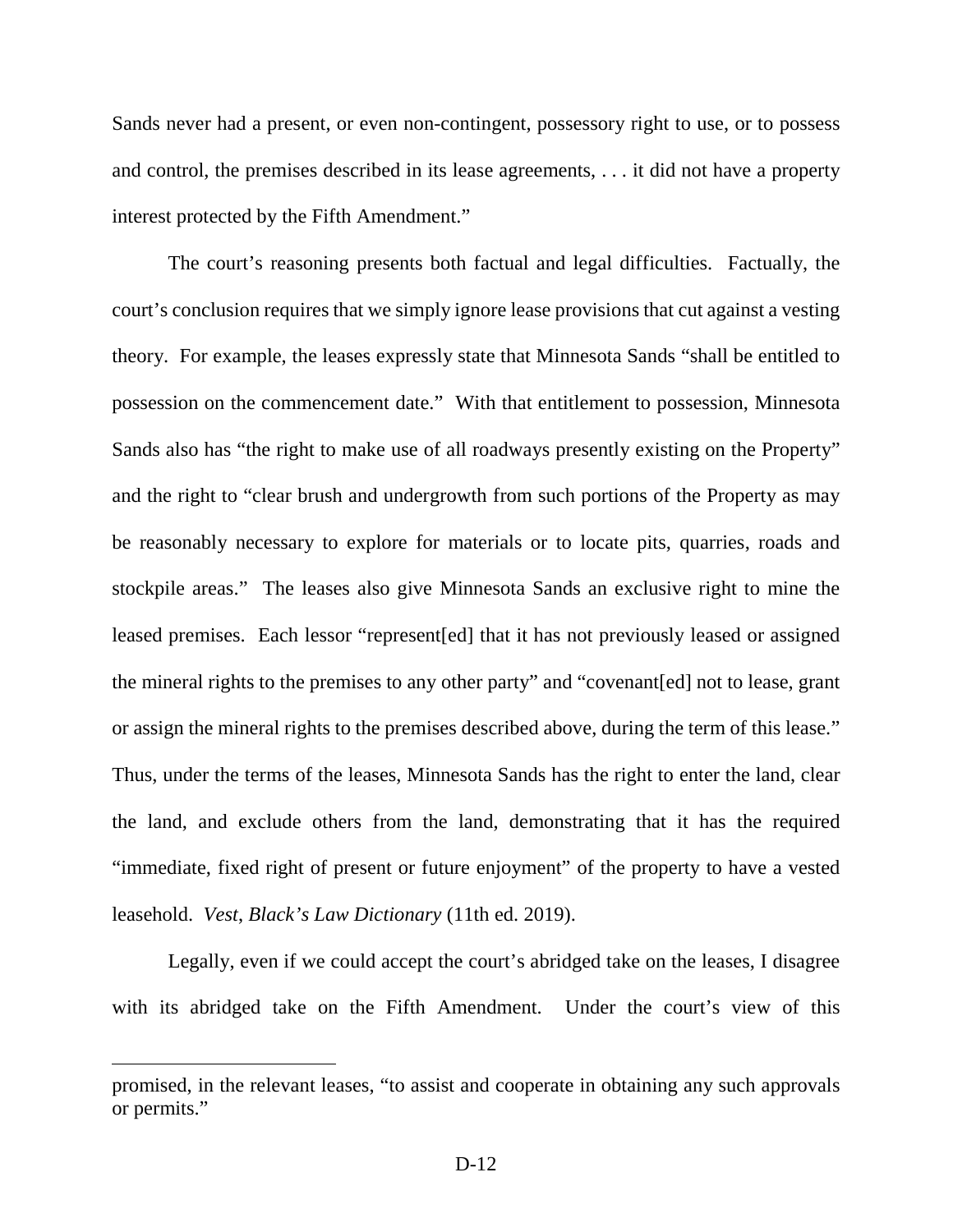Sands never had a present, or even non-contingent, possessory right to use, or to possess and control, the premises described in its lease agreements, . . . it did not have a property interest protected by the Fifth Amendment."

The court's reasoning presents both factual and legal difficulties. Factually, the court's conclusion requires that we simply ignore lease provisions that cut against a vesting theory. For example, the leases expressly state that Minnesota Sands "shall be entitled to possession on the commencement date." With that entitlement to possession, Minnesota Sands also has "the right to make use of all roadways presently existing on the Property" and the right to "clear brush and undergrowth from such portions of the Property as may be reasonably necessary to explore for materials or to locate pits, quarries, roads and stockpile areas." The leases also give Minnesota Sands an exclusive right to mine the leased premises. Each lessor "represent[ed] that it has not previously leased or assigned the mineral rights to the premises to any other party" and "covenant[ed] not to lease, grant or assign the mineral rights to the premises described above, during the term of this lease." Thus, under the terms of the leases, Minnesota Sands has the right to enter the land, clear the land, and exclude others from the land, demonstrating that it has the required "immediate, fixed right of present or future enjoyment" of the property to have a vested leasehold. *Vest*, *Black's Law Dictionary* (11th ed. 2019).

Legally, even if we could accept the court's abridged take on the leases, I disagree with its abridged take on the Fifth Amendment. Under the court's view of this

---

promised, in the relevant leases, "to assist and cooperate in obtaining any such approvals or permits."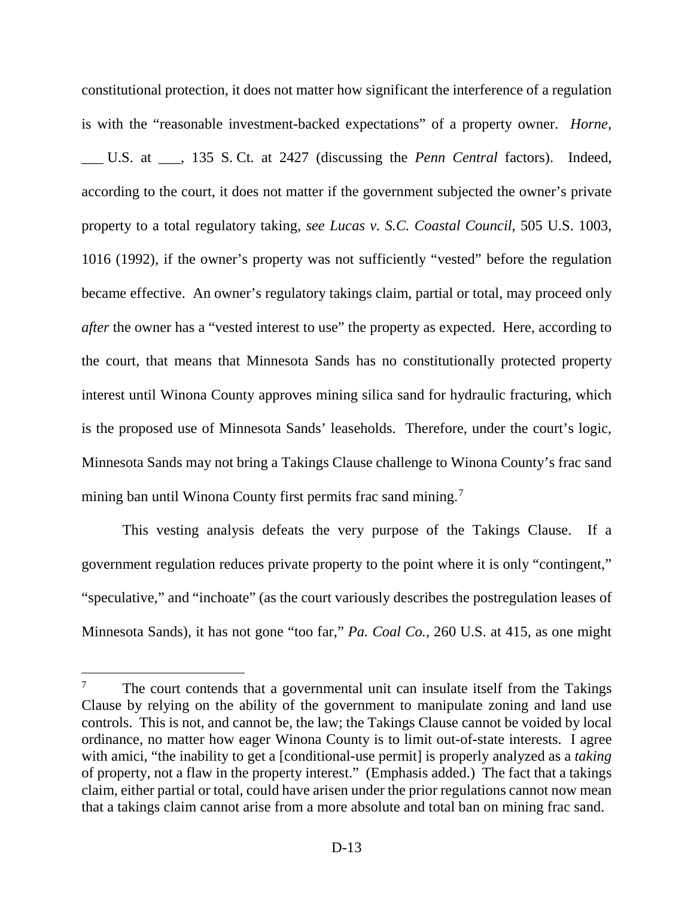constitutional protection, it does not matter how significant the interference of a regulation is with the "reasonable investment-backed expectations" of a property owner. *Horne*, ___ U.S. at ___, 135 S. Ct. at 2427 (discussing the *Penn Central* factors). Indeed, according to the court, it does not matter if the government subjected the owner's private property to a total regulatory taking, *see Lucas v. S.C. Coastal Council*, 505 U.S. 1003, 1016 (1992), if the owner's property was not sufficiently "vested" before the regulation became effective. An owner's regulatory takings claim, partial or total, may proceed only *after* the owner has a "vested interest to use" the property as expected. Here, according to the court, that means that Minnesota Sands has no constitutionally protected property interest until Winona County approves mining silica sand for hydraulic fracturing, which is the proposed use of Minnesota Sands' leaseholds. Therefore, under the court's logic, Minnesota Sands may not bring a Takings Clause challenge to Winona County's frac sand mining ban until Winona County first permits frac sand mining.[7]

This vesting analysis defeats the very purpose of the Takings Clause. If a government regulation reduces private property to the point where it is only "contingent," "speculative," and "inchoate" (as the court variously describes the postregulation leases of Minnesota Sands), it has not gone "too far," *Pa. Coal Co.*, 260 U.S. at 415, as one might

---

[7] The court contends that a governmental unit can insulate itself from the Takings Clause by relying on the ability of the government to manipulate zoning and land use controls. This is not, and cannot be, the law; the Takings Clause cannot be voided by local ordinance, no matter how eager Winona County is to limit out-of-state interests. I agree with amici, "the inability to get a [conditional-use permit] is properly analyzed as a *taking* of property, not a flaw in the property interest." (Emphasis added.) The fact that a takings claim, either partial or total, could have arisen under the prior regulations cannot now mean that a takings claim cannot arise from a more absolute and total ban on mining frac sand.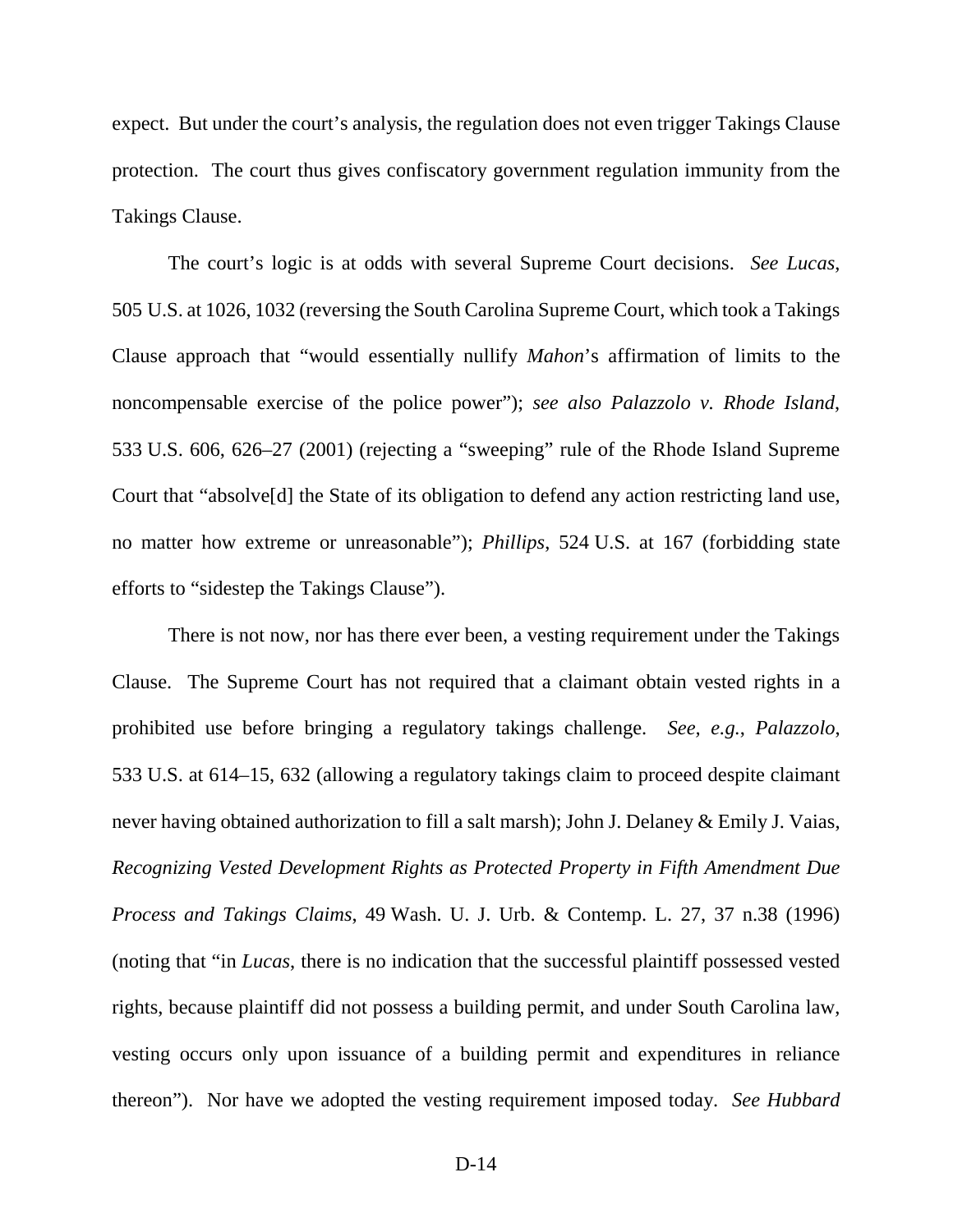expect. But under the court's analysis, the regulation does not even trigger Takings Clause protection. The court thus gives confiscatory government regulation immunity from the Takings Clause.

The court's logic is at odds with several Supreme Court decisions. *See Lucas*, 505 U.S. at 1026, 1032 (reversing the South Carolina Supreme Court, which took a Takings Clause approach that "would essentially nullify *Mahon*'s affirmation of limits to the noncompensable exercise of the police power"); *see also Palazzolo v. Rhode Island*, 533 U.S. 606, 626–27 (2001) (rejecting a "sweeping" rule of the Rhode Island Supreme Court that "absolve[d] the State of its obligation to defend any action restricting land use, no matter how extreme or unreasonable"); *Phillips*, 524 U.S. at 167 (forbidding state efforts to "sidestep the Takings Clause").

There is not now, nor has there ever been, a vesting requirement under the Takings Clause. The Supreme Court has not required that a claimant obtain vested rights in a prohibited use before bringing a regulatory takings challenge. *See, e.g.*, *Palazzolo*, 533 U.S. at 614–15, 632 (allowing a regulatory takings claim to proceed despite claimant never having obtained authorization to fill a salt marsh); John J. Delaney & Emily J. Vaias, *Recognizing Vested Development Rights as Protected Property in Fifth Amendment Due Process and Takings Claims*, 49 Wash. U. J. Urb. & Contemp. L. 27, 37 n.38 (1996) (noting that "in *Lucas*, there is no indication that the successful plaintiff possessed vested rights, because plaintiff did not possess a building permit, and under South Carolina law, vesting occurs only upon issuance of a building permit and expenditures in reliance thereon"). Nor have we adopted the vesting requirement imposed today. *See Hubbard*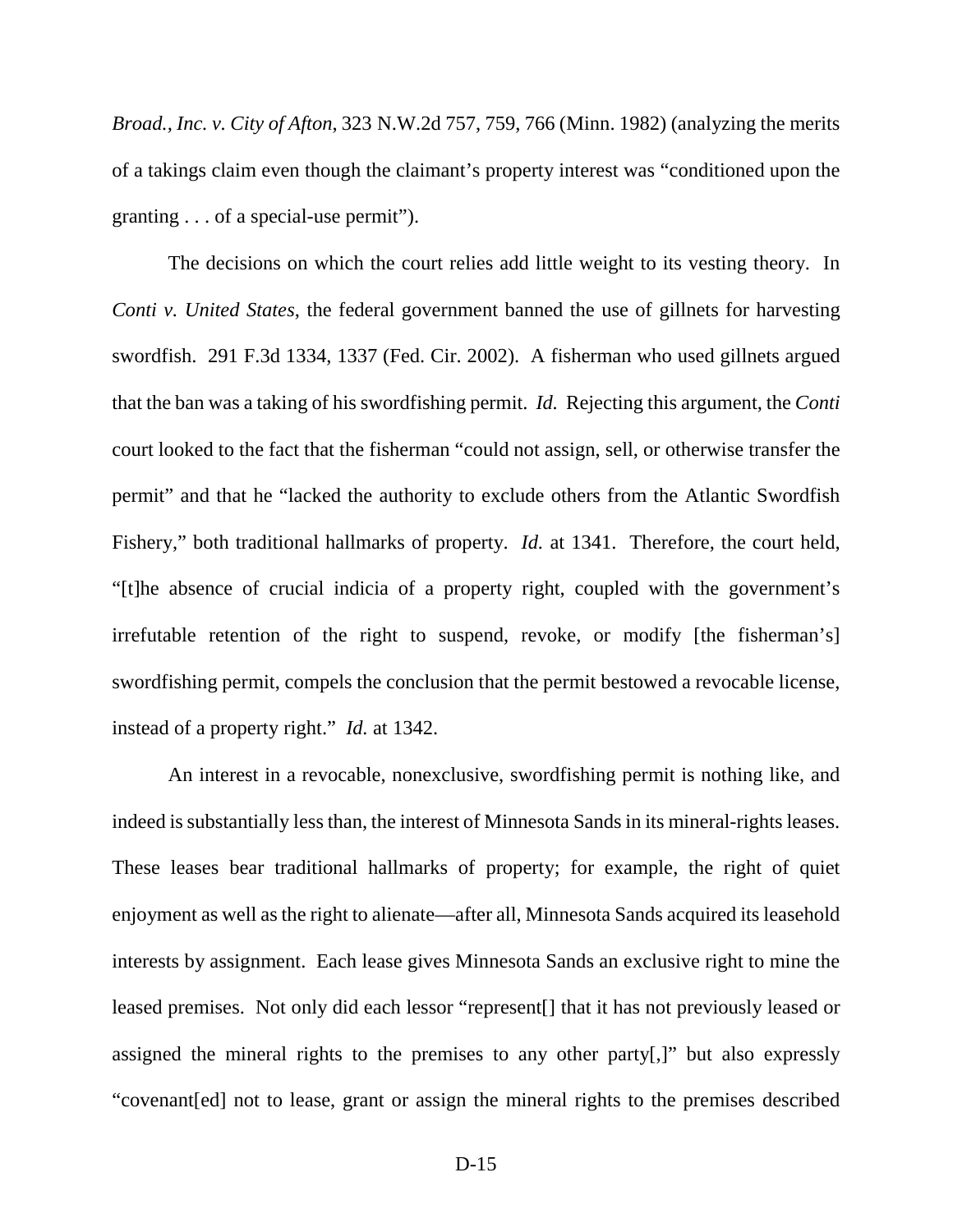*Broad., Inc. v. City of Afton*, 323 N.W.2d 757, 759, 766 (Minn. 1982) (analyzing the merits of a takings claim even though the claimant's property interest was "conditioned upon the granting . . . of a special-use permit").

The decisions on which the court relies add little weight to its vesting theory. In *Conti v. United States*, the federal government banned the use of gillnets for harvesting swordfish. 291 F.3d 1334, 1337 (Fed. Cir. 2002). A fisherman who used gillnets argued that the ban was a taking of his swordfishing permit. *Id.* Rejecting this argument, the *Conti* court looked to the fact that the fisherman "could not assign, sell, or otherwise transfer the permit" and that he "lacked the authority to exclude others from the Atlantic Swordfish Fishery," both traditional hallmarks of property. *Id.* at 1341. Therefore, the court held, "[t]he absence of crucial indicia of a property right, coupled with the government's irrefutable retention of the right to suspend, revoke, or modify [the fisherman's] swordfishing permit, compels the conclusion that the permit bestowed a revocable license, instead of a property right." *Id.* at 1342.

An interest in a revocable, nonexclusive, swordfishing permit is nothing like, and indeed is substantially less than, the interest of Minnesota Sands in its mineral-rights leases. These leases bear traditional hallmarks of property; for example, the right of quiet enjoyment as well as the right to alienate—after all, Minnesota Sands acquired its leasehold interests by assignment. Each lease gives Minnesota Sands an exclusive right to mine the leased premises. Not only did each lessor "represent[] that it has not previously leased or assigned the mineral rights to the premises to any other party[,]" but also expressly "covenant[ed] not to lease, grant or assign the mineral rights to the premises described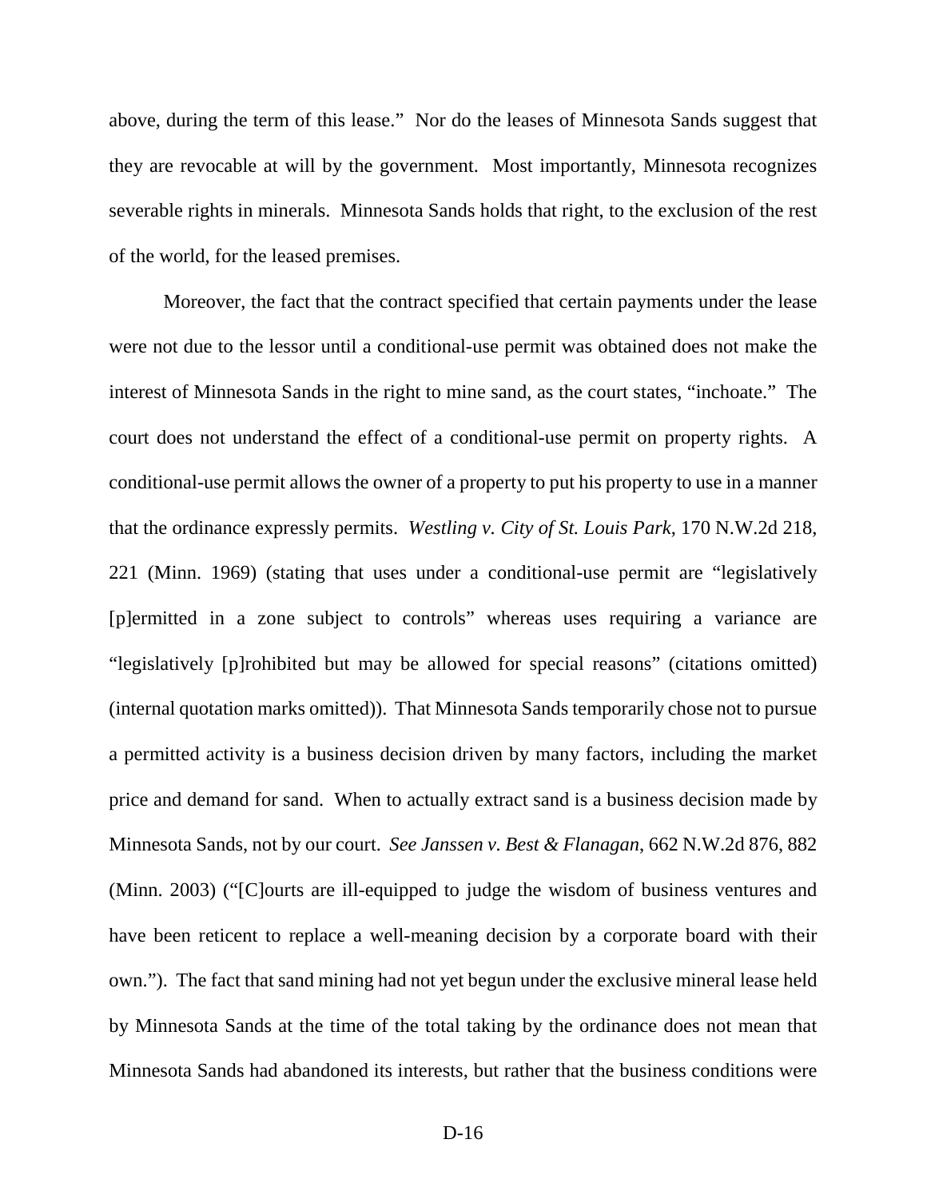above, during the term of this lease." Nor do the leases of Minnesota Sands suggest that they are revocable at will by the government. Most importantly, Minnesota recognizes severable rights in minerals. Minnesota Sands holds that right, to the exclusion of the rest of the world, for the leased premises.

Moreover, the fact that the contract specified that certain payments under the lease were not due to the lessor until a conditional-use permit was obtained does not make the interest of Minnesota Sands in the right to mine sand, as the court states, "inchoate." The court does not understand the effect of a conditional-use permit on property rights. A conditional-use permit allows the owner of a property to put his property to use in a manner that the ordinance expressly permits. *Westling v. City of St. Louis Park*, 170 N.W.2d 218, 221 (Minn. 1969) (stating that uses under a conditional-use permit are "legislatively [p]ermitted in a zone subject to controls" whereas uses requiring a variance are "legislatively [p]rohibited but may be allowed for special reasons" (citations omitted) (internal quotation marks omitted)). That Minnesota Sands temporarily chose not to pursue a permitted activity is a business decision driven by many factors, including the market price and demand for sand. When to actually extract sand is a business decision made by Minnesota Sands, not by our court. *See Janssen v. Best & Flanagan*, 662 N.W.2d 876, 882 (Minn. 2003) ("[C]ourts are ill-equipped to judge the wisdom of business ventures and have been reticent to replace a well-meaning decision by a corporate board with their own."). The fact that sand mining had not yet begun under the exclusive mineral lease held by Minnesota Sands at the time of the total taking by the ordinance does not mean that Minnesota Sands had abandoned its interests, but rather that the business conditions were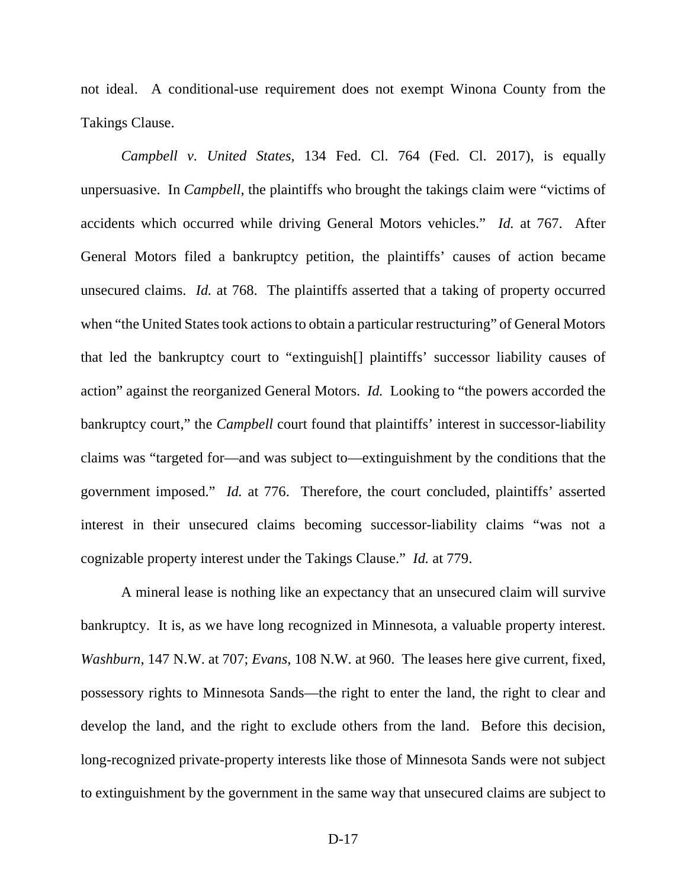not ideal. A conditional-use requirement does not exempt Winona County from the Takings Clause.

*Campbell v. United States*, 134 Fed. Cl. 764 (Fed. Cl. 2017), is equally unpersuasive. In *Campbell*, the plaintiffs who brought the takings claim were "victims of accidents which occurred while driving General Motors vehicles." *Id.* at 767. After General Motors filed a bankruptcy petition, the plaintiffs' causes of action became unsecured claims. *Id.* at 768. The plaintiffs asserted that a taking of property occurred when "the United States took actions to obtain a particular restructuring" of General Motors that led the bankruptcy court to "extinguish[] plaintiffs' successor liability causes of action" against the reorganized General Motors. *Id.* Looking to "the powers accorded the bankruptcy court," the *Campbell* court found that plaintiffs' interest in successor-liability claims was "targeted for—and was subject to—extinguishment by the conditions that the government imposed." *Id.* at 776. Therefore, the court concluded, plaintiffs' asserted interest in their unsecured claims becoming successor-liability claims "was not a cognizable property interest under the Takings Clause." *Id.* at 779.

A mineral lease is nothing like an expectancy that an unsecured claim will survive bankruptcy. It is, as we have long recognized in Minnesota, a valuable property interest. *Washburn*, 147 N.W. at 707; *Evans*, 108 N.W. at 960. The leases here give current, fixed, possessory rights to Minnesota Sands—the right to enter the land, the right to clear and develop the land, and the right to exclude others from the land. Before this decision, long-recognized private-property interests like those of Minnesota Sands were not subject to extinguishment by the government in the same way that unsecured claims are subject to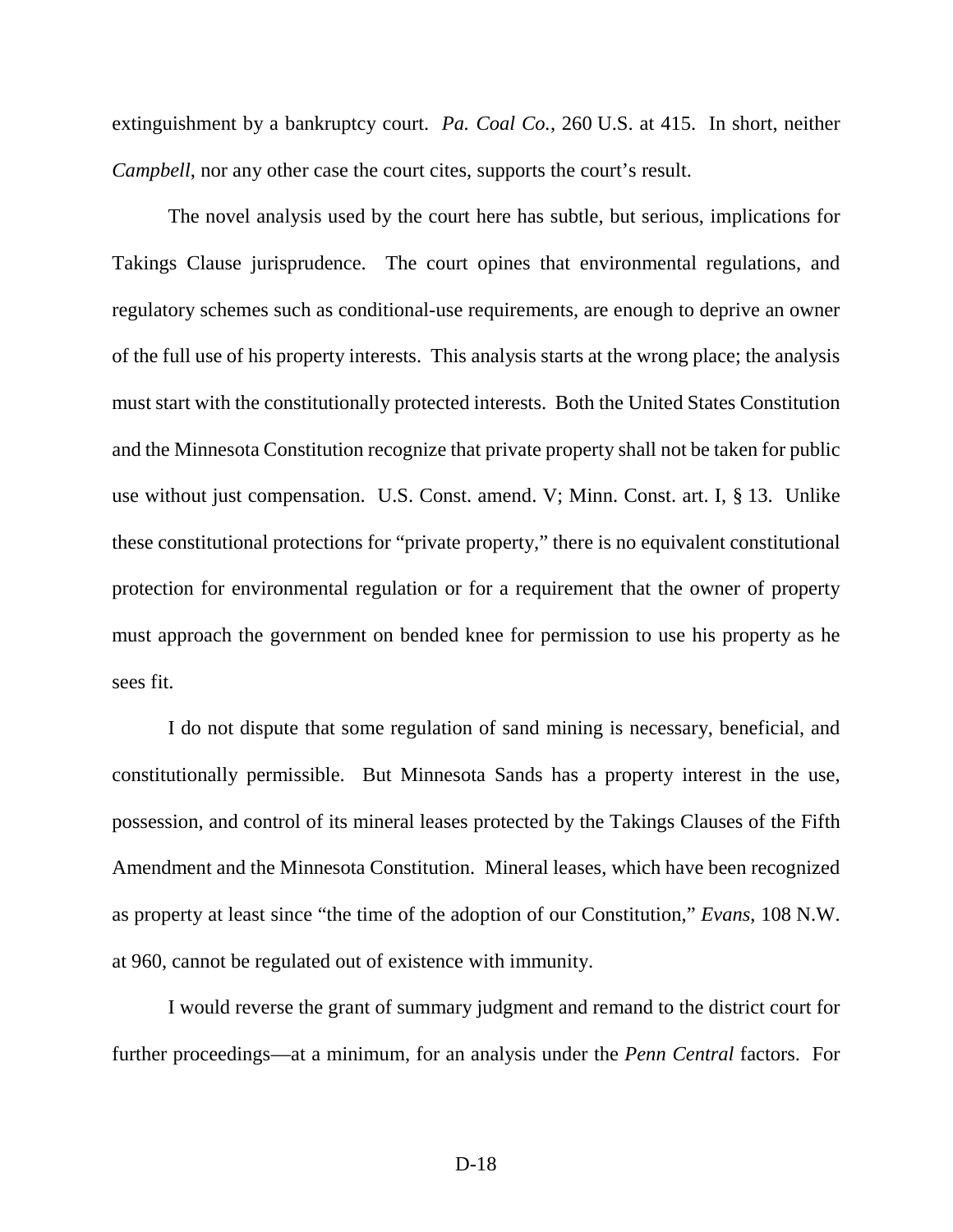extinguishment by a bankruptcy court. *Pa. Coal Co.*, 260 U.S. at 415. In short, neither *Campbell*, nor any other case the court cites, supports the court's result.

The novel analysis used by the court here has subtle, but serious, implications for Takings Clause jurisprudence. The court opines that environmental regulations, and regulatory schemes such as conditional-use requirements, are enough to deprive an owner of the full use of his property interests. This analysis starts at the wrong place; the analysis must start with the constitutionally protected interests. Both the United States Constitution and the Minnesota Constitution recognize that private property shall not be taken for public use without just compensation. U.S. Const. amend. V; Minn. Const. art. I, § 13. Unlike these constitutional protections for "private property," there is no equivalent constitutional protection for environmental regulation or for a requirement that the owner of property must approach the government on bended knee for permission to use his property as he sees fit.

I do not dispute that some regulation of sand mining is necessary, beneficial, and constitutionally permissible. But Minnesota Sands has a property interest in the use, possession, and control of its mineral leases protected by the Takings Clauses of the Fifth Amendment and the Minnesota Constitution. Mineral leases, which have been recognized as property at least since "the time of the adoption of our Constitution," *Evans*, 108 N.W. at 960, cannot be regulated out of existence with immunity.

I would reverse the grant of summary judgment and remand to the district court for further proceedings—at a minimum, for an analysis under the *Penn Central* factors. For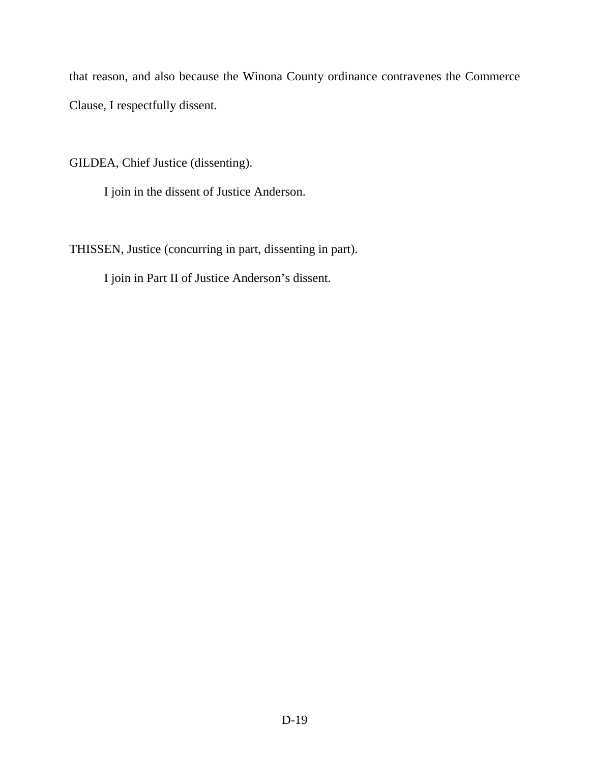that reason, and also because the Winona County ordinance contravenes the Commerce Clause, I respectfully dissent.

GILDEA, Chief Justice (dissenting).

I join in the dissent of Justice Anderson.

THISSEN, Justice (concurring in part, dissenting in part).

I join in Part II of Justice Anderson's dissent.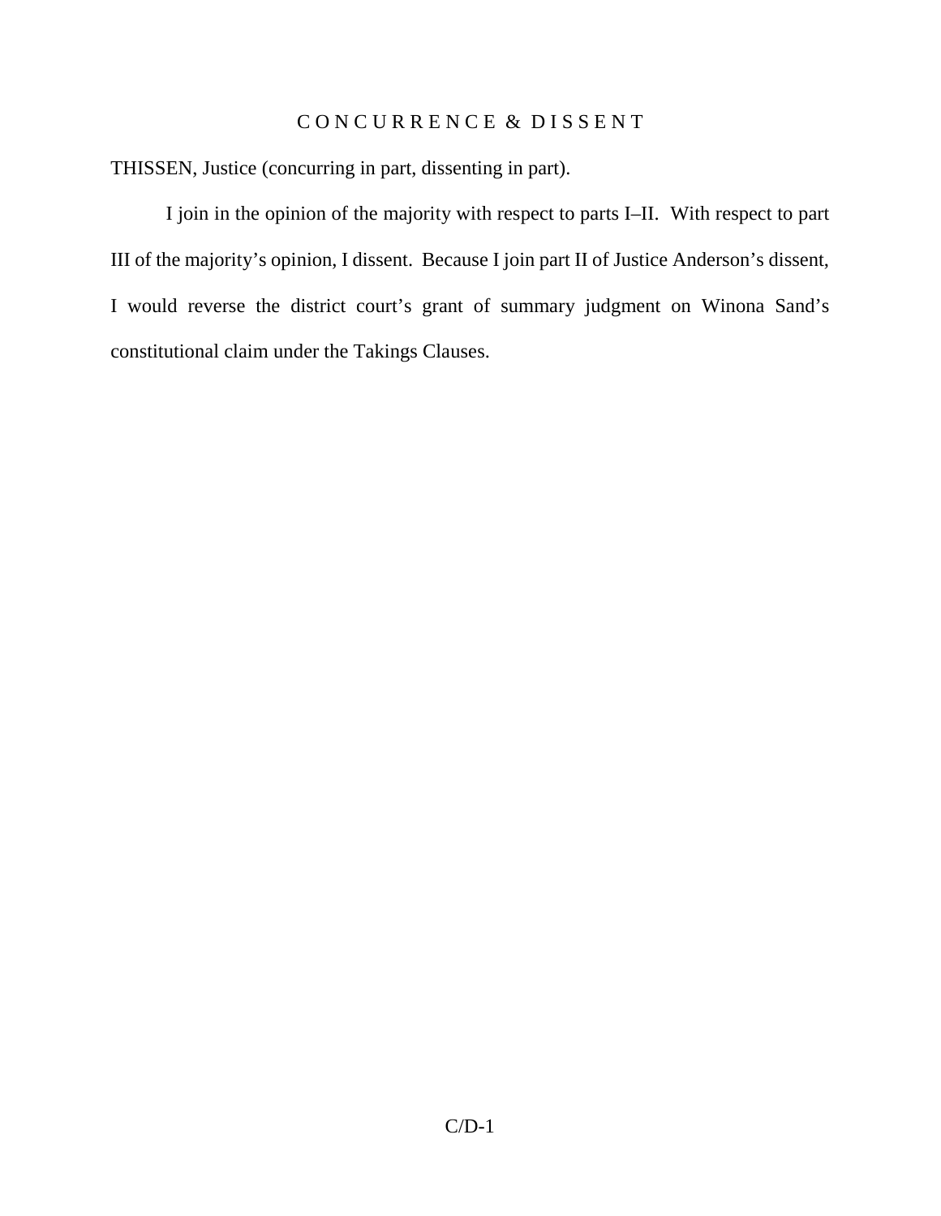# C O N C U R R E N C E & D I S S E N T

THISSEN, Justice (concurring in part, dissenting in part).

I join in the opinion of the majority with respect to parts I–II. With respect to part III of the majority's opinion, I dissent. Because I join part II of Justice Anderson's dissent, I would reverse the district court's grant of summary judgment on Winona Sand's constitutional claim under the Takings Clauses.